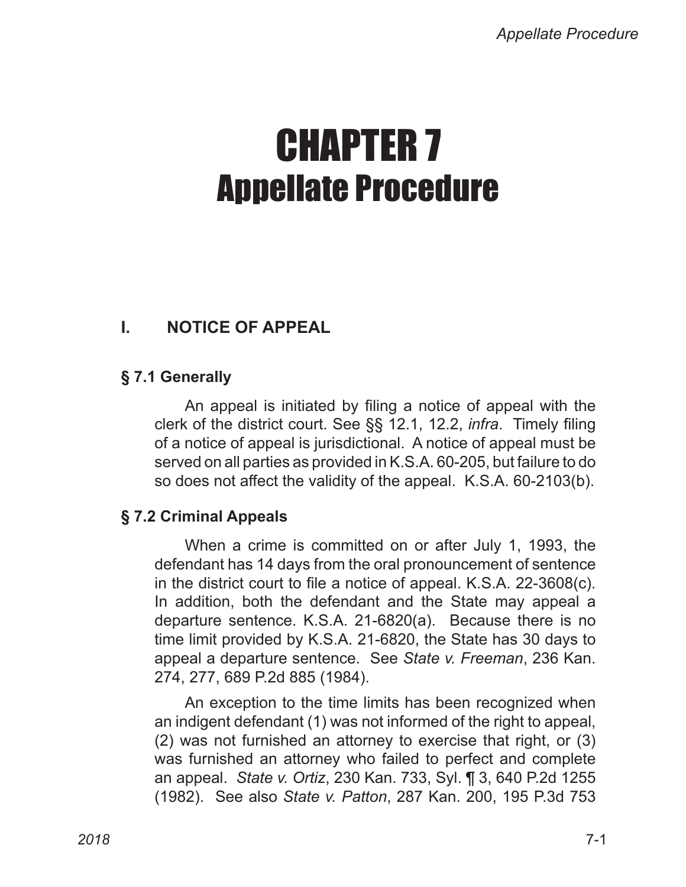# CHAPTER 7
# Appellate Procedure

## I. NOTICE OF APPEAL

### § 7.1 Generally

An appeal is initiated by filing a notice of appeal with the clerk of the district court. See §§ 12.1, 12.2, *infra*. Timely filing of a notice of appeal is jurisdictional. A notice of appeal must be served on all parties as provided in K.S.A. 60-205, but failure to do so does not affect the validity of the appeal. K.S.A. 60-2103(b).

### § 7.2 Criminal Appeals

When a crime is committed on or after July 1, 1993, the defendant has 14 days from the oral pronouncement of sentence in the district court to file a notice of appeal. K.S.A. 22-3608(c). In addition, both the defendant and the State may appeal a departure sentence. K.S.A. 21-6820(a). Because there is no time limit provided by K.S.A. 21-6820, the State has 30 days to appeal a departure sentence. See *State v. Freeman*, 236 Kan. 274, 277, 689 P.2d 885 (1984).

An exception to the time limits has been recognized when an indigent defendant (1) was not informed of the right to appeal, (2) was not furnished an attorney to exercise that right, or (3) was furnished an attorney who failed to perfect and complete an appeal. *State v. Ortiz*, 230 Kan. 733, Syl. ¶ 3, 640 P.2d 1255 (1982). See also *State v. Patton*, 287 Kan. 200, 195 P.3d 753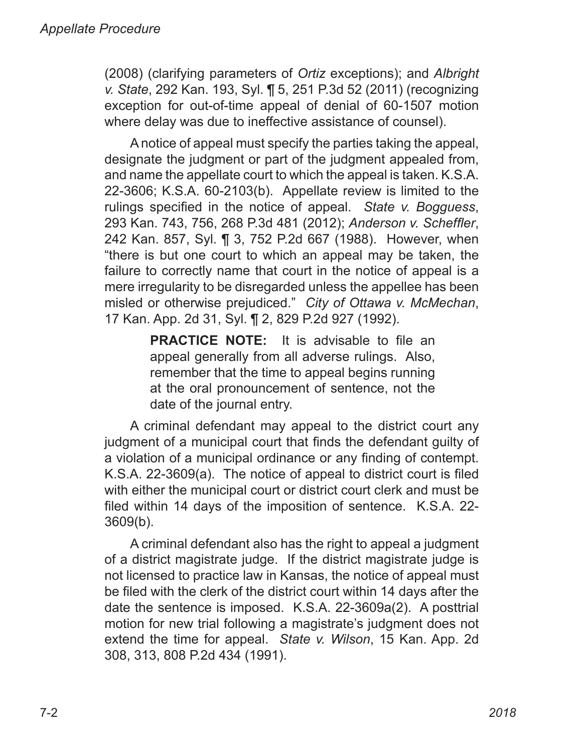(2008) (clarifying parameters of *Ortiz* exceptions); and *Albright v. State*, 292 Kan. 193, Syl. ¶ 5, 251 P.3d 52 (2011) (recognizing exception for out-of-time appeal of denial of 60-1507 motion where delay was due to ineffective assistance of counsel).

A notice of appeal must specify the parties taking the appeal, designate the judgment or part of the judgment appealed from, and name the appellate court to which the appeal is taken. K.S.A. 22-3606; K.S.A. 60-2103(b). Appellate review is limited to the rulings specified in the notice of appeal. *State v. Bogguess*, 293 Kan. 743, 756, 268 P.3d 481 (2012); *Anderson v. Scheffler*, 242 Kan. 857, Syl. ¶ 3, 752 P.2d 667 (1988). However, when "there is but one court to which an appeal may be taken, the failure to correctly name that court in the notice of appeal is a mere irregularity to be disregarded unless the appellee has been misled or otherwise prejudiced." *City of Ottawa v. McMechan*, 17 Kan. App. 2d 31, Syl. ¶ 2, 829 P.2d 927 (1992).

> **PRACTICE NOTE:** It is advisable to file an appeal generally from all adverse rulings. Also, remember that the time to appeal begins running at the oral pronouncement of sentence, not the date of the journal entry.

A criminal defendant may appeal to the district court any judgment of a municipal court that finds the defendant guilty of a violation of a municipal ordinance or any finding of contempt. K.S.A. 22-3609(a). The notice of appeal to district court is filed with either the municipal court or district court clerk and must be filed within 14 days of the imposition of sentence. K.S.A. 22-3609(b).

A criminal defendant also has the right to appeal a judgment of a district magistrate judge. If the district magistrate judge is not licensed to practice law in Kansas, the notice of appeal must be filed with the clerk of the district court within 14 days after the date the sentence is imposed. K.S.A. 22-3609a(2). A posttrial motion for new trial following a magistrate's judgment does not extend the time for appeal. *State v. Wilson*, 15 Kan. App. 2d 308, 313, 808 P.2d 434 (1991).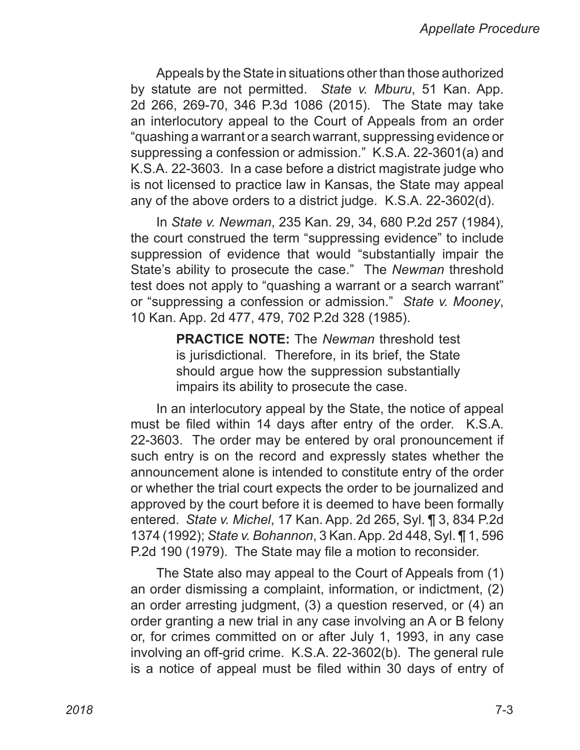Appeals by the State in situations other than those authorized by statute are not permitted. *State v. Mburu*, 51 Kan. App. 2d 266, 269-70, 346 P.3d 1086 (2015). The State may take an interlocutory appeal to the Court of Appeals from an order "quashing a warrant or a search warrant, suppressing evidence or suppressing a confession or admission." K.S.A. 22-3601(a) and K.S.A. 22-3603. In a case before a district magistrate judge who is not licensed to practice law in Kansas, the State may appeal any of the above orders to a district judge. K.S.A. 22-3602(d).

In *State v. Newman*, 235 Kan. 29, 34, 680 P.2d 257 (1984), the court construed the term "suppressing evidence" to include suppression of evidence that would "substantially impair the State's ability to prosecute the case." The *Newman* threshold test does not apply to "quashing a warrant or a search warrant" or "suppressing a confession or admission." *State v. Mooney*, 10 Kan. App. 2d 477, 479, 702 P.2d 328 (1985).

> **PRACTICE NOTE:** The *Newman* threshold test is jurisdictional. Therefore, in its brief, the State should argue how the suppression substantially impairs its ability to prosecute the case.

In an interlocutory appeal by the State, the notice of appeal must be filed within 14 days after entry of the order. K.S.A. 22-3603. The order may be entered by oral pronouncement if such entry is on the record and expressly states whether the announcement alone is intended to constitute entry of the order or whether the trial court expects the order to be journalized and approved by the court before it is deemed to have been formally entered. *State v. Michel*, 17 Kan. App. 2d 265, Syl. ¶ 3, 834 P.2d 1374 (1992); *State v. Bohannon*, 3 Kan. App. 2d 448, Syl. ¶ 1, 596 P.2d 190 (1979). The State may file a motion to reconsider.

The State also may appeal to the Court of Appeals from (1) an order dismissing a complaint, information, or indictment, (2) an order arresting judgment, (3) a question reserved, or (4) an order granting a new trial in any case involving an A or B felony or, for crimes committed on or after July 1, 1993, in any case involving an off-grid crime. K.S.A. 22-3602(b). The general rule is a notice of appeal must be filed within 30 days of entry of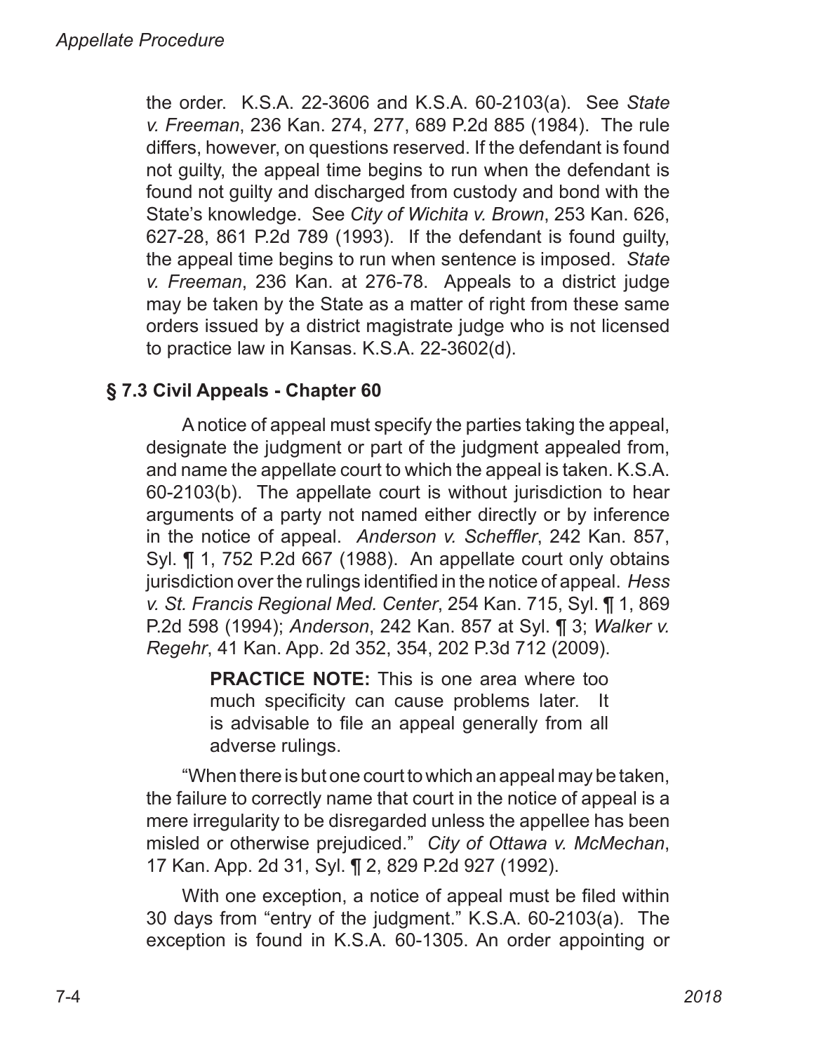the order. K.S.A. 22-3606 and K.S.A. 60-2103(a). See *State v. Freeman*, 236 Kan. 274, 277, 689 P.2d 885 (1984). The rule differs, however, on questions reserved. If the defendant is found not guilty, the appeal time begins to run when the defendant is found not guilty and discharged from custody and bond with the State's knowledge. See *City of Wichita v. Brown*, 253 Kan. 626, 627-28, 861 P.2d 789 (1993). If the defendant is found guilty, the appeal time begins to run when sentence is imposed. *State v. Freeman*, 236 Kan. at 276-78. Appeals to a district judge may be taken by the State as a matter of right from these same orders issued by a district magistrate judge who is not licensed to practice law in Kansas. K.S.A. 22-3602(d).

### § 7.3 Civil Appeals - Chapter 60

A notice of appeal must specify the parties taking the appeal, designate the judgment or part of the judgment appealed from, and name the appellate court to which the appeal is taken. K.S.A. 60-2103(b). The appellate court is without jurisdiction to hear arguments of a party not named either directly or by inference in the notice of appeal. *Anderson v. Scheffler*, 242 Kan. 857, Syl. ¶ 1, 752 P.2d 667 (1988). An appellate court only obtains jurisdiction over the rulings identified in the notice of appeal. *Hess v. St. Francis Regional Med. Center*, 254 Kan. 715, Syl. ¶ 1, 869 P.2d 598 (1994); *Anderson*, 242 Kan. 857 at Syl. ¶ 3; *Walker v. Regehr*, 41 Kan. App. 2d 352, 354, 202 P.3d 712 (2009).

> **PRACTICE NOTE:** This is one area where too much specificity can cause problems later. It is advisable to file an appeal generally from all adverse rulings.

"When there is but one court to which an appeal may be taken, the failure to correctly name that court in the notice of appeal is a mere irregularity to be disregarded unless the appellee has been misled or otherwise prejudiced." *City of Ottawa v. McMechan*, 17 Kan. App. 2d 31, Syl. ¶ 2, 829 P.2d 927 (1992).

With one exception, a notice of appeal must be filed within 30 days from "entry of the judgment." K.S.A. 60-2103(a). The exception is found in K.S.A. 60-1305. An order appointing or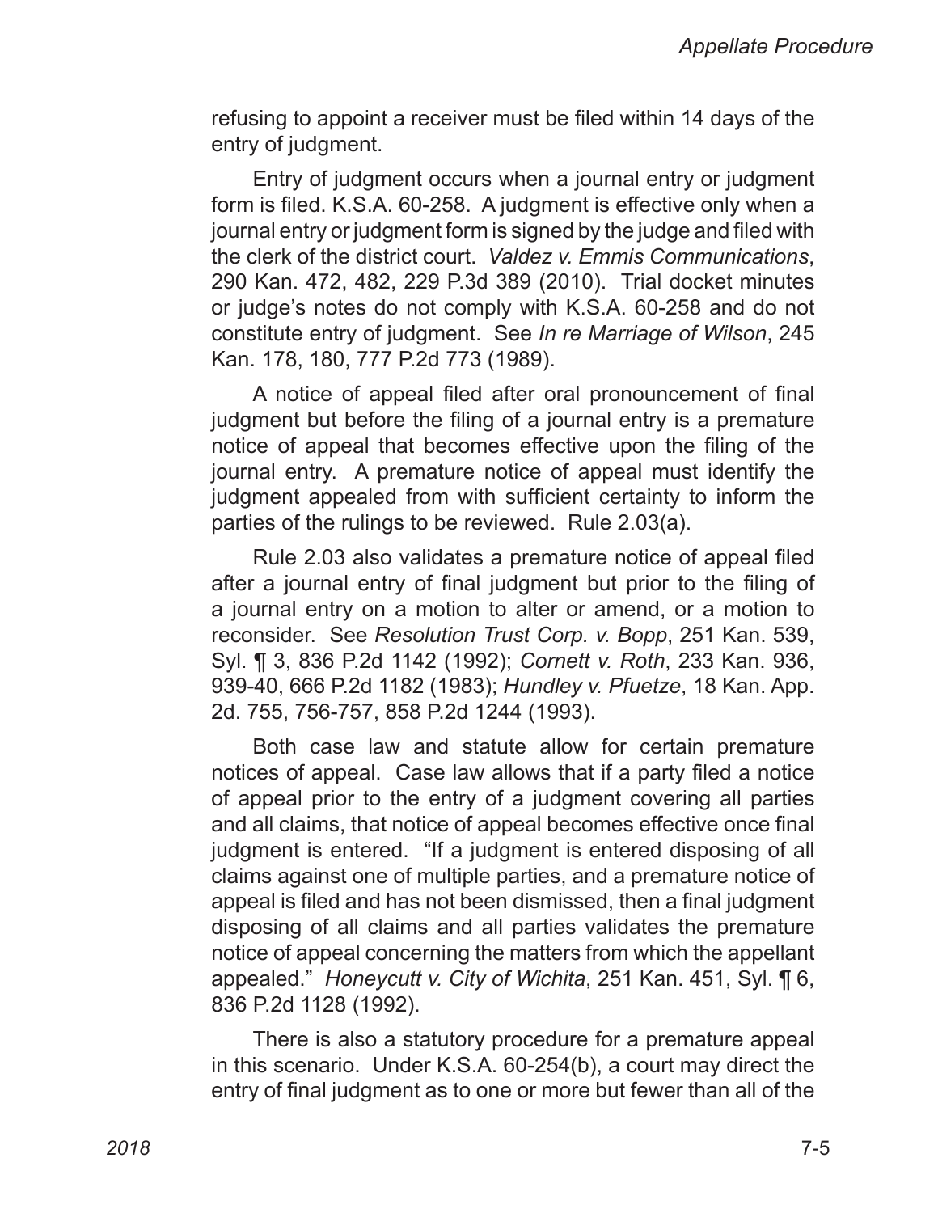refusing to appoint a receiver must be filed within 14 days of the entry of judgment.

Entry of judgment occurs when a journal entry or judgment form is filed. K.S.A. 60-258. A judgment is effective only when a journal entry or judgment form is signed by the judge and filed with the clerk of the district court. *Valdez v. Emmis Communications*, 290 Kan. 472, 482, 229 P.3d 389 (2010). Trial docket minutes or judge's notes do not comply with K.S.A. 60-258 and do not constitute entry of judgment. See *In re Marriage of Wilson*, 245 Kan. 178, 180, 777 P.2d 773 (1989).

A notice of appeal filed after oral pronouncement of final judgment but before the filing of a journal entry is a premature notice of appeal that becomes effective upon the filing of the journal entry. A premature notice of appeal must identify the judgment appealed from with sufficient certainty to inform the parties of the rulings to be reviewed. Rule 2.03(a).

Rule 2.03 also validates a premature notice of appeal filed after a journal entry of final judgment but prior to the filing of a journal entry on a motion to alter or amend, or a motion to reconsider. See *Resolution Trust Corp. v. Bopp*, 251 Kan. 539, Syl. ¶ 3, 836 P.2d 1142 (1992); *Cornett v. Roth*, 233 Kan. 936, 939-40, 666 P.2d 1182 (1983); *Hundley v. Pfuetze*, 18 Kan. App. 2d. 755, 756-757, 858 P.2d 1244 (1993).

Both case law and statute allow for certain premature notices of appeal. Case law allows that if a party filed a notice of appeal prior to the entry of a judgment covering all parties and all claims, that notice of appeal becomes effective once final judgment is entered. "If a judgment is entered disposing of all claims against one of multiple parties, and a premature notice of appeal is filed and has not been dismissed, then a final judgment disposing of all claims and all parties validates the premature notice of appeal concerning the matters from which the appellant appealed." *Honeycutt v. City of Wichita*, 251 Kan. 451, Syl. ¶ 6, 836 P.2d 1128 (1992).

There is also a statutory procedure for a premature appeal in this scenario. Under K.S.A. 60-254(b), a court may direct the entry of final judgment as to one or more but fewer than all of the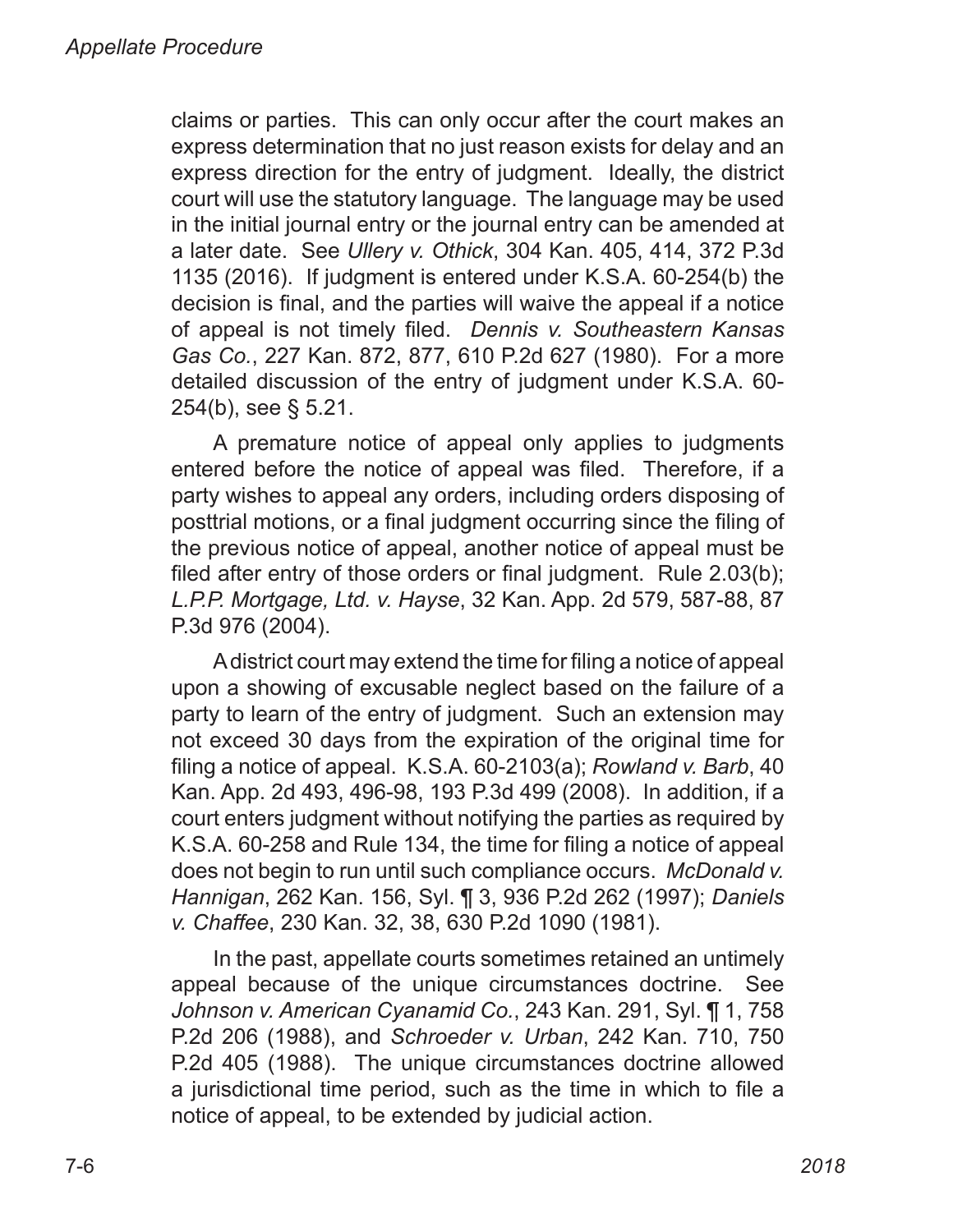claims or parties. This can only occur after the court makes an express determination that no just reason exists for delay and an express direction for the entry of judgment. Ideally, the district court will use the statutory language. The language may be used in the initial journal entry or the journal entry can be amended at a later date. See *Ullery v. Othick*, 304 Kan. 405, 414, 372 P.3d 1135 (2016). If judgment is entered under K.S.A. 60-254(b) the decision is final, and the parties will waive the appeal if a notice of appeal is not timely filed. *Dennis v. Southeastern Kansas Gas Co.*, 227 Kan. 872, 877, 610 P.2d 627 (1980). For a more detailed discussion of the entry of judgment under K.S.A. 60-254(b), see § 5.21.

A premature notice of appeal only applies to judgments entered before the notice of appeal was filed. Therefore, if a party wishes to appeal any orders, including orders disposing of posttrial motions, or a final judgment occurring since the filing of the previous notice of appeal, another notice of appeal must be filed after entry of those orders or final judgment. Rule 2.03(b); *L.P.P. Mortgage, Ltd. v. Hayse*, 32 Kan. App. 2d 579, 587-88, 87 P.3d 976 (2004).

A district court may extend the time for filing a notice of appeal upon a showing of excusable neglect based on the failure of a party to learn of the entry of judgment. Such an extension may not exceed 30 days from the expiration of the original time for filing a notice of appeal. K.S.A. 60-2103(a); *Rowland v. Barb*, 40 Kan. App. 2d 493, 496-98, 193 P.3d 499 (2008). In addition, if a court enters judgment without notifying the parties as required by K.S.A. 60-258 and Rule 134, the time for filing a notice of appeal does not begin to run until such compliance occurs. *McDonald v. Hannigan*, 262 Kan. 156, Syl. ¶ 3, 936 P.2d 262 (1997); *Daniels v. Chaffee*, 230 Kan. 32, 38, 630 P.2d 1090 (1981).

In the past, appellate courts sometimes retained an untimely appeal because of the unique circumstances doctrine. See *Johnson v. American Cyanamid Co.*, 243 Kan. 291, Syl. ¶ 1, 758 P.2d 206 (1988), and *Schroeder v. Urban*, 242 Kan. 710, 750 P.2d 405 (1988). The unique circumstances doctrine allowed a jurisdictional time period, such as the time in which to file a notice of appeal, to be extended by judicial action.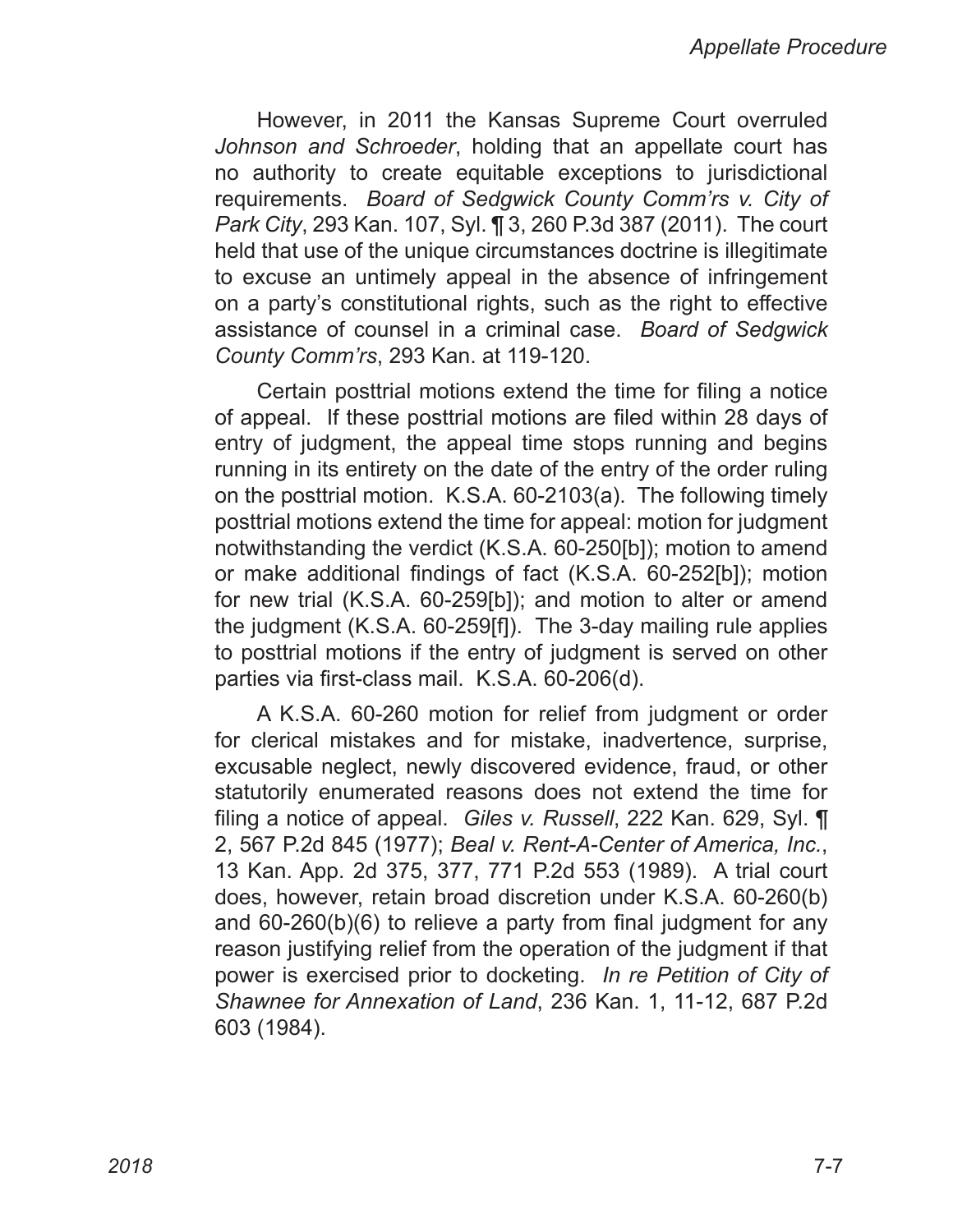However, in 2011 the Kansas Supreme Court overruled *Johnson and Schroeder*, holding that an appellate court has no authority to create equitable exceptions to jurisdictional requirements. *Board of Sedgwick County Comm'rs v. City of Park City*, 293 Kan. 107, Syl. ¶ 3, 260 P.3d 387 (2011). The court held that use of the unique circumstances doctrine is illegitimate to excuse an untimely appeal in the absence of infringement on a party's constitutional rights, such as the right to effective assistance of counsel in a criminal case. *Board of Sedgwick County Comm'rs*, 293 Kan. at 119-120.

Certain posttrial motions extend the time for filing a notice of appeal. If these posttrial motions are filed within 28 days of entry of judgment, the appeal time stops running and begins running in its entirety on the date of the entry of the order ruling on the posttrial motion. K.S.A. 60-2103(a). The following timely posttrial motions extend the time for appeal: motion for judgment notwithstanding the verdict (K.S.A. 60-250[b]); motion to amend or make additional findings of fact (K.S.A. 60-252[b]); motion for new trial (K.S.A. 60-259[b]); and motion to alter or amend the judgment (K.S.A. 60-259[f]). The 3-day mailing rule applies to posttrial motions if the entry of judgment is served on other parties via first-class mail. K.S.A. 60-206(d).

A K.S.A. 60-260 motion for relief from judgment or order for clerical mistakes and for mistake, inadvertence, surprise, excusable neglect, newly discovered evidence, fraud, or other statutorily enumerated reasons does not extend the time for filing a notice of appeal. *Giles v. Russell*, 222 Kan. 629, Syl. ¶ 2, 567 P.2d 845 (1977); *Beal v. Rent-A-Center of America, Inc.*, 13 Kan. App. 2d 375, 377, 771 P.2d 553 (1989). A trial court does, however, retain broad discretion under K.S.A. 60-260(b) and 60-260(b)(6) to relieve a party from final judgment for any reason justifying relief from the operation of the judgment if that power is exercised prior to docketing. *In re Petition of City of Shawnee for Annexation of Land*, 236 Kan. 1, 11-12, 687 P.2d 603 (1984).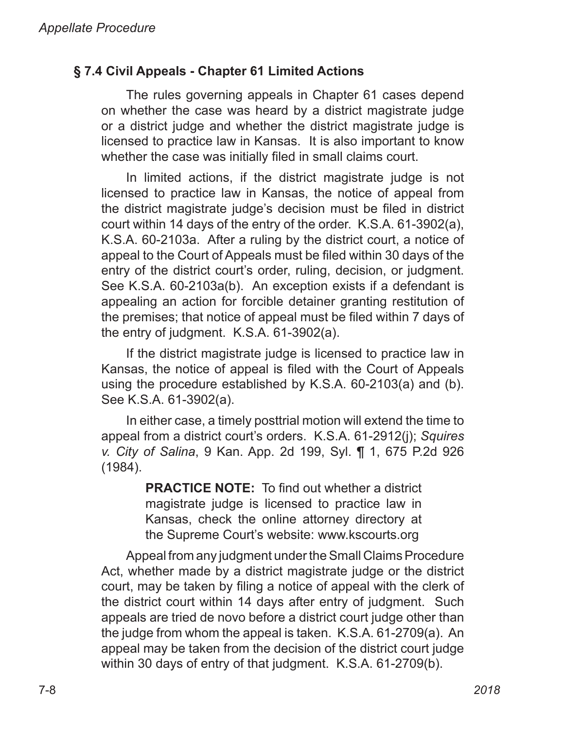## § 7.4 Civil Appeals - Chapter 61 Limited Actions

The rules governing appeals in Chapter 61 cases depend on whether the case was heard by a district magistrate judge or a district judge and whether the district magistrate judge is licensed to practice law in Kansas. It is also important to know whether the case was initially filed in small claims court.

In limited actions, if the district magistrate judge is not licensed to practice law in Kansas, the notice of appeal from the district magistrate judge's decision must be filed in district court within 14 days of the entry of the order. K.S.A. 61-3902(a), K.S.A. 60-2103a. After a ruling by the district court, a notice of appeal to the Court of Appeals must be filed within 30 days of the entry of the district court's order, ruling, decision, or judgment. See K.S.A. 60-2103a(b). An exception exists if a defendant is appealing an action for forcible detainer granting restitution of the premises; that notice of appeal must be filed within 7 days of the entry of judgment. K.S.A. 61-3902(a).

If the district magistrate judge is licensed to practice law in Kansas, the notice of appeal is filed with the Court of Appeals using the procedure established by K.S.A. 60-2103(a) and (b). See K.S.A. 61-3902(a).

In either case, a timely posttrial motion will extend the time to appeal from a district court's orders. K.S.A. 61-2912(j); *Squires v. City of Salina*, 9 Kan. App. 2d 199, Syl. ¶ 1, 675 P.2d 926 (1984).

> **PRACTICE NOTE:** To find out whether a district magistrate judge is licensed to practice law in Kansas, check the online attorney directory at the Supreme Court's website: www.kscourts.org

Appeal from any judgment under the Small Claims Procedure Act, whether made by a district magistrate judge or the district court, may be taken by filing a notice of appeal with the clerk of the district court within 14 days after entry of judgment. Such appeals are tried de novo before a district court judge other than the judge from whom the appeal is taken. K.S.A. 61-2709(a). An appeal may be taken from the decision of the district court judge within 30 days of entry of that judgment. K.S.A. 61-2709(b).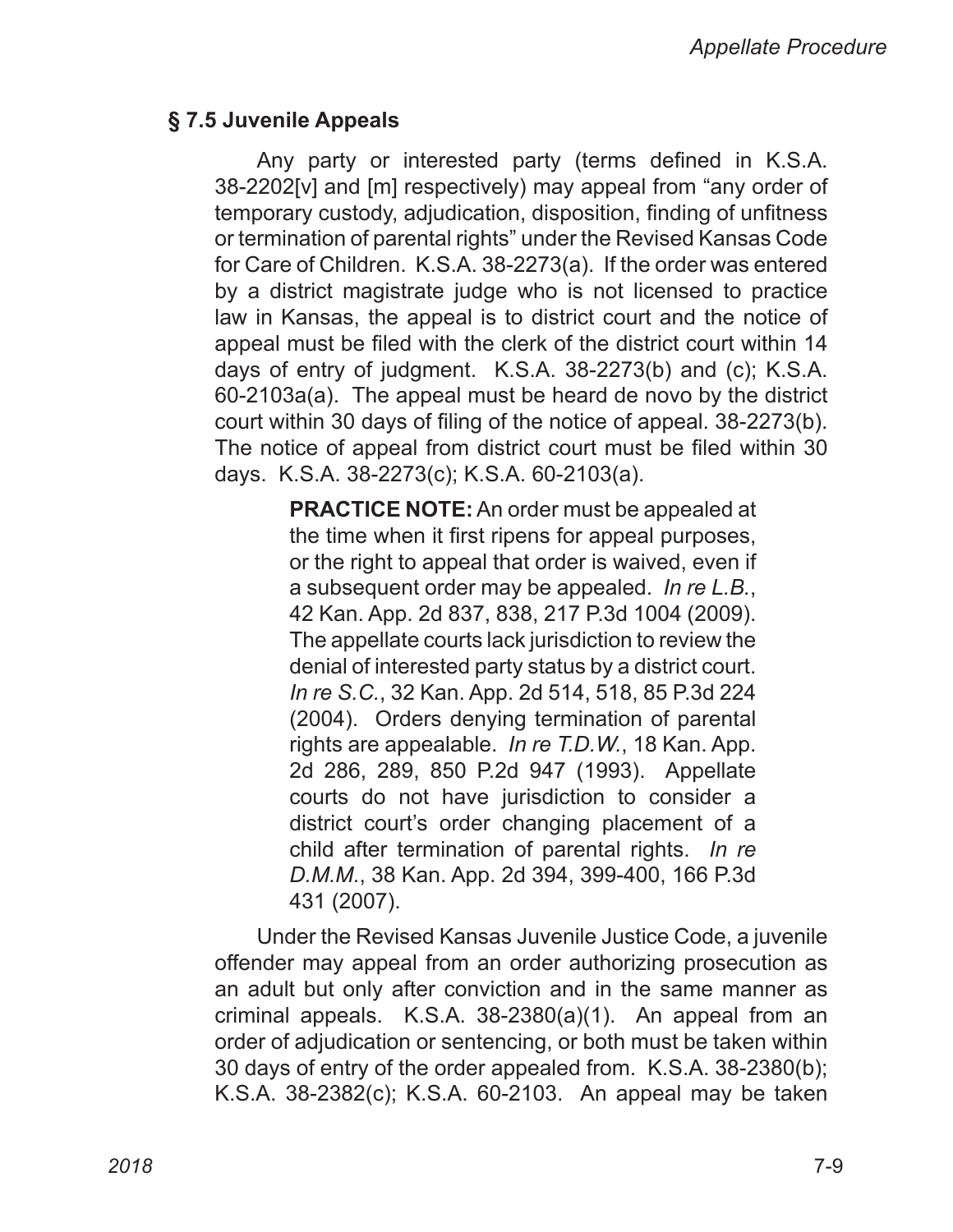### § 7.5 Juvenile Appeals

Any party or interested party (terms defined in K.S.A. 38-2202[v] and [m] respectively) may appeal from "any order of temporary custody, adjudication, disposition, finding of unfitness or termination of parental rights" under the Revised Kansas Code for Care of Children. K.S.A. 38-2273(a). If the order was entered by a district magistrate judge who is not licensed to practice law in Kansas, the appeal is to district court and the notice of appeal must be filed with the clerk of the district court within 14 days of entry of judgment. K.S.A. 38-2273(b) and (c); K.S.A. 60-2103a(a). The appeal must be heard de novo by the district court within 30 days of filing of the notice of appeal. 38-2273(b). The notice of appeal from district court must be filed within 30 days. K.S.A. 38-2273(c); K.S.A. 60-2103(a).

> **PRACTICE NOTE:** An order must be appealed at the time when it first ripens for appeal purposes, or the right to appeal that order is waived, even if a subsequent order may be appealed. *In re L.B.*, 42 Kan. App. 2d 837, 838, 217 P.3d 1004 (2009). The appellate courts lack jurisdiction to review the denial of interested party status by a district court. *In re S.C.*, 32 Kan. App. 2d 514, 518, 85 P.3d 224 (2004). Orders denying termination of parental rights are appealable. *In re T.D.W.*, 18 Kan. App. 2d 286, 289, 850 P.2d 947 (1993). Appellate courts do not have jurisdiction to consider a district court's order changing placement of a child after termination of parental rights. *In re D.M.M.*, 38 Kan. App. 2d 394, 399-400, 166 P.3d 431 (2007).

Under the Revised Kansas Juvenile Justice Code, a juvenile offender may appeal from an order authorizing prosecution as an adult but only after conviction and in the same manner as criminal appeals. K.S.A. 38-2380(a)(1). An appeal from an order of adjudication or sentencing, or both must be taken within 30 days of entry of the order appealed from. K.S.A. 38-2380(b); K.S.A. 38-2382(c); K.S.A. 60-2103. An appeal may be taken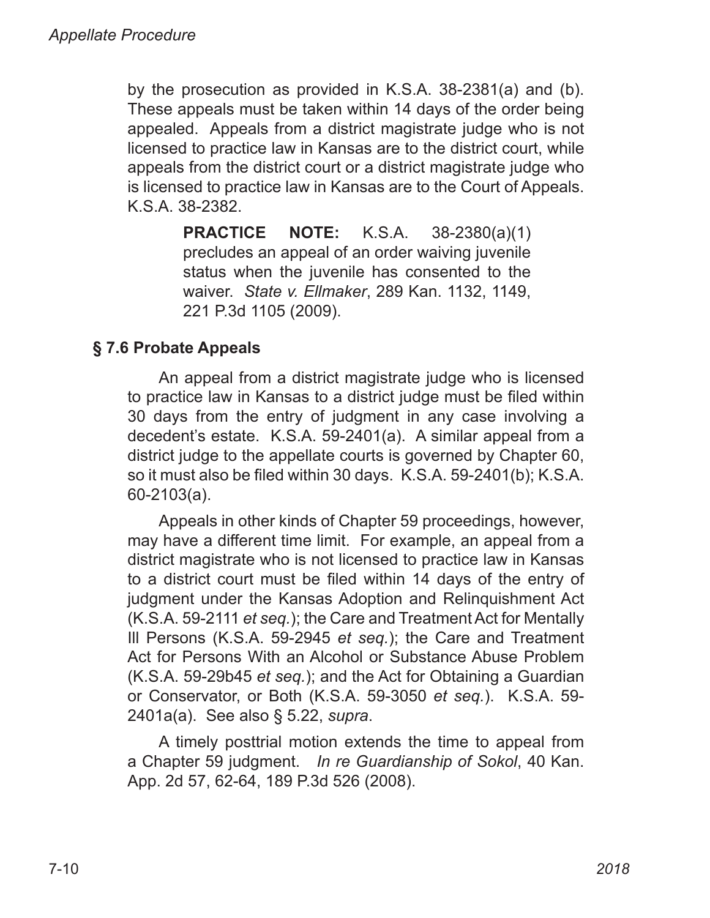by the prosecution as provided in K.S.A. 38-2381(a) and (b). These appeals must be taken within 14 days of the order being appealed. Appeals from a district magistrate judge who is not licensed to practice law in Kansas are to the district court, while appeals from the district court or a district magistrate judge who is licensed to practice law in Kansas are to the Court of Appeals. K.S.A. 38-2382.

> **PRACTICE NOTE:** K.S.A. 38-2380(a)(1) precludes an appeal of an order waiving juvenile status when the juvenile has consented to the waiver. *State v. Ellmaker*, 289 Kan. 1132, 1149, 221 P.3d 1105 (2009).

## § 7.6 Probate Appeals

An appeal from a district magistrate judge who is licensed to practice law in Kansas to a district judge must be filed within 30 days from the entry of judgment in any case involving a decedent's estate. K.S.A. 59-2401(a). A similar appeal from a district judge to the appellate courts is governed by Chapter 60, so it must also be filed within 30 days. K.S.A. 59-2401(b); K.S.A. 60-2103(a).

Appeals in other kinds of Chapter 59 proceedings, however, may have a different time limit. For example, an appeal from a district magistrate who is not licensed to practice law in Kansas to a district court must be filed within 14 days of the entry of judgment under the Kansas Adoption and Relinquishment Act (K.S.A. 59-2111 *et seq.*); the Care and Treatment Act for Mentally Ill Persons (K.S.A. 59-2945 *et seq.*); the Care and Treatment Act for Persons With an Alcohol or Substance Abuse Problem (K.S.A. 59-29b45 *et seq.*); and the Act for Obtaining a Guardian or Conservator, or Both (K.S.A. 59-3050 *et seq.*). K.S.A. 59-2401a(a). See also § 5.22, *supra*.

A timely posttrial motion extends the time to appeal from a Chapter 59 judgment. *In re Guardianship of Sokol*, 40 Kan. App. 2d 57, 62-64, 189 P.3d 526 (2008).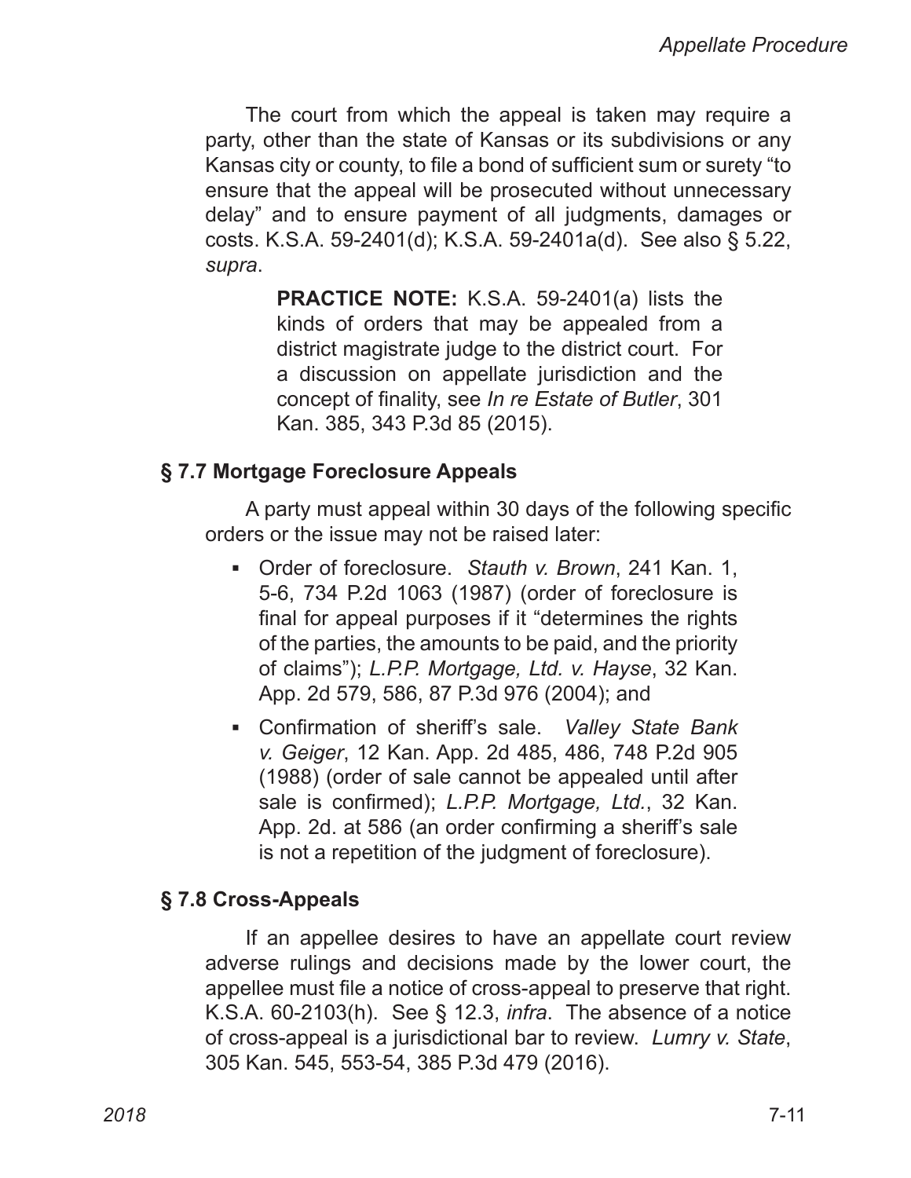The court from which the appeal is taken may require a party, other than the state of Kansas or its subdivisions or any Kansas city or county, to file a bond of sufficient sum or surety "to ensure that the appeal will be prosecuted without unnecessary delay" and to ensure payment of all judgments, damages or costs. K.S.A. 59-2401(d); K.S.A. 59-2401a(d). See also § 5.22, *supra*.

> **PRACTICE NOTE:** K.S.A. 59-2401(a) lists the kinds of orders that may be appealed from a district magistrate judge to the district court. For a discussion on appellate jurisdiction and the concept of finality, see *In re Estate of Butler*, 301 Kan. 385, 343 P.3d 85 (2015).

## § 7.7 Mortgage Foreclosure Appeals

A party must appeal within 30 days of the following specific orders or the issue may not be raised later:

- Order of foreclosure. *Stauth v. Brown*, 241 Kan. 1, 5-6, 734 P.2d 1063 (1987) (order of foreclosure is final for appeal purposes if it "determines the rights of the parties, the amounts to be paid, and the priority of claims"); *L.P.P. Mortgage, Ltd. v. Hayse*, 32 Kan. App. 2d 579, 586, 87 P.3d 976 (2004); and
- Confirmation of sheriff's sale. *Valley State Bank v. Geiger*, 12 Kan. App. 2d 485, 486, 748 P.2d 905 (1988) (order of sale cannot be appealed until after sale is confirmed); *L.P.P. Mortgage, Ltd.*, 32 Kan. App. 2d. at 586 (an order confirming a sheriff's sale is not a repetition of the judgment of foreclosure).

## § 7.8 Cross-Appeals

If an appellee desires to have an appellate court review adverse rulings and decisions made by the lower court, the appellee must file a notice of cross-appeal to preserve that right. K.S.A. 60-2103(h). See § 12.3, *infra*. The absence of a notice of cross-appeal is a jurisdictional bar to review. *Lumry v. State*, 305 Kan. 545, 553-54, 385 P.3d 479 (2016).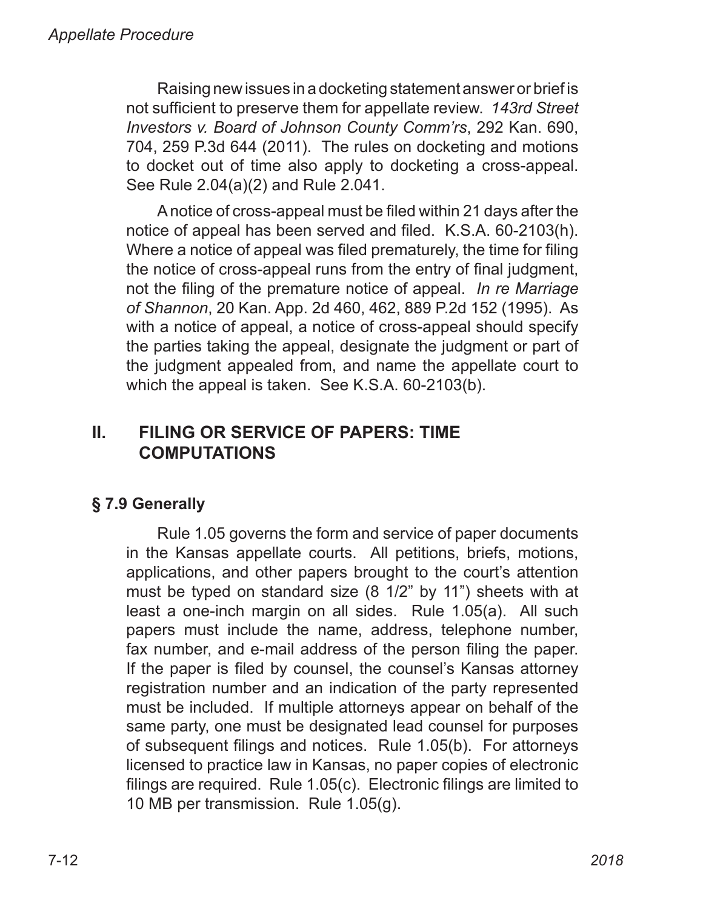Raising new issues in a docketing statement answer or brief is not sufficient to preserve them for appellate review. *143rd Street Investors v. Board of Johnson County Comm'rs*, 292 Kan. 690, 704, 259 P.3d 644 (2011). The rules on docketing and motions to docket out of time also apply to docketing a cross-appeal. See Rule 2.04(a)(2) and Rule 2.041.

A notice of cross-appeal must be filed within 21 days after the notice of appeal has been served and filed. K.S.A. 60-2103(h). Where a notice of appeal was filed prematurely, the time for filing the notice of cross-appeal runs from the entry of final judgment, not the filing of the premature notice of appeal. *In re Marriage of Shannon*, 20 Kan. App. 2d 460, 462, 889 P.2d 152 (1995). As with a notice of appeal, a notice of cross-appeal should specify the parties taking the appeal, designate the judgment or part of the judgment appealed from, and name the appellate court to which the appeal is taken. See K.S.A. 60-2103(b).

## II. FILING OR SERVICE OF PAPERS: TIME COMPUTATIONS

### § 7.9 Generally

Rule 1.05 governs the form and service of paper documents in the Kansas appellate courts. All petitions, briefs, motions, applications, and other papers brought to the court's attention must be typed on standard size (8 1/2" by 11") sheets with at least a one-inch margin on all sides. Rule 1.05(a). All such papers must include the name, address, telephone number, fax number, and e-mail address of the person filing the paper. If the paper is filed by counsel, the counsel's Kansas attorney registration number and an indication of the party represented must be included. If multiple attorneys appear on behalf of the same party, one must be designated lead counsel for purposes of subsequent filings and notices. Rule 1.05(b). For attorneys licensed to practice law in Kansas, no paper copies of electronic filings are required. Rule 1.05(c). Electronic filings are limited to 10 MB per transmission. Rule 1.05(g).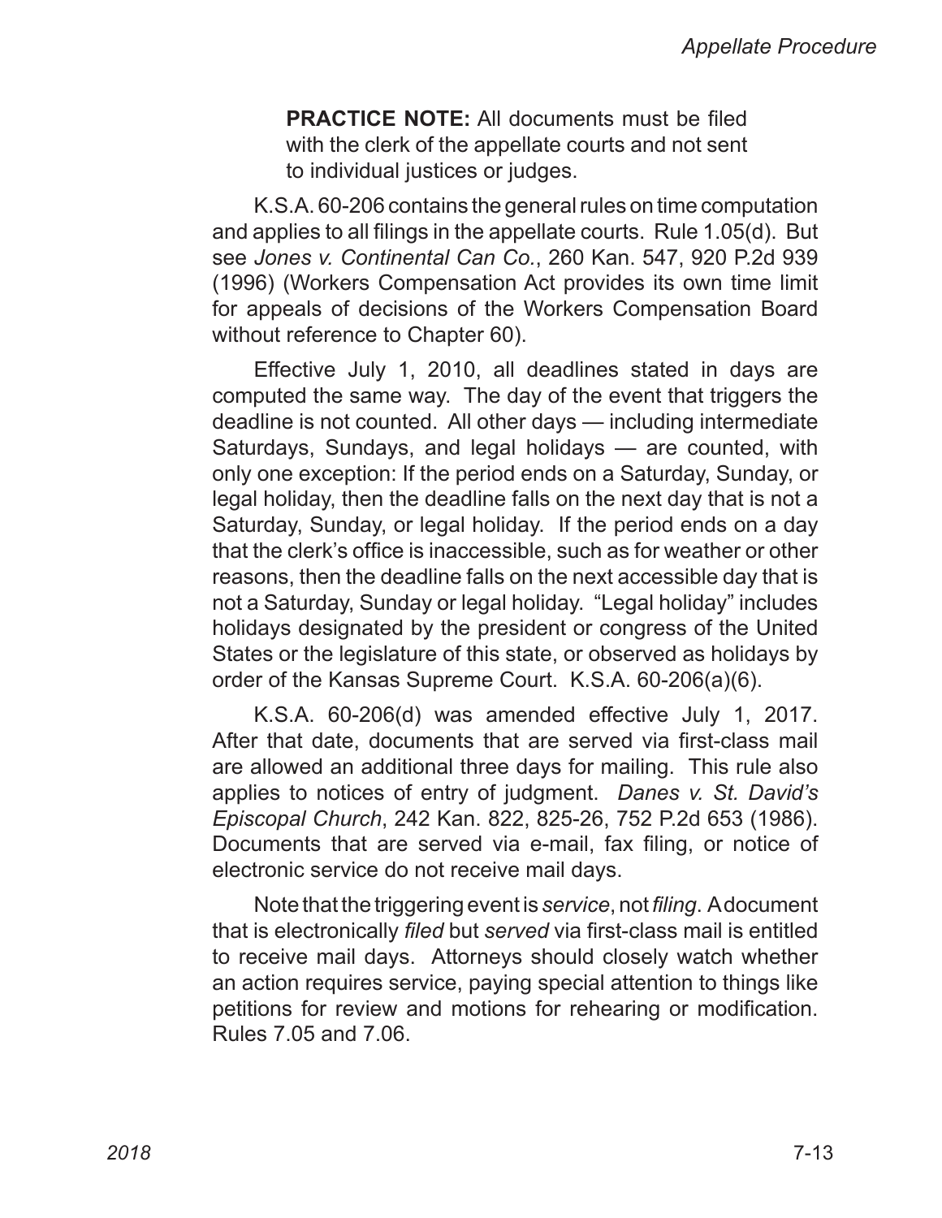**PRACTICE NOTE:** All documents must be filed with the clerk of the appellate courts and not sent to individual justices or judges.

K.S.A. 60-206 contains the general rules on time computation and applies to all filings in the appellate courts. Rule 1.05(d). But see *Jones v. Continental Can Co.*, 260 Kan. 547, 920 P.2d 939 (1996) (Workers Compensation Act provides its own time limit for appeals of decisions of the Workers Compensation Board without reference to Chapter 60).

Effective July 1, 2010, all deadlines stated in days are computed the same way. The day of the event that triggers the deadline is not counted. All other days — including intermediate Saturdays, Sundays, and legal holidays — are counted, with only one exception: If the period ends on a Saturday, Sunday, or legal holiday, then the deadline falls on the next day that is not a Saturday, Sunday, or legal holiday. If the period ends on a day that the clerk's office is inaccessible, such as for weather or other reasons, then the deadline falls on the next accessible day that is not a Saturday, Sunday or legal holiday. "Legal holiday" includes holidays designated by the president or congress of the United States or the legislature of this state, or observed as holidays by order of the Kansas Supreme Court. K.S.A. 60-206(a)(6).

K.S.A. 60-206(d) was amended effective July 1, 2017. After that date, documents that are served via first-class mail are allowed an additional three days for mailing. This rule also applies to notices of entry of judgment. *Danes v. St. David's Episcopal Church*, 242 Kan. 822, 825-26, 752 P.2d 653 (1986). Documents that are served via e-mail, fax filing, or notice of electronic service do not receive mail days.

Note that the triggering event is *service*, not *filing*. A document that is electronically *filed* but *served* via first-class mail is entitled to receive mail days. Attorneys should closely watch whether an action requires service, paying special attention to things like petitions for review and motions for rehearing or modification. Rules 7.05 and 7.06.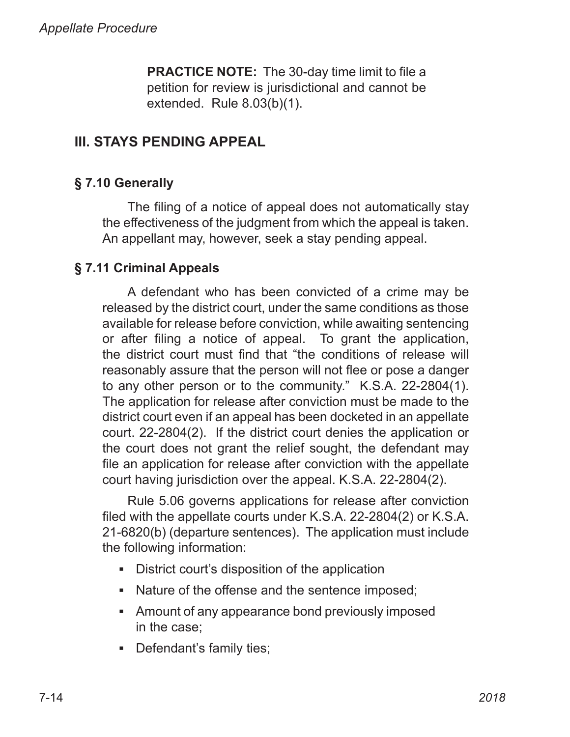**PRACTICE NOTE:** The 30-day time limit to file a petition for review is jurisdictional and cannot be extended. Rule 8.03(b)(1).

## III. STAYS PENDING APPEAL

### § 7.10 Generally

The filing of a notice of appeal does not automatically stay the effectiveness of the judgment from which the appeal is taken. An appellant may, however, seek a stay pending appeal.

### § 7.11 Criminal Appeals

A defendant who has been convicted of a crime may be released by the district court, under the same conditions as those available for release before conviction, while awaiting sentencing or after filing a notice of appeal. To grant the application, the district court must find that "the conditions of release will reasonably assure that the person will not flee or pose a danger to any other person or to the community." K.S.A. 22-2804(1). The application for release after conviction must be made to the district court even if an appeal has been docketed in an appellate court. 22-2804(2). If the district court denies the application or the court does not grant the relief sought, the defendant may file an application for release after conviction with the appellate court having jurisdiction over the appeal. K.S.A. 22-2804(2).

Rule 5.06 governs applications for release after conviction filed with the appellate courts under K.S.A. 22-2804(2) or K.S.A. 21-6820(b) (departure sentences). The application must include the following information:

- District court's disposition of the application
- Nature of the offense and the sentence imposed;
- Amount of any appearance bond previously imposed in the case;
- Defendant's family ties;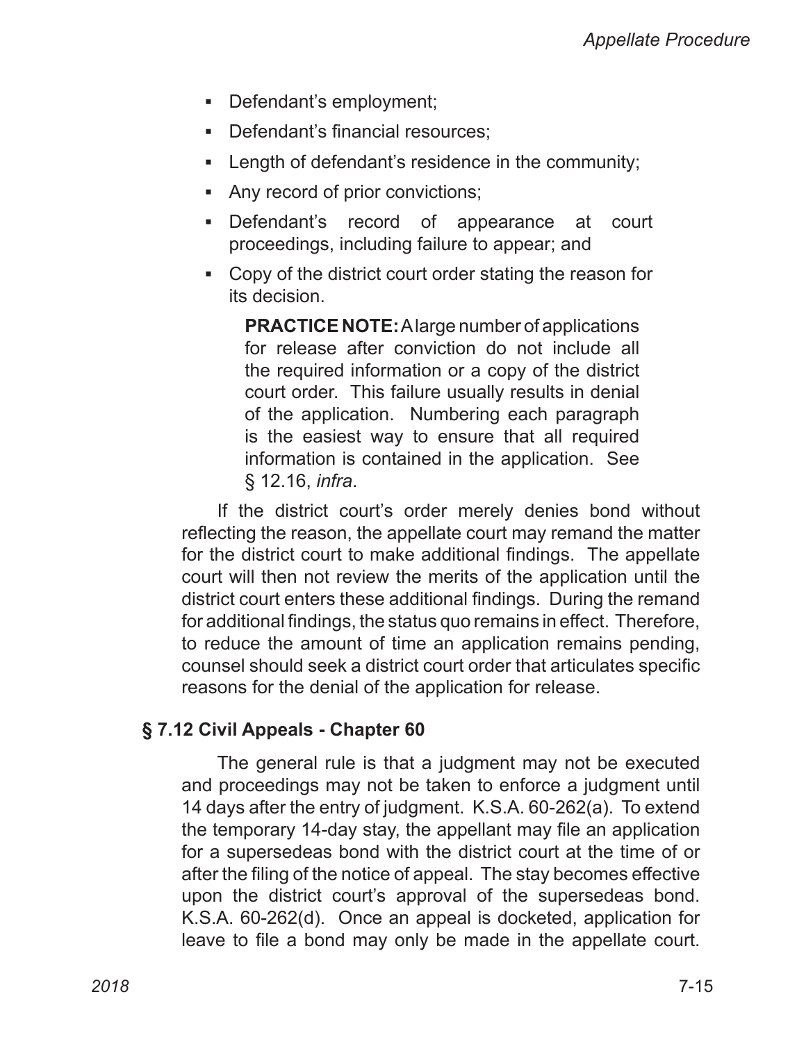- Defendant's employment;
- Defendant's financial resources;
- Length of defendant's residence in the community;
- Any record of prior convictions;
- Defendant's record of appearance at court proceedings, including failure to appear; and
- Copy of the district court order stating the reason for its decision.

> **PRACTICE NOTE:** A large number of applications for release after conviction do not include all the required information or a copy of the district court order. This failure usually results in denial of the application. Numbering each paragraph is the easiest way to ensure that all required information is contained in the application. See § 12.16, *infra*.

If the district court's order merely denies bond without reflecting the reason, the appellate court may remand the matter for the district court to make additional findings. The appellate court will then not review the merits of the application until the district court enters these additional findings. During the remand for additional findings, the status quo remains in effect. Therefore, to reduce the amount of time an application remains pending, counsel should seek a district court order that articulates specific reasons for the denial of the application for release.

## § 7.12 Civil Appeals - Chapter 60

The general rule is that a judgment may not be executed and proceedings may not be taken to enforce a judgment until 14 days after the entry of judgment. K.S.A. 60-262(a). To extend the temporary 14-day stay, the appellant may file an application for a supersedeas bond with the district court at the time of or after the filing of the notice of appeal. The stay becomes effective upon the district court's approval of the supersedeas bond. K.S.A. 60-262(d). Once an appeal is docketed, application for leave to file a bond may only be made in the appellate court.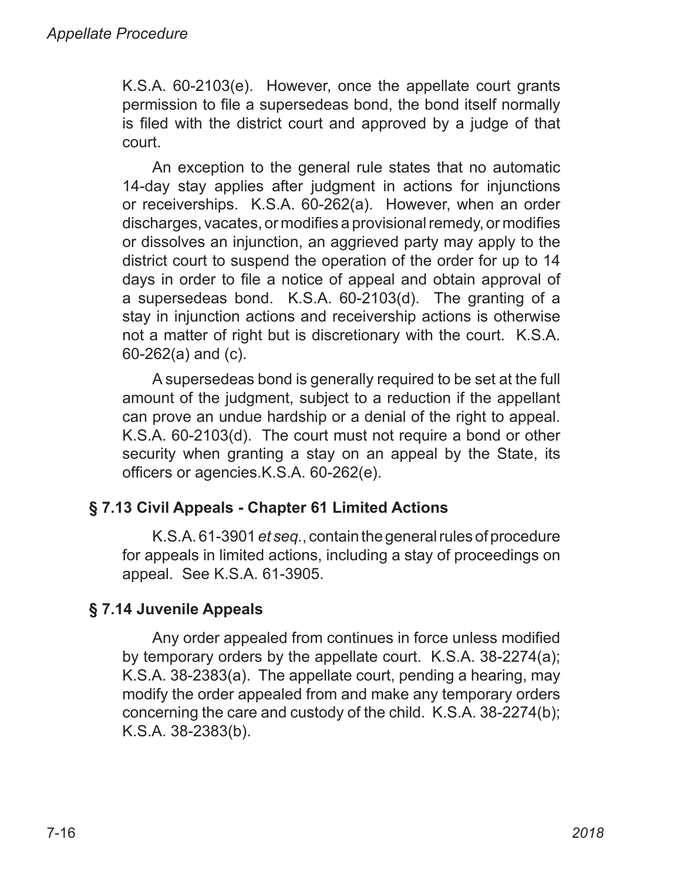K.S.A. 60-2103(e). However, once the appellate court grants permission to file a supersedeas bond, the bond itself normally is filed with the district court and approved by a judge of that court.

An exception to the general rule states that no automatic 14-day stay applies after judgment in actions for injunctions or receiverships. K.S.A. 60-262(a). However, when an order discharges, vacates, or modifies a provisional remedy, or modifies or dissolves an injunction, an aggrieved party may apply to the district court to suspend the operation of the order for up to 14 days in order to file a notice of appeal and obtain approval of a supersedeas bond. K.S.A. 60-2103(d). The granting of a stay in injunction actions and receivership actions is otherwise not a matter of right but is discretionary with the court. K.S.A. 60-262(a) and (c).

A supersedeas bond is generally required to be set at the full amount of the judgment, subject to a reduction if the appellant can prove an undue hardship or a denial of the right to appeal. K.S.A. 60-2103(d). The court must not require a bond or other security when granting a stay on an appeal by the State, its officers or agencies.K.S.A. 60-262(e).

### § 7.13 Civil Appeals - Chapter 61 Limited Actions

K.S.A. 61-3901 *et seq.*, contain the general rules of procedure for appeals in limited actions, including a stay of proceedings on appeal. See K.S.A. 61-3905.

### § 7.14 Juvenile Appeals

Any order appealed from continues in force unless modified by temporary orders by the appellate court. K.S.A. 38-2274(a); K.S.A. 38-2383(a). The appellate court, pending a hearing, may modify the order appealed from and make any temporary orders concerning the care and custody of the child. K.S.A. 38-2274(b); K.S.A. 38-2383(b).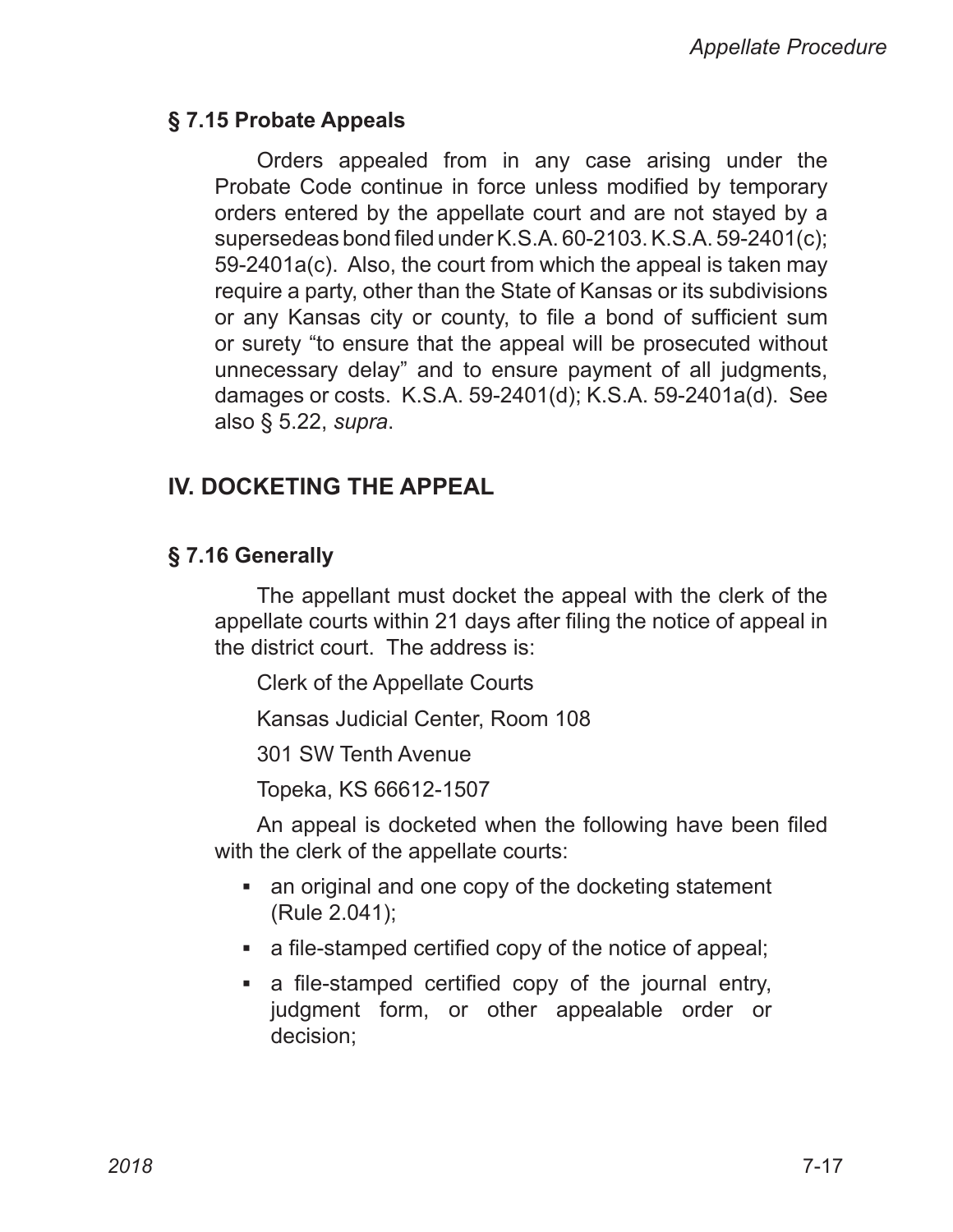### § 7.15 Probate Appeals

Orders appealed from in any case arising under the Probate Code continue in force unless modified by temporary orders entered by the appellate court and are not stayed by a supersedeas bond filed under K.S.A. 60-2103. K.S.A. 59-2401(c); 59-2401a(c). Also, the court from which the appeal is taken may require a party, other than the State of Kansas or its subdivisions or any Kansas city or county, to file a bond of sufficient sum or surety "to ensure that the appeal will be prosecuted without unnecessary delay" and to ensure payment of all judgments, damages or costs. K.S.A. 59-2401(d); K.S.A. 59-2401a(d). See also § 5.22, *supra*.

## IV. DOCKETING THE APPEAL

### § 7.16 Generally

The appellant must docket the appeal with the clerk of the appellate courts within 21 days after filing the notice of appeal in the district court. The address is:

Clerk of the Appellate Courts

Kansas Judicial Center, Room 108

301 SW Tenth Avenue

Topeka, KS 66612-1507

An appeal is docketed when the following have been filed with the clerk of the appellate courts:

- an original and one copy of the docketing statement (Rule 2.041);
- a file-stamped certified copy of the notice of appeal;
- a file-stamped certified copy of the journal entry, judgment form, or other appealable order or decision;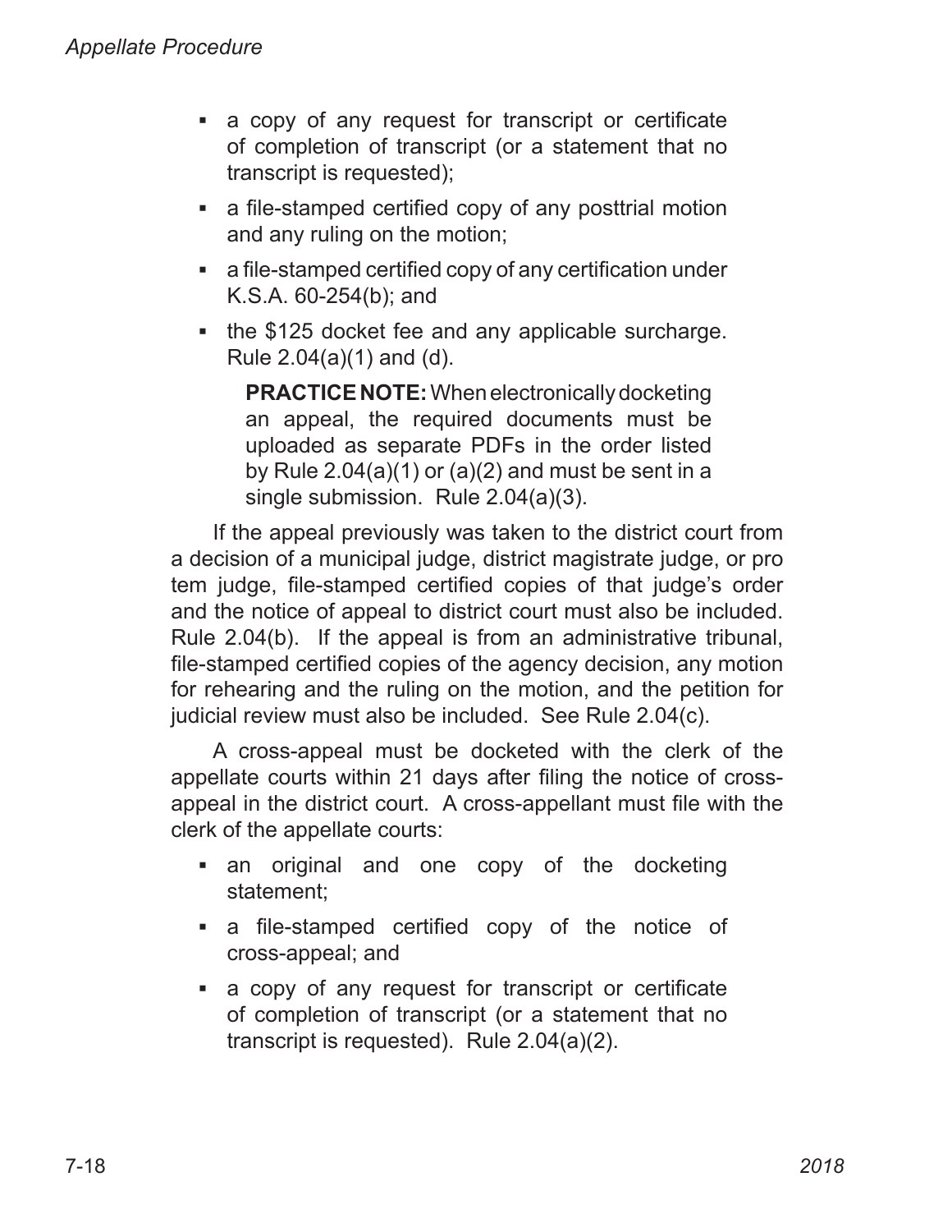- a copy of any request for transcript or certificate of completion of transcript (or a statement that no transcript is requested);
- a file-stamped certified copy of any posttrial motion and any ruling on the motion;
- a file-stamped certified copy of any certification under K.S.A. 60-254(b); and
- the $125 docket fee and any applicable surcharge. Rule 2.04(a)(1) and (d).

> **PRACTICE NOTE:** When electronically docketing an appeal, the required documents must be uploaded as separate PDFs in the order listed by Rule 2.04(a)(1) or (a)(2) and must be sent in a single submission. Rule 2.04(a)(3).

If the appeal previously was taken to the district court from a decision of a municipal judge, district magistrate judge, or pro tem judge, file-stamped certified copies of that judge's order and the notice of appeal to district court must also be included. Rule 2.04(b). If the appeal is from an administrative tribunal, file-stamped certified copies of the agency decision, any motion for rehearing and the ruling on the motion, and the petition for judicial review must also be included. See Rule 2.04(c).

A cross-appeal must be docketed with the clerk of the appellate courts within 21 days after filing the notice of cross-appeal in the district court. A cross-appellant must file with the clerk of the appellate courts:

- an original and one copy of the docketing statement;
- a file-stamped certified copy of the notice of cross-appeal; and
- a copy of any request for transcript or certificate of completion of transcript (or a statement that no transcript is requested). Rule 2.04(a)(2).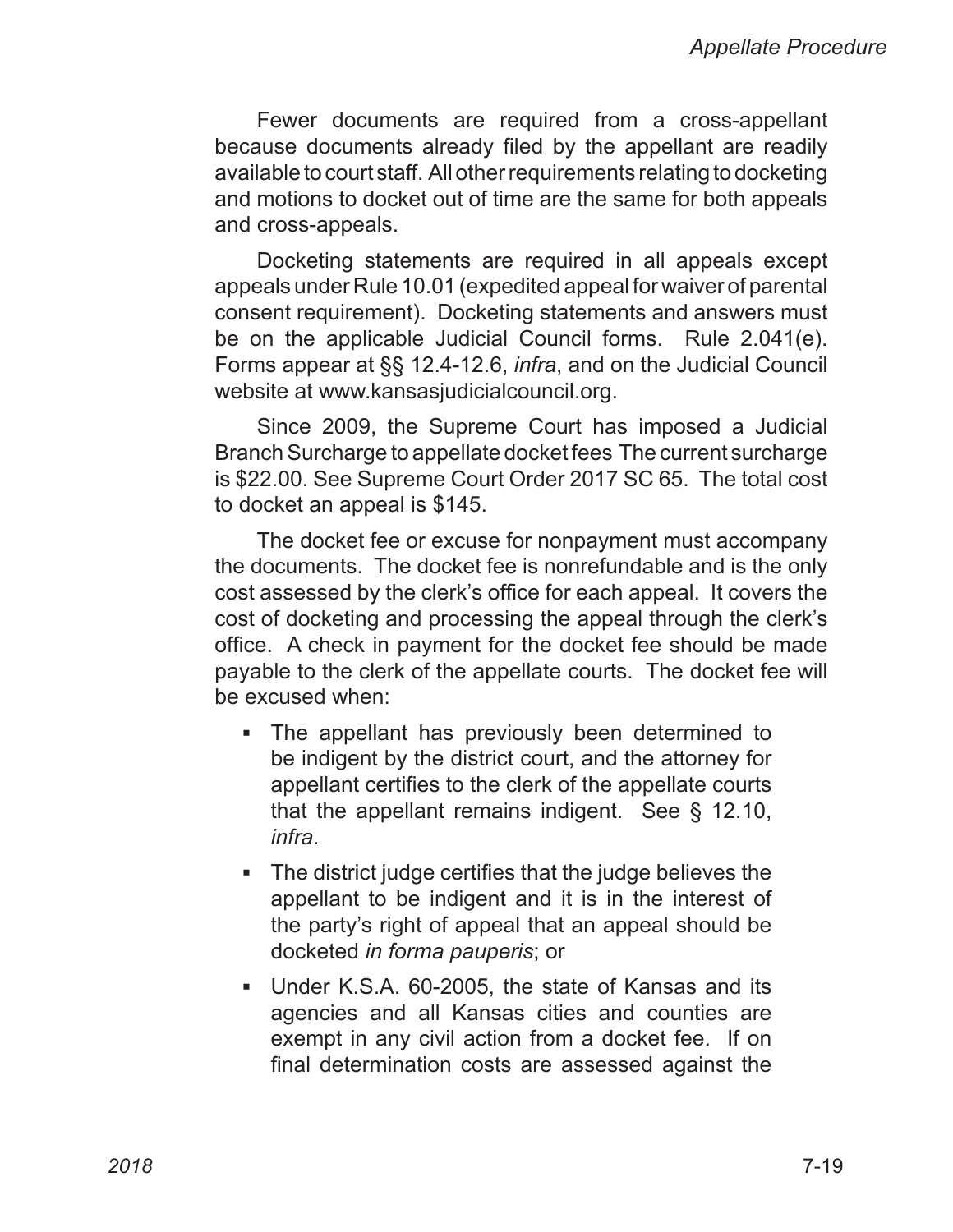Fewer documents are required from a cross-appellant because documents already filed by the appellant are readily available to court staff. All other requirements relating to docketing and motions to docket out of time are the same for both appeals and cross-appeals.

Docketing statements are required in all appeals except appeals under Rule 10.01 (expedited appeal for waiver of parental consent requirement). Docketing statements and answers must be on the applicable Judicial Council forms. Rule 2.041(e). Forms appear at §§ 12.4-12.6, *infra*, and on the Judicial Council website at www.kansasjudicialcouncil.org.

Since 2009, the Supreme Court has imposed a Judicial Branch Surcharge to appellate docket fees The current surcharge is $22.00. See Supreme Court Order 2017 SC 65. The total cost to docket an appeal is $145.

The docket fee or excuse for nonpayment must accompany the documents. The docket fee is nonrefundable and is the only cost assessed by the clerk's office for each appeal. It covers the cost of docketing and processing the appeal through the clerk's office. A check in payment for the docket fee should be made payable to the clerk of the appellate courts. The docket fee will be excused when:

- The appellant has previously been determined to be indigent by the district court, and the attorney for appellant certifies to the clerk of the appellate courts that the appellant remains indigent. See § 12.10, *infra*.
- The district judge certifies that the judge believes the appellant to be indigent and it is in the interest of the party's right of appeal that an appeal should be docketed *in forma pauperis*; or
- Under K.S.A. 60-2005, the state of Kansas and its agencies and all Kansas cities and counties are exempt in any civil action from a docket fee. If on final determination costs are assessed against the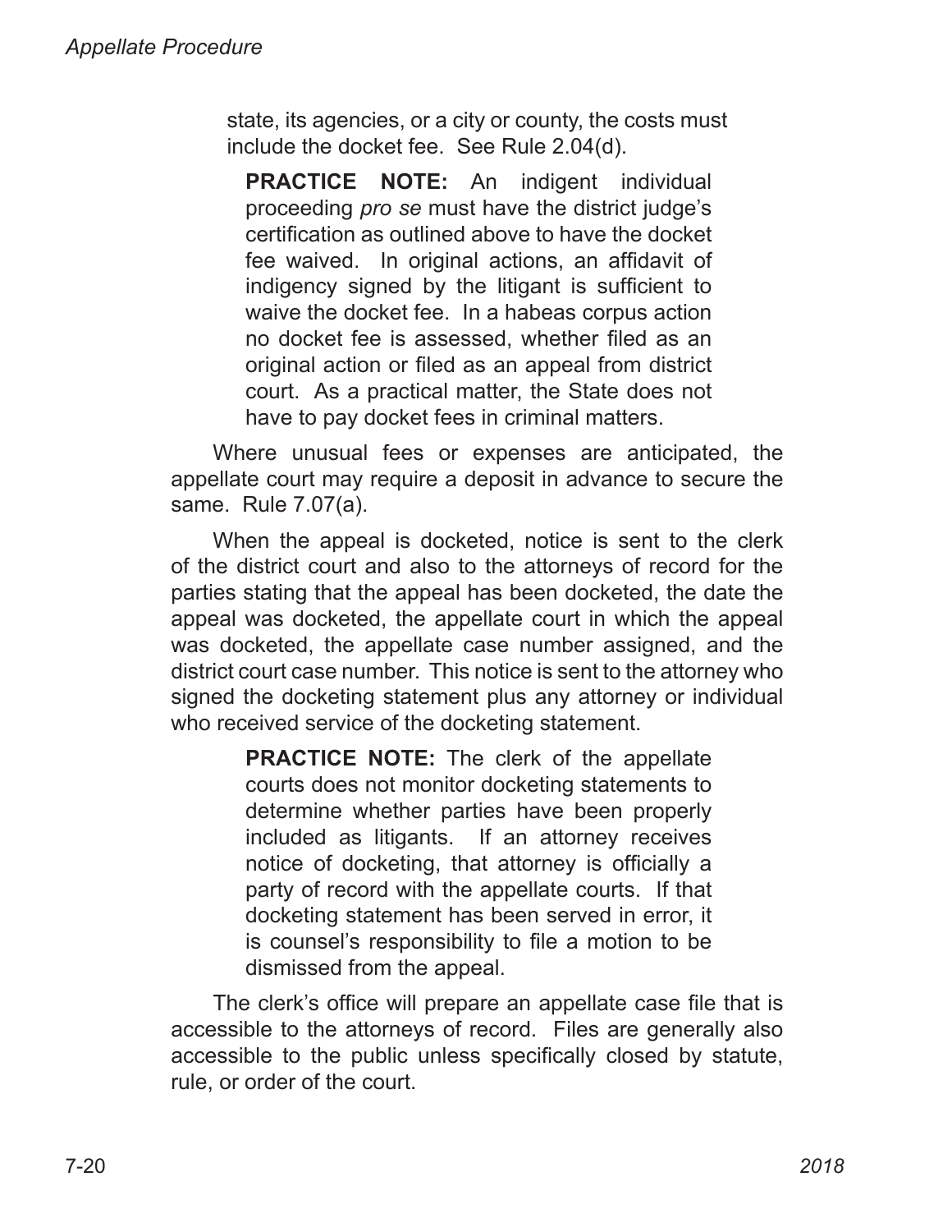state, its agencies, or a city or county, the costs must include the docket fee. See Rule 2.04(d).

> **PRACTICE NOTE:** An indigent individual proceeding *pro se* must have the district judge's certification as outlined above to have the docket fee waived. In original actions, an affidavit of indigency signed by the litigant is sufficient to waive the docket fee. In a habeas corpus action no docket fee is assessed, whether filed as an original action or filed as an appeal from district court. As a practical matter, the State does not have to pay docket fees in criminal matters.

Where unusual fees or expenses are anticipated, the appellate court may require a deposit in advance to secure the same. Rule 7.07(a).

When the appeal is docketed, notice is sent to the clerk of the district court and also to the attorneys of record for the parties stating that the appeal has been docketed, the date the appeal was docketed, the appellate court in which the appeal was docketed, the appellate case number assigned, and the district court case number. This notice is sent to the attorney who signed the docketing statement plus any attorney or individual who received service of the docketing statement.

> **PRACTICE NOTE:** The clerk of the appellate courts does not monitor docketing statements to determine whether parties have been properly included as litigants. If an attorney receives notice of docketing, that attorney is officially a party of record with the appellate courts. If that docketing statement has been served in error, it is counsel's responsibility to file a motion to be dismissed from the appeal.

The clerk's office will prepare an appellate case file that is accessible to the attorneys of record. Files are generally also accessible to the public unless specifically closed by statute, rule, or order of the court.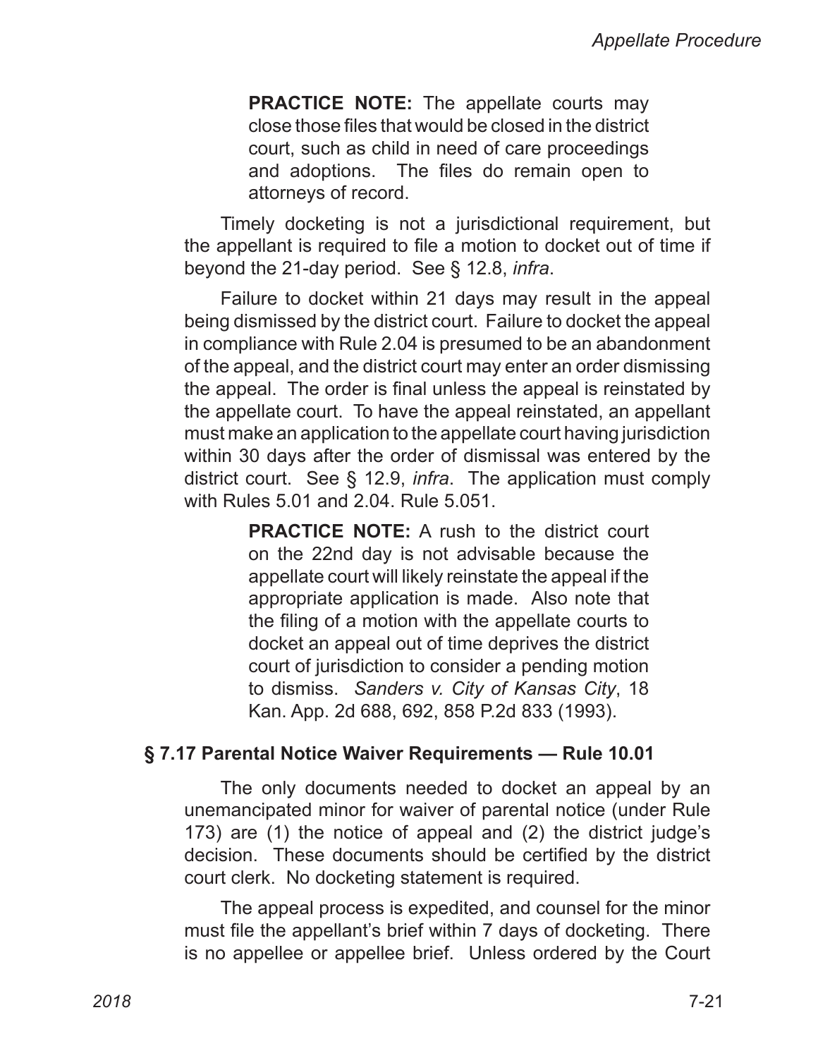> **PRACTICE NOTE:** The appellate courts may close those files that would be closed in the district court, such as child in need of care proceedings and adoptions. The files do remain open to attorneys of record.

Timely docketing is not a jurisdictional requirement, but the appellant is required to file a motion to docket out of time if beyond the 21-day period. See § 12.8, *infra*.

Failure to docket within 21 days may result in the appeal being dismissed by the district court. Failure to docket the appeal in compliance with Rule 2.04 is presumed to be an abandonment of the appeal, and the district court may enter an order dismissing the appeal. The order is final unless the appeal is reinstated by the appellate court. To have the appeal reinstated, an appellant must make an application to the appellate court having jurisdiction within 30 days after the order of dismissal was entered by the district court. See § 12.9, *infra*. The application must comply with Rules 5.01 and 2.04. Rule 5.051.

> **PRACTICE NOTE:** A rush to the district court on the 22nd day is not advisable because the appellate court will likely reinstate the appeal if the appropriate application is made. Also note that the filing of a motion with the appellate courts to docket an appeal out of time deprives the district court of jurisdiction to consider a pending motion to dismiss. *Sanders v. City of Kansas City*, 18 Kan. App. 2d 688, 692, 858 P.2d 833 (1993).

### § 7.17 Parental Notice Waiver Requirements — Rule 10.01

The only documents needed to docket an appeal by an unemancipated minor for waiver of parental notice (under Rule 173) are (1) the notice of appeal and (2) the district judge's decision. These documents should be certified by the district court clerk. No docketing statement is required.

The appeal process is expedited, and counsel for the minor must file the appellant's brief within 7 days of docketing. There is no appellee or appellee brief. Unless ordered by the Court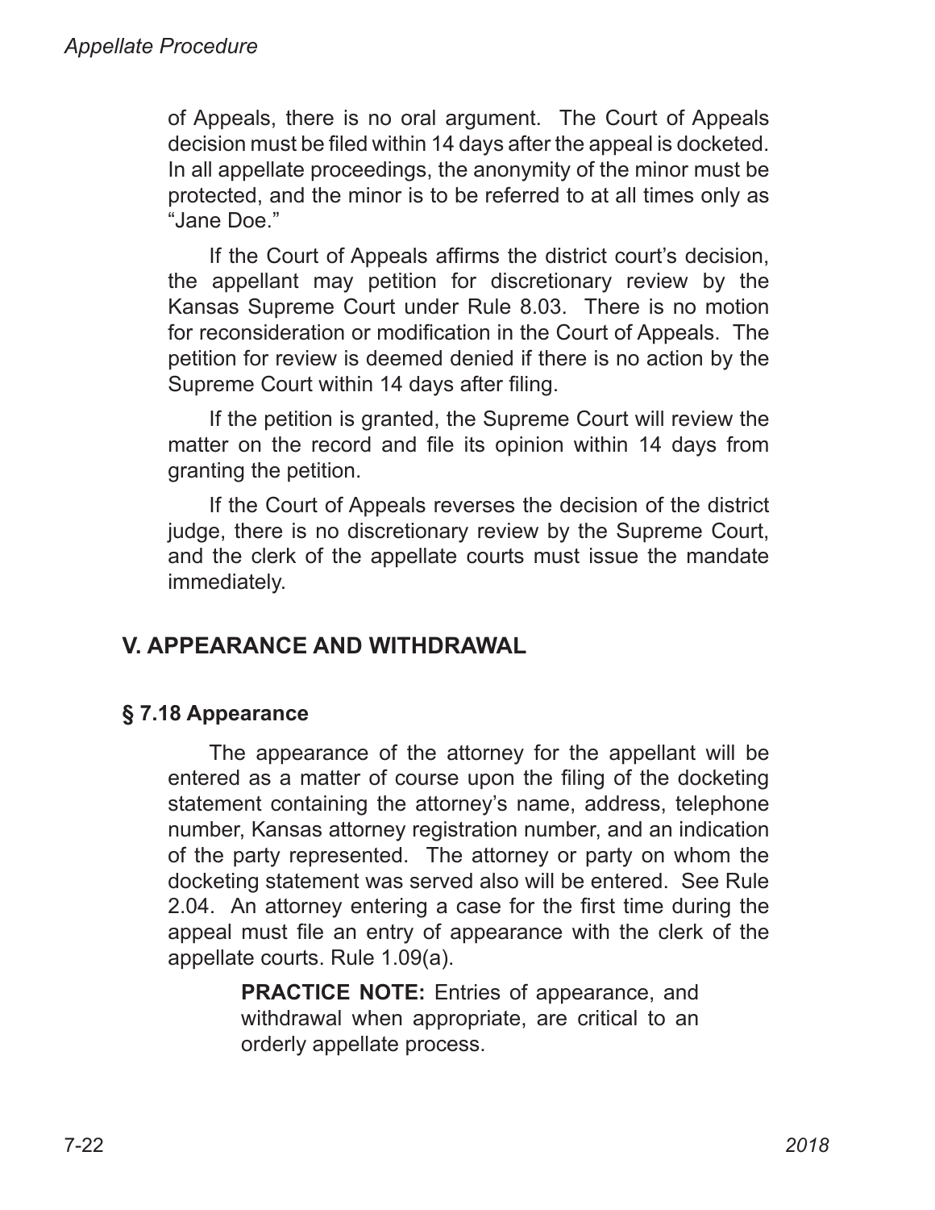of Appeals, there is no oral argument. The Court of Appeals decision must be filed within 14 days after the appeal is docketed. In all appellate proceedings, the anonymity of the minor must be protected, and the minor is to be referred to at all times only as "Jane Doe."

If the Court of Appeals affirms the district court's decision, the appellant may petition for discretionary review by the Kansas Supreme Court under Rule 8.03. There is no motion for reconsideration or modification in the Court of Appeals. The petition for review is deemed denied if there is no action by the Supreme Court within 14 days after filing.

If the petition is granted, the Supreme Court will review the matter on the record and file its opinion within 14 days from granting the petition.

If the Court of Appeals reverses the decision of the district judge, there is no discretionary review by the Supreme Court, and the clerk of the appellate courts must issue the mandate immediately.

## V. APPEARANCE AND WITHDRAWAL

### § 7.18 Appearance

The appearance of the attorney for the appellant will be entered as a matter of course upon the filing of the docketing statement containing the attorney's name, address, telephone number, Kansas attorney registration number, and an indication of the party represented. The attorney or party on whom the docketing statement was served also will be entered. See Rule 2.04. An attorney entering a case for the first time during the appeal must file an entry of appearance with the clerk of the appellate courts. Rule 1.09(a).

> **PRACTICE NOTE:** Entries of appearance, and withdrawal when appropriate, are critical to an orderly appellate process.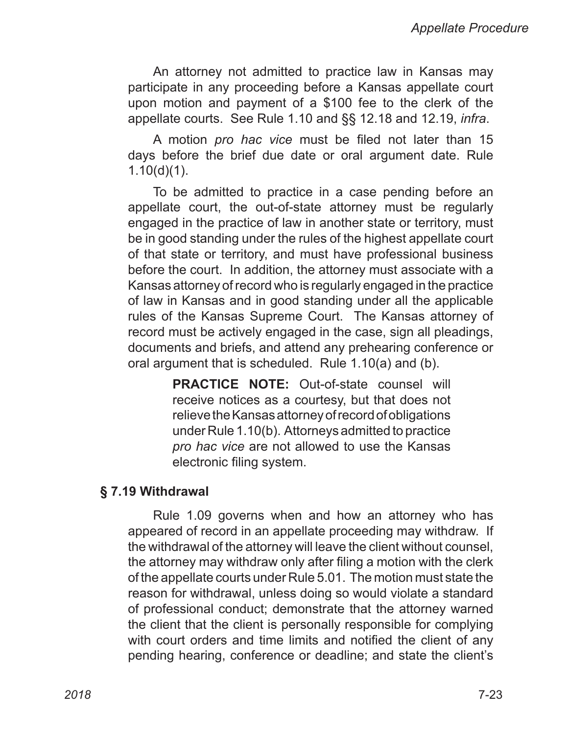An attorney not admitted to practice law in Kansas may participate in any proceeding before a Kansas appellate court upon motion and payment of a $100 fee to the clerk of the appellate courts. See Rule 1.10 and §§ 12.18 and 12.19, *infra*.

A motion *pro hac vice* must be filed not later than 15 days before the brief due date or oral argument date. Rule 1.10(d)(1).

To be admitted to practice in a case pending before an appellate court, the out-of-state attorney must be regularly engaged in the practice of law in another state or territory, must be in good standing under the rules of the highest appellate court of that state or territory, and must have professional business before the court. In addition, the attorney must associate with a Kansas attorney of record who is regularly engaged in the practice of law in Kansas and in good standing under all the applicable rules of the Kansas Supreme Court. The Kansas attorney of record must be actively engaged in the case, sign all pleadings, documents and briefs, and attend any prehearing conference or oral argument that is scheduled. Rule 1.10(a) and (b).

> **PRACTICE NOTE:** Out-of-state counsel will receive notices as a courtesy, but that does not relieve the Kansas attorney of record of obligations under Rule 1.10(b). Attorneys admitted to practice *pro hac vice* are not allowed to use the Kansas electronic filing system.

### § 7.19 Withdrawal

Rule 1.09 governs when and how an attorney who has appeared of record in an appellate proceeding may withdraw. If the withdrawal of the attorney will leave the client without counsel, the attorney may withdraw only after filing a motion with the clerk of the appellate courts under Rule 5.01. The motion must state the reason for withdrawal, unless doing so would violate a standard of professional conduct; demonstrate that the attorney warned the client that the client is personally responsible for complying with court orders and time limits and notified the client of any pending hearing, conference or deadline; and state the client's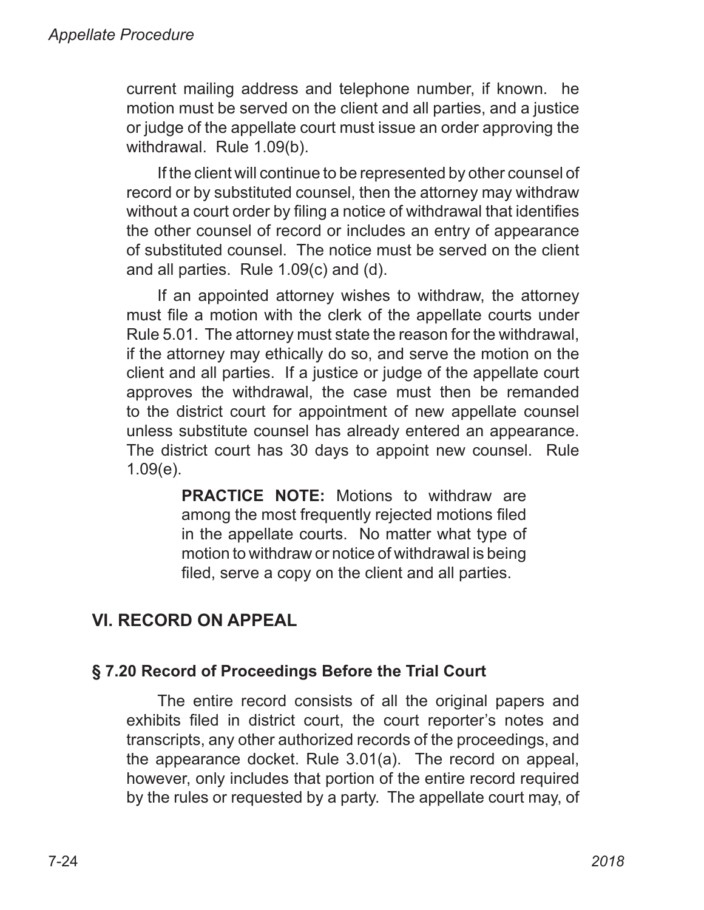current mailing address and telephone number, if known. he motion must be served on the client and all parties, and a justice or judge of the appellate court must issue an order approving the withdrawal. Rule 1.09(b).

If the client will continue to be represented by other counsel of record or by substituted counsel, then the attorney may withdraw without a court order by filing a notice of withdrawal that identifies the other counsel of record or includes an entry of appearance of substituted counsel. The notice must be served on the client and all parties. Rule 1.09(c) and (d).

If an appointed attorney wishes to withdraw, the attorney must file a motion with the clerk of the appellate courts under Rule 5.01. The attorney must state the reason for the withdrawal, if the attorney may ethically do so, and serve the motion on the client and all parties. If a justice or judge of the appellate court approves the withdrawal, the case must then be remanded to the district court for appointment of new appellate counsel unless substitute counsel has already entered an appearance. The district court has 30 days to appoint new counsel. Rule 1.09(e).

> **PRACTICE NOTE:** Motions to withdraw are among the most frequently rejected motions filed in the appellate courts. No matter what type of motion to withdraw or notice of withdrawal is being filed, serve a copy on the client and all parties.

## VI. RECORD ON APPEAL

### § 7.20 Record of Proceedings Before the Trial Court

The entire record consists of all the original papers and exhibits filed in district court, the court reporter's notes and transcripts, any other authorized records of the proceedings, and the appearance docket. Rule 3.01(a). The record on appeal, however, only includes that portion of the entire record required by the rules or requested by a party. The appellate court may, of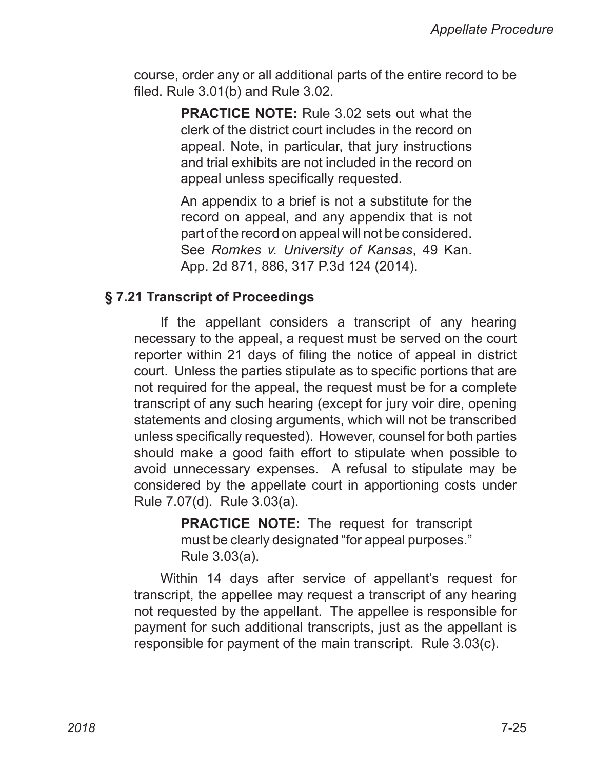course, order any or all additional parts of the entire record to be filed. Rule 3.01(b) and Rule 3.02.

> **PRACTICE NOTE:** Rule 3.02 sets out what the clerk of the district court includes in the record on appeal. Note, in particular, that jury instructions and trial exhibits are not included in the record on appeal unless specifically requested.
>
> An appendix to a brief is not a substitute for the record on appeal, and any appendix that is not part of the record on appeal will not be considered. See *Romkes v. University of Kansas*, 49 Kan. App. 2d 871, 886, 317 P.3d 124 (2014).

## § 7.21 Transcript of Proceedings

If the appellant considers a transcript of any hearing necessary to the appeal, a request must be served on the court reporter within 21 days of filing the notice of appeal in district court. Unless the parties stipulate as to specific portions that are not required for the appeal, the request must be for a complete transcript of any such hearing (except for jury voir dire, opening statements and closing arguments, which will not be transcribed unless specifically requested). However, counsel for both parties should make a good faith effort to stipulate when possible to avoid unnecessary expenses. A refusal to stipulate may be considered by the appellate court in apportioning costs under Rule 7.07(d). Rule 3.03(a).

> **PRACTICE NOTE:** The request for transcript must be clearly designated "for appeal purposes." Rule 3.03(a).

Within 14 days after service of appellant's request for transcript, the appellee may request a transcript of any hearing not requested by the appellant. The appellee is responsible for payment for such additional transcripts, just as the appellant is responsible for payment of the main transcript. Rule 3.03(c).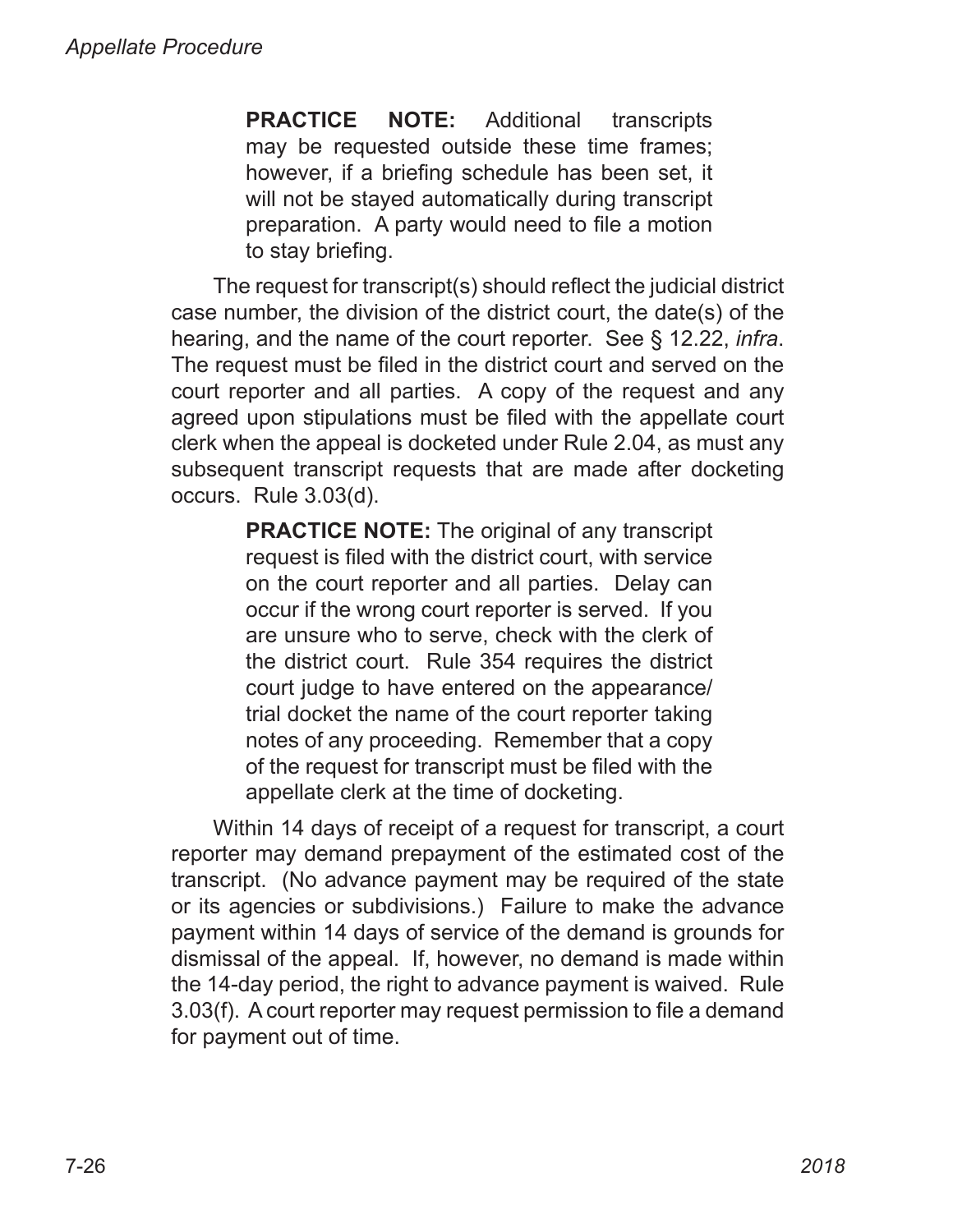**PRACTICE NOTE:** Additional transcripts may be requested outside these time frames; however, if a briefing schedule has been set, it will not be stayed automatically during transcript preparation. A party would need to file a motion to stay briefing.

The request for transcript(s) should reflect the judicial district case number, the division of the district court, the date(s) of the hearing, and the name of the court reporter. See § 12.22, *infra*. The request must be filed in the district court and served on the court reporter and all parties. A copy of the request and any agreed upon stipulations must be filed with the appellate court clerk when the appeal is docketed under Rule 2.04, as must any subsequent transcript requests that are made after docketing occurs. Rule 3.03(d).

**PRACTICE NOTE:** The original of any transcript request is filed with the district court, with service on the court reporter and all parties. Delay can occur if the wrong court reporter is served. If you are unsure who to serve, check with the clerk of the district court. Rule 354 requires the district court judge to have entered on the appearance/trial docket the name of the court reporter taking notes of any proceeding. Remember that a copy of the request for transcript must be filed with the appellate clerk at the time of docketing.

Within 14 days of receipt of a request for transcript, a court reporter may demand prepayment of the estimated cost of the transcript. (No advance payment may be required of the state or its agencies or subdivisions.) Failure to make the advance payment within 14 days of service of the demand is grounds for dismissal of the appeal. If, however, no demand is made within the 14-day period, the right to advance payment is waived. Rule 3.03(f). A court reporter may request permission to file a demand for payment out of time.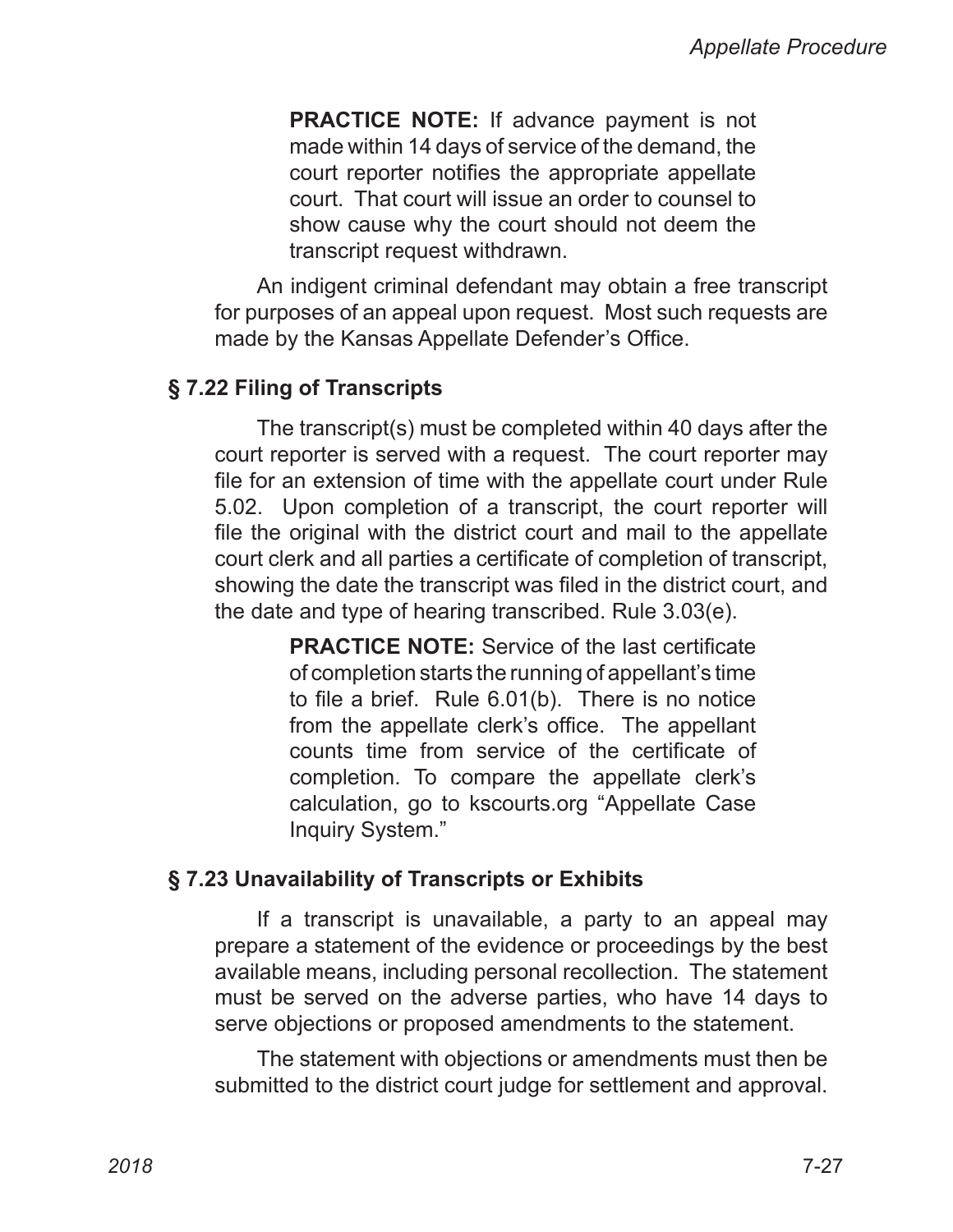**PRACTICE NOTE:** If advance payment is not made within 14 days of service of the demand, the court reporter notifies the appropriate appellate court. That court will issue an order to counsel to show cause why the court should not deem the transcript request withdrawn.

An indigent criminal defendant may obtain a free transcript for purposes of an appeal upon request. Most such requests are made by the Kansas Appellate Defender's Office.

## § 7.22 Filing of Transcripts

The transcript(s) must be completed within 40 days after the court reporter is served with a request. The court reporter may file for an extension of time with the appellate court under Rule 5.02. Upon completion of a transcript, the court reporter will file the original with the district court and mail to the appellate court clerk and all parties a certificate of completion of transcript, showing the date the transcript was filed in the district court, and the date and type of hearing transcribed. Rule 3.03(e).

**PRACTICE NOTE:** Service of the last certificate of completion starts the running of appellant's time to file a brief. Rule 6.01(b). There is no notice from the appellate clerk's office. The appellant counts time from service of the certificate of completion. To compare the appellate clerk's calculation, go to kscourts.org "Appellate Case Inquiry System."

## § 7.23 Unavailability of Transcripts or Exhibits

If a transcript is unavailable, a party to an appeal may prepare a statement of the evidence or proceedings by the best available means, including personal recollection. The statement must be served on the adverse parties, who have 14 days to serve objections or proposed amendments to the statement.

The statement with objections or amendments must then be submitted to the district court judge for settlement and approval.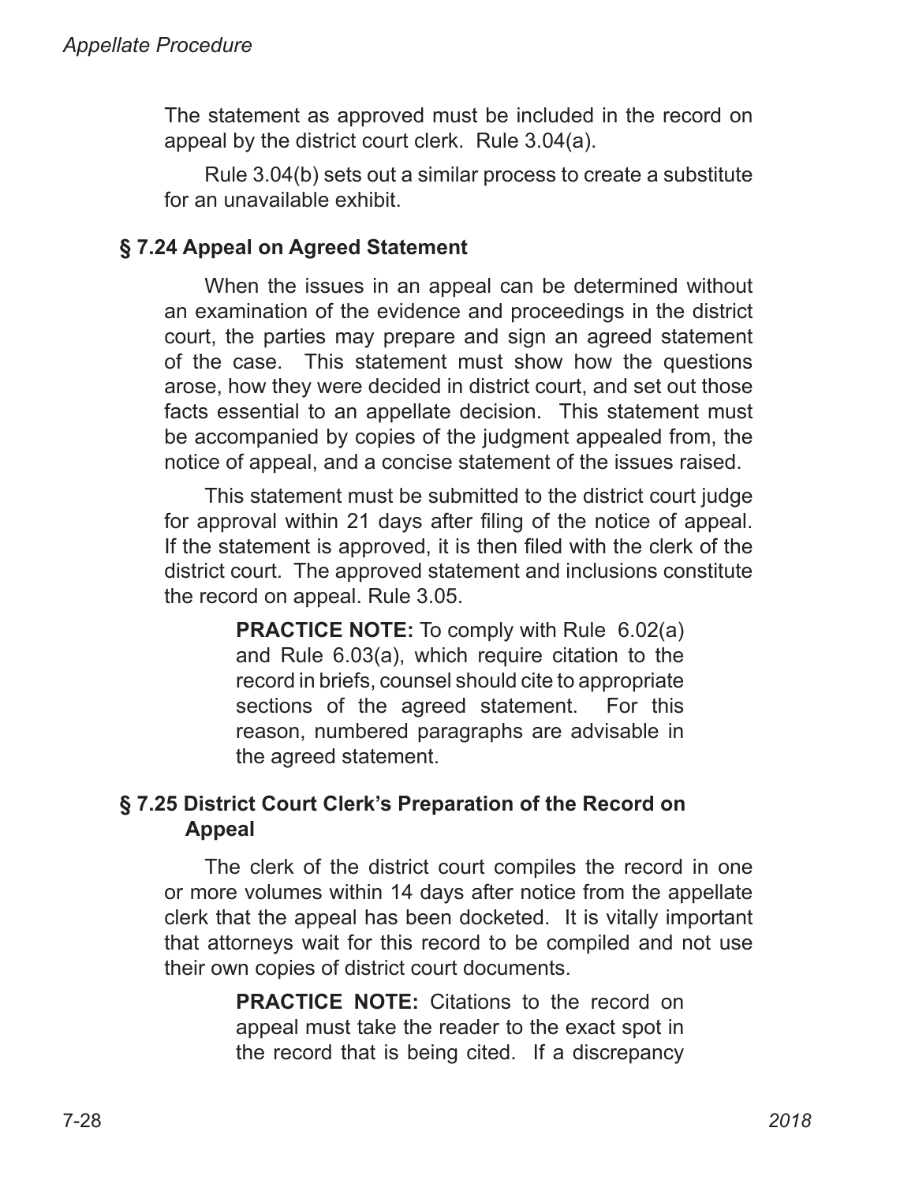The statement as approved must be included in the record on appeal by the district court clerk. Rule 3.04(a).

Rule 3.04(b) sets out a similar process to create a substitute for an unavailable exhibit.

## § 7.24 Appeal on Agreed Statement

When the issues in an appeal can be determined without an examination of the evidence and proceedings in the district court, the parties may prepare and sign an agreed statement of the case. This statement must show how the questions arose, how they were decided in district court, and set out those facts essential to an appellate decision. This statement must be accompanied by copies of the judgment appealed from, the notice of appeal, and a concise statement of the issues raised.

This statement must be submitted to the district court judge for approval within 21 days after filing of the notice of appeal. If the statement is approved, it is then filed with the clerk of the district court. The approved statement and inclusions constitute the record on appeal. Rule 3.05.

> **PRACTICE NOTE:** To comply with Rule 6.02(a) and Rule 6.03(a), which require citation to the record in briefs, counsel should cite to appropriate sections of the agreed statement. For this reason, numbered paragraphs are advisable in the agreed statement.

## § 7.25 District Court Clerk's Preparation of the Record on Appeal

The clerk of the district court compiles the record in one or more volumes within 14 days after notice from the appellate clerk that the appeal has been docketed. It is vitally important that attorneys wait for this record to be compiled and not use their own copies of district court documents.

> **PRACTICE NOTE:** Citations to the record on appeal must take the reader to the exact spot in the record that is being cited. If a discrepancy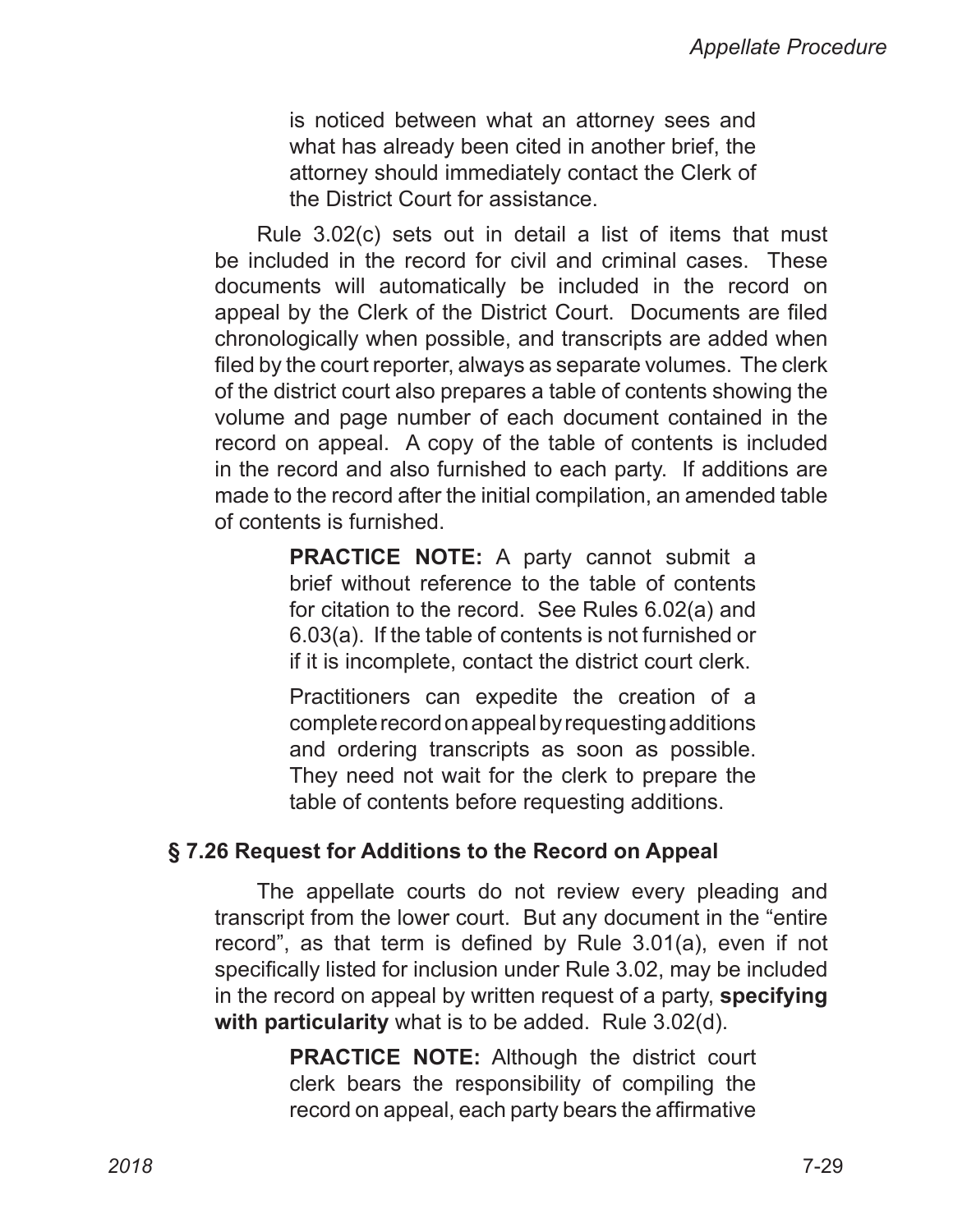> is noticed between what an attorney sees and what has already been cited in another brief, the attorney should immediately contact the Clerk of the District Court for assistance.

Rule 3.02(c) sets out in detail a list of items that must be included in the record for civil and criminal cases. These documents will automatically be included in the record on appeal by the Clerk of the District Court. Documents are filed chronologically when possible, and transcripts are added when filed by the court reporter, always as separate volumes. The clerk of the district court also prepares a table of contents showing the volume and page number of each document contained in the record on appeal. A copy of the table of contents is included in the record and also furnished to each party. If additions are made to the record after the initial compilation, an amended table of contents is furnished.

> **PRACTICE NOTE:** A party cannot submit a brief without reference to the table of contents for citation to the record. See Rules 6.02(a) and 6.03(a). If the table of contents is not furnished or if it is incomplete, contact the district court clerk.
>
> Practitioners can expedite the creation of a complete record on appeal by requesting additions and ordering transcripts as soon as possible. They need not wait for the clerk to prepare the table of contents before requesting additions.

## § 7.26 Request for Additions to the Record on Appeal

The appellate courts do not review every pleading and transcript from the lower court. But any document in the "entire record", as that term is defined by Rule 3.01(a), even if not specifically listed for inclusion under Rule 3.02, may be included in the record on appeal by written request of a party, **specifying with particularity** what is to be added. Rule 3.02(d).

> **PRACTICE NOTE:** Although the district court clerk bears the responsibility of compiling the record on appeal, each party bears the affirmative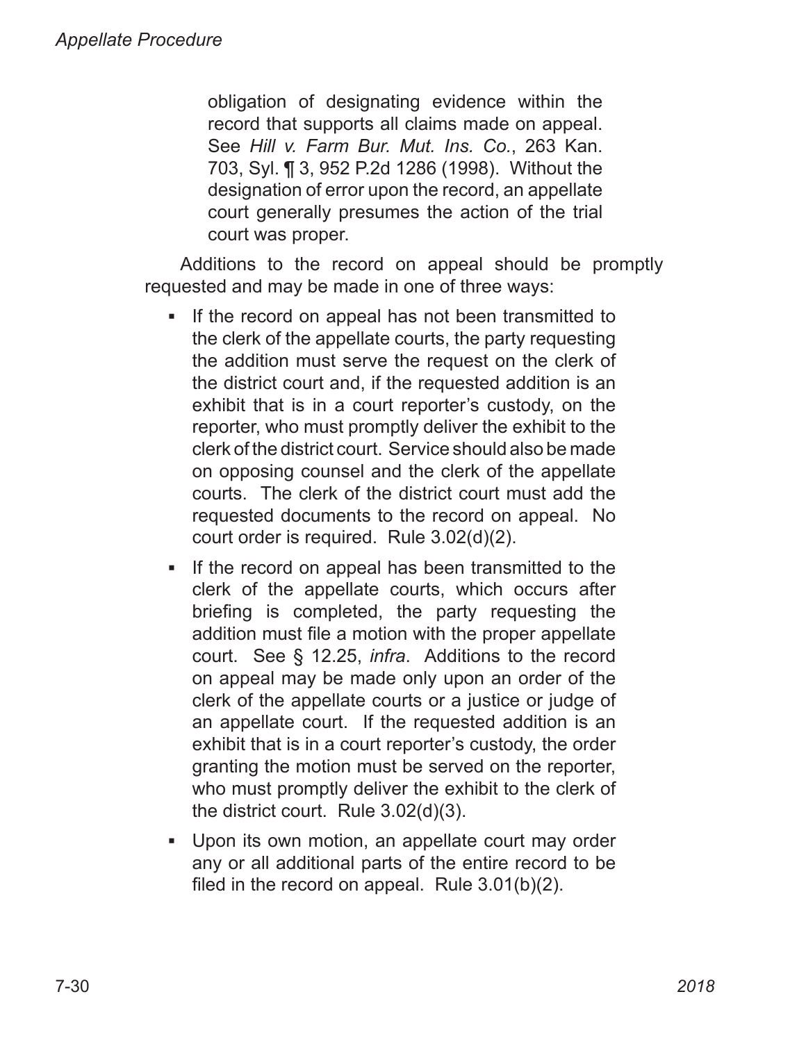> obligation of designating evidence within the record that supports all claims made on appeal. See *Hill v. Farm Bur. Mut. Ins. Co.*, 263 Kan. 703, Syl. ¶ 3, 952 P.2d 1286 (1998). Without the designation of error upon the record, an appellate court generally presumes the action of the trial court was proper.

Additions to the record on appeal should be promptly requested and may be made in one of three ways:

- If the record on appeal has not been transmitted to the clerk of the appellate courts, the party requesting the addition must serve the request on the clerk of the district court and, if the requested addition is an exhibit that is in a court reporter's custody, on the reporter, who must promptly deliver the exhibit to the clerk of the district court. Service should also be made on opposing counsel and the clerk of the appellate courts. The clerk of the district court must add the requested documents to the record on appeal. No court order is required. Rule 3.02(d)(2).
- If the record on appeal has been transmitted to the clerk of the appellate courts, which occurs after briefing is completed, the party requesting the addition must file a motion with the proper appellate court. See § 12.25, *infra*. Additions to the record on appeal may be made only upon an order of the clerk of the appellate courts or a justice or judge of an appellate court. If the requested addition is an exhibit that is in a court reporter's custody, the order granting the motion must be served on the reporter, who must promptly deliver the exhibit to the clerk of the district court. Rule 3.02(d)(3).
- Upon its own motion, an appellate court may order any or all additional parts of the entire record to be filed in the record on appeal. Rule 3.01(b)(2).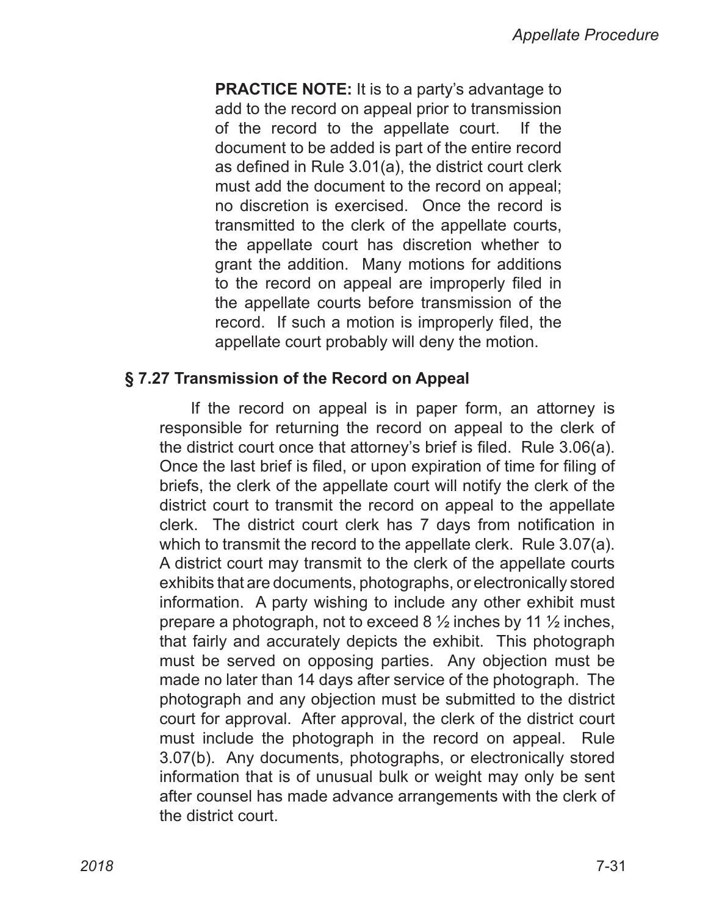**PRACTICE NOTE:** It is to a party's advantage to add to the record on appeal prior to transmission of the record to the appellate court. If the document to be added is part of the entire record as defined in Rule 3.01(a), the district court clerk must add the document to the record on appeal; no discretion is exercised. Once the record is transmitted to the clerk of the appellate courts, the appellate court has discretion whether to grant the addition. Many motions for additions to the record on appeal are improperly filed in the appellate courts before transmission of the record. If such a motion is improperly filed, the appellate court probably will deny the motion.

### § 7.27 Transmission of the Record on Appeal

If the record on appeal is in paper form, an attorney is responsible for returning the record on appeal to the clerk of the district court once that attorney's brief is filed. Rule 3.06(a). Once the last brief is filed, or upon expiration of time for filing of briefs, the clerk of the appellate court will notify the clerk of the district court to transmit the record on appeal to the appellate clerk. The district court clerk has 7 days from notification in which to transmit the record to the appellate clerk. Rule 3.07(a). A district court may transmit to the clerk of the appellate courts exhibits that are documents, photographs, or electronically stored information. A party wishing to include any other exhibit must prepare a photograph, not to exceed 8 ½ inches by 11 ½ inches, that fairly and accurately depicts the exhibit. This photograph must be served on opposing parties. Any objection must be made no later than 14 days after service of the photograph. The photograph and any objection must be submitted to the district court for approval. After approval, the clerk of the district court must include the photograph in the record on appeal. Rule 3.07(b). Any documents, photographs, or electronically stored information that is of unusual bulk or weight may only be sent after counsel has made advance arrangements with the clerk of the district court.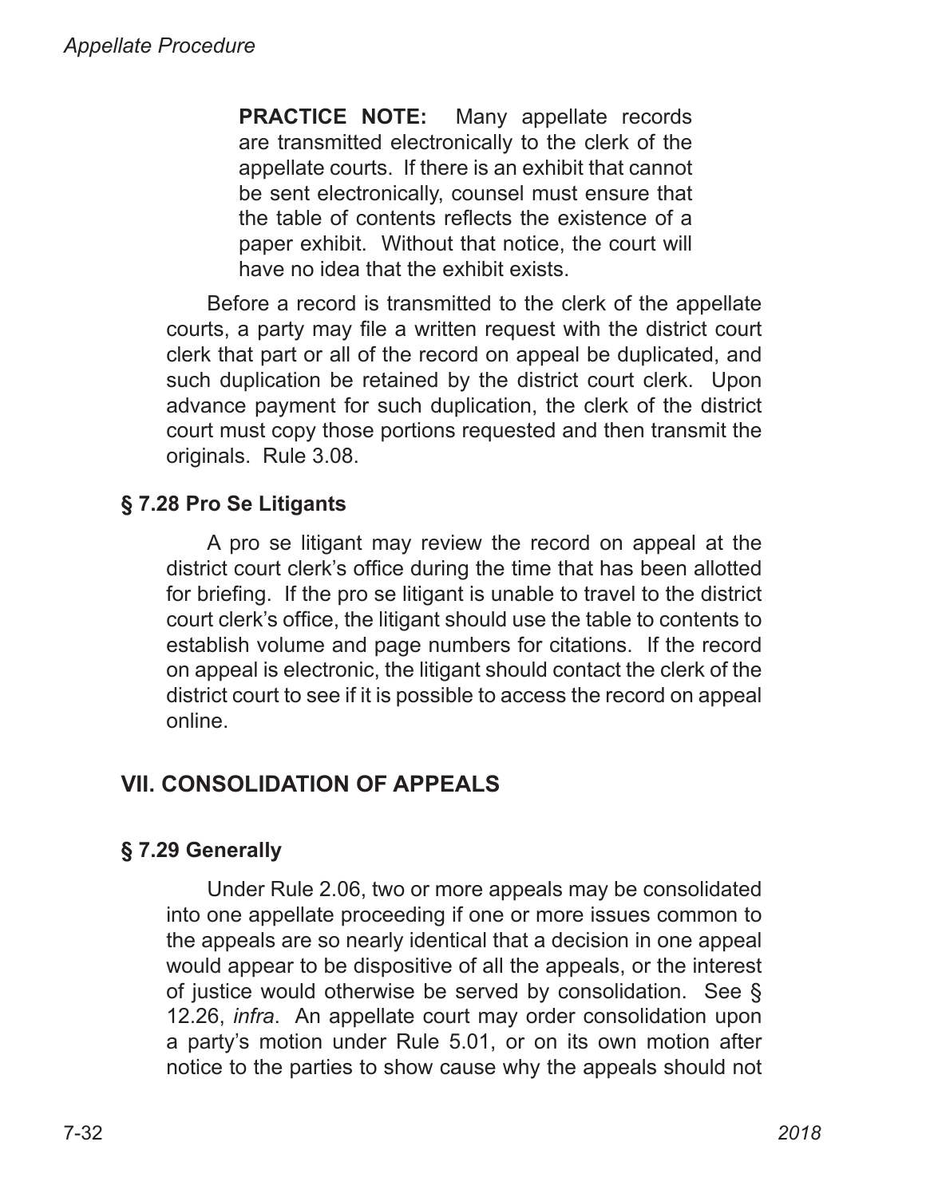**PRACTICE NOTE:** Many appellate records are transmitted electronically to the clerk of the appellate courts. If there is an exhibit that cannot be sent electronically, counsel must ensure that the table of contents reflects the existence of a paper exhibit. Without that notice, the court will have no idea that the exhibit exists.

Before a record is transmitted to the clerk of the appellate courts, a party may file a written request with the district court clerk that part or all of the record on appeal be duplicated, and such duplication be retained by the district court clerk. Upon advance payment for such duplication, the clerk of the district court must copy those portions requested and then transmit the originals. Rule 3.08.

### § 7.28 Pro Se Litigants

A pro se litigant may review the record on appeal at the district court clerk's office during the time that has been allotted for briefing. If the pro se litigant is unable to travel to the district court clerk's office, the litigant should use the table to contents to establish volume and page numbers for citations. If the record on appeal is electronic, the litigant should contact the clerk of the district court to see if it is possible to access the record on appeal online.

## VII. CONSOLIDATION OF APPEALS

### § 7.29 Generally

Under Rule 2.06, two or more appeals may be consolidated into one appellate proceeding if one or more issues common to the appeals are so nearly identical that a decision in one appeal would appear to be dispositive of all the appeals, or the interest of justice would otherwise be served by consolidation. See § 12.26, *infra*. An appellate court may order consolidation upon a party's motion under Rule 5.01, or on its own motion after notice to the parties to show cause why the appeals should not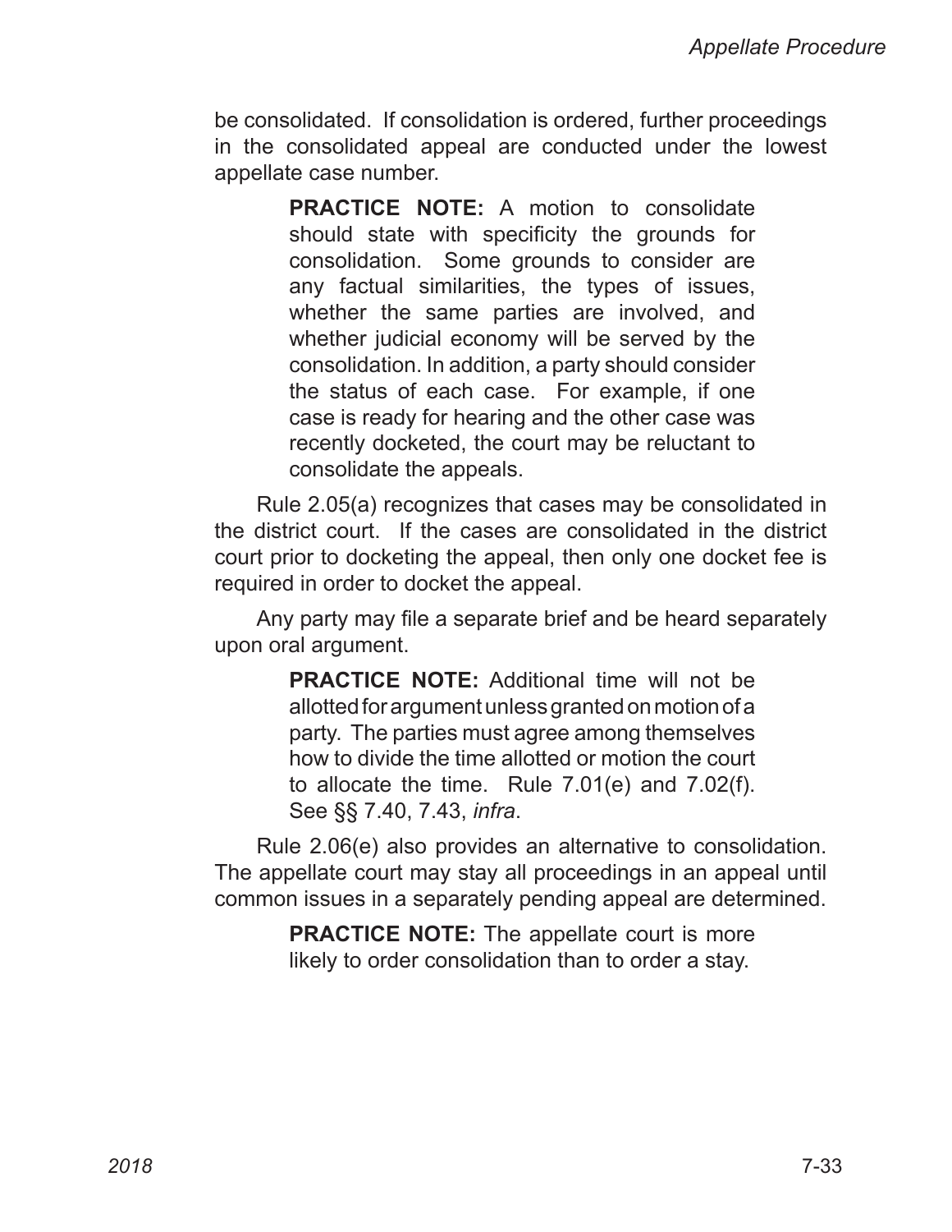be consolidated. If consolidation is ordered, further proceedings in the consolidated appeal are conducted under the lowest appellate case number.

> **PRACTICE NOTE:** A motion to consolidate should state with specificity the grounds for consolidation. Some grounds to consider are any factual similarities, the types of issues, whether the same parties are involved, and whether judicial economy will be served by the consolidation. In addition, a party should consider the status of each case. For example, if one case is ready for hearing and the other case was recently docketed, the court may be reluctant to consolidate the appeals.

Rule 2.05(a) recognizes that cases may be consolidated in the district court. If the cases are consolidated in the district court prior to docketing the appeal, then only one docket fee is required in order to docket the appeal.

Any party may file a separate brief and be heard separately upon oral argument.

> **PRACTICE NOTE:** Additional time will not be allotted for argument unless granted on motion of a party. The parties must agree among themselves how to divide the time allotted or motion the court to allocate the time. Rule 7.01(e) and 7.02(f). See §§ 7.40, 7.43, *infra*.

Rule 2.06(e) also provides an alternative to consolidation. The appellate court may stay all proceedings in an appeal until common issues in a separately pending appeal are determined.

> **PRACTICE NOTE:** The appellate court is more likely to order consolidation than to order a stay.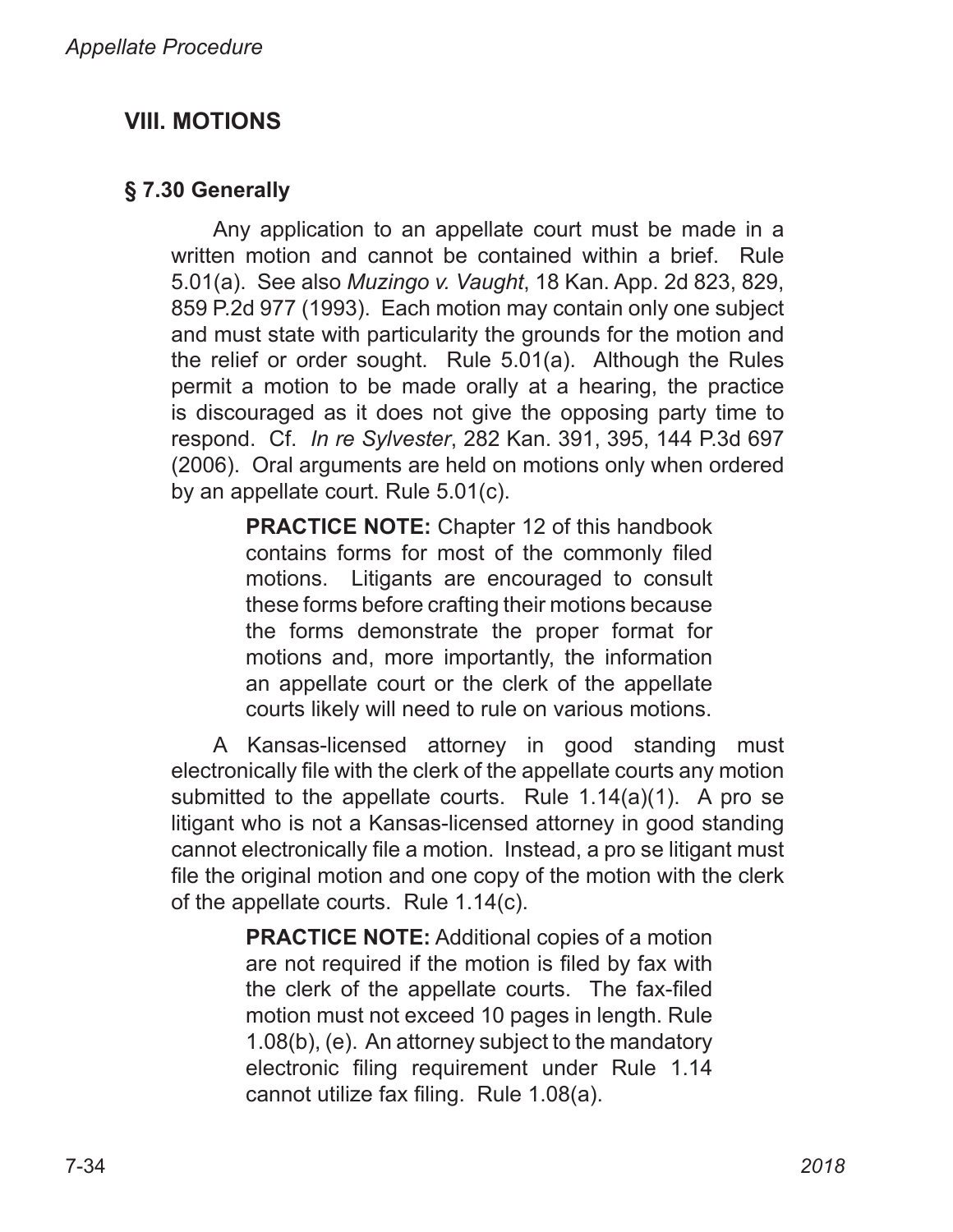## VIII. MOTIONS

### § 7.30 Generally

Any application to an appellate court must be made in a written motion and cannot be contained within a brief. Rule 5.01(a). See also *Muzingo v. Vaught*, 18 Kan. App. 2d 823, 829, 859 P.2d 977 (1993). Each motion may contain only one subject and must state with particularity the grounds for the motion and the relief or order sought. Rule 5.01(a). Although the Rules permit a motion to be made orally at a hearing, the practice is discouraged as it does not give the opposing party time to respond. Cf. *In re Sylvester*, 282 Kan. 391, 395, 144 P.3d 697 (2006). Oral arguments are held on motions only when ordered by an appellate court. Rule 5.01(c).

> **PRACTICE NOTE:** Chapter 12 of this handbook contains forms for most of the commonly filed motions. Litigants are encouraged to consult these forms before crafting their motions because the forms demonstrate the proper format for motions and, more importantly, the information an appellate court or the clerk of the appellate courts likely will need to rule on various motions.

A Kansas-licensed attorney in good standing must electronically file with the clerk of the appellate courts any motion submitted to the appellate courts. Rule 1.14(a)(1). A pro se litigant who is not a Kansas-licensed attorney in good standing cannot electronically file a motion. Instead, a pro se litigant must file the original motion and one copy of the motion with the clerk of the appellate courts. Rule 1.14(c).

> **PRACTICE NOTE:** Additional copies of a motion are not required if the motion is filed by fax with the clerk of the appellate courts. The fax-filed motion must not exceed 10 pages in length. Rule 1.08(b), (e). An attorney subject to the mandatory electronic filing requirement under Rule 1.14 cannot utilize fax filing. Rule 1.08(a).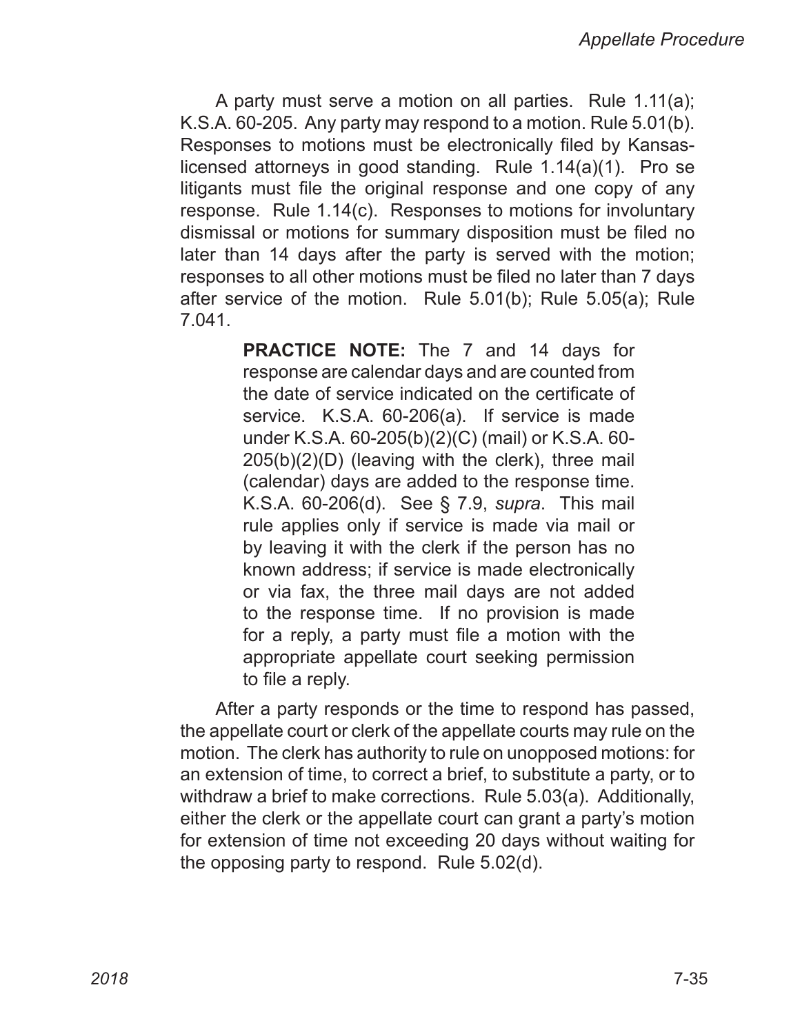A party must serve a motion on all parties. Rule 1.11(a); K.S.A. 60-205. Any party may respond to a motion. Rule 5.01(b). Responses to motions must be electronically filed by Kansas-licensed attorneys in good standing. Rule 1.14(a)(1). Pro se litigants must file the original response and one copy of any response. Rule 1.14(c). Responses to motions for involuntary dismissal or motions for summary disposition must be filed no later than 14 days after the party is served with the motion; responses to all other motions must be filed no later than 7 days after service of the motion. Rule 5.01(b); Rule 5.05(a); Rule 7.041.

> **PRACTICE NOTE:** The 7 and 14 days for response are calendar days and are counted from the date of service indicated on the certificate of service. K.S.A. 60-206(a). If service is made under K.S.A. 60-205(b)(2)(C) (mail) or K.S.A. 60-205(b)(2)(D) (leaving with the clerk), three mail (calendar) days are added to the response time. K.S.A. 60-206(d). See § 7.9, *supra*. This mail rule applies only if service is made via mail or by leaving it with the clerk if the person has no known address; if service is made electronically or via fax, the three mail days are not added to the response time. If no provision is made for a reply, a party must file a motion with the appropriate appellate court seeking permission to file a reply.

After a party responds or the time to respond has passed, the appellate court or clerk of the appellate courts may rule on the motion. The clerk has authority to rule on unopposed motions: for an extension of time, to correct a brief, to substitute a party, or to withdraw a brief to make corrections. Rule 5.03(a). Additionally, either the clerk or the appellate court can grant a party's motion for extension of time not exceeding 20 days without waiting for the opposing party to respond. Rule 5.02(d).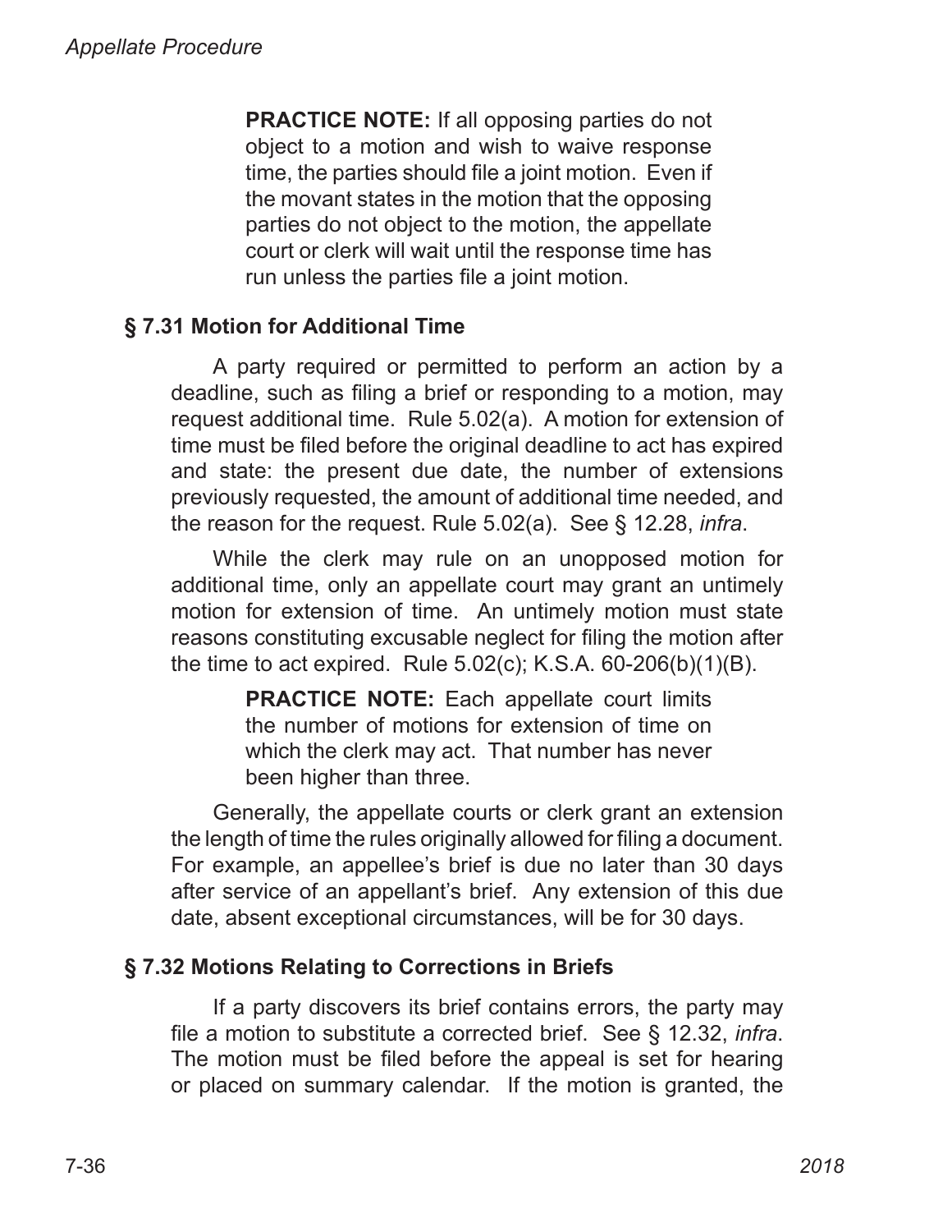**PRACTICE NOTE:** If all opposing parties do not object to a motion and wish to waive response time, the parties should file a joint motion. Even if the movant states in the motion that the opposing parties do not object to the motion, the appellate court or clerk will wait until the response time has run unless the parties file a joint motion.

### § 7.31 Motion for Additional Time

A party required or permitted to perform an action by a deadline, such as filing a brief or responding to a motion, may request additional time. Rule 5.02(a). A motion for extension of time must be filed before the original deadline to act has expired and state: the present due date, the number of extensions previously requested, the amount of additional time needed, and the reason for the request. Rule 5.02(a). See § 12.28, *infra*.

While the clerk may rule on an unopposed motion for additional time, only an appellate court may grant an untimely motion for extension of time. An untimely motion must state reasons constituting excusable neglect for filing the motion after the time to act expired. Rule 5.02(c); K.S.A. 60-206(b)(1)(B).

**PRACTICE NOTE:** Each appellate court limits the number of motions for extension of time on which the clerk may act. That number has never been higher than three.

Generally, the appellate courts or clerk grant an extension the length of time the rules originally allowed for filing a document. For example, an appellee's brief is due no later than 30 days after service of an appellant's brief. Any extension of this due date, absent exceptional circumstances, will be for 30 days.

### § 7.32 Motions Relating to Corrections in Briefs

If a party discovers its brief contains errors, the party may file a motion to substitute a corrected brief. See § 12.32, *infra*. The motion must be filed before the appeal is set for hearing or placed on summary calendar. If the motion is granted, the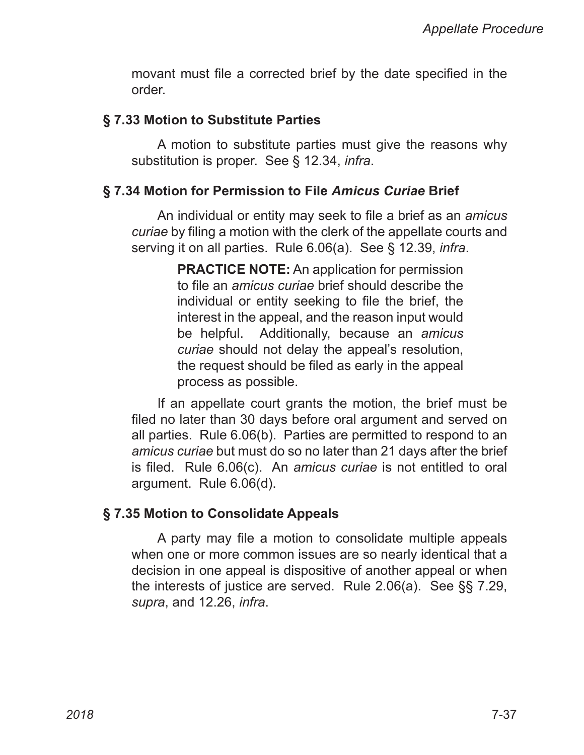movant must file a corrected brief by the date specified in the order.

## § 7.33 Motion to Substitute Parties

A motion to substitute parties must give the reasons why substitution is proper. See § 12.34, *infra*.

## § 7.34 Motion for Permission to File *Amicus Curiae* Brief

An individual or entity may seek to file a brief as an *amicus curiae* by filing a motion with the clerk of the appellate courts and serving it on all parties. Rule 6.06(a). See § 12.39, *infra*.

> **PRACTICE NOTE:** An application for permission to file an *amicus curiae* brief should describe the individual or entity seeking to file the brief, the interest in the appeal, and the reason input would be helpful. Additionally, because an *amicus curiae* should not delay the appeal's resolution, the request should be filed as early in the appeal process as possible.

If an appellate court grants the motion, the brief must be filed no later than 30 days before oral argument and served on all parties. Rule 6.06(b). Parties are permitted to respond to an *amicus curiae* but must do so no later than 21 days after the brief is filed. Rule 6.06(c). An *amicus curiae* is not entitled to oral argument. Rule 6.06(d).

## § 7.35 Motion to Consolidate Appeals

A party may file a motion to consolidate multiple appeals when one or more common issues are so nearly identical that a decision in one appeal is dispositive of another appeal or when the interests of justice are served. Rule 2.06(a). See §§ 7.29, *supra*, and 12.26, *infra*.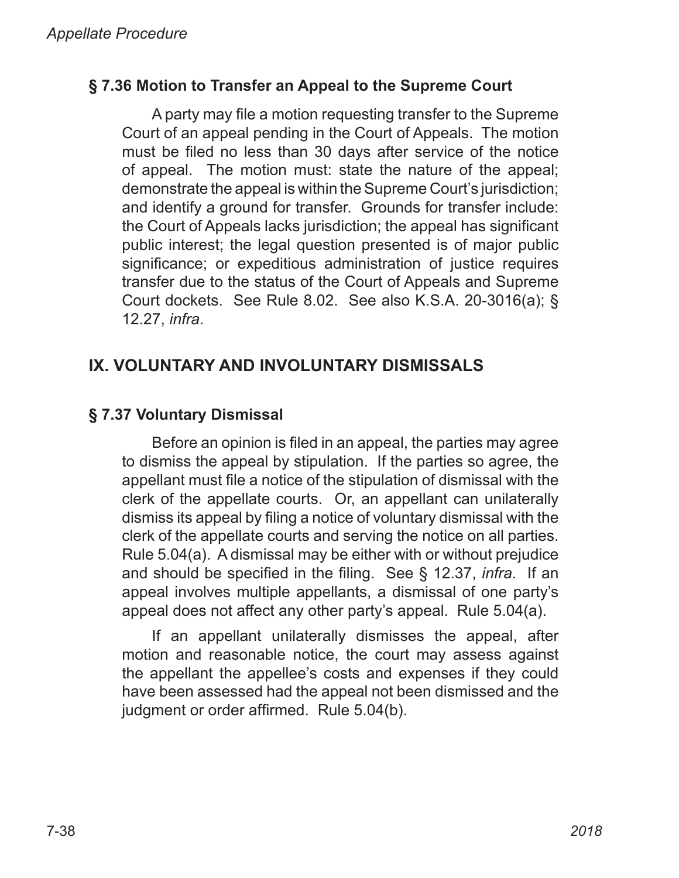### § 7.36 Motion to Transfer an Appeal to the Supreme Court

A party may file a motion requesting transfer to the Supreme Court of an appeal pending in the Court of Appeals. The motion must be filed no less than 30 days after service of the notice of appeal. The motion must: state the nature of the appeal; demonstrate the appeal is within the Supreme Court's jurisdiction; and identify a ground for transfer. Grounds for transfer include: the Court of Appeals lacks jurisdiction; the appeal has significant public interest; the legal question presented is of major public significance; or expeditious administration of justice requires transfer due to the status of the Court of Appeals and Supreme Court dockets. See Rule 8.02. See also K.S.A. 20-3016(a); § 12.27, *infra*.

## IX. VOLUNTARY AND INVOLUNTARY DISMISSALS

### § 7.37 Voluntary Dismissal

Before an opinion is filed in an appeal, the parties may agree to dismiss the appeal by stipulation. If the parties so agree, the appellant must file a notice of the stipulation of dismissal with the clerk of the appellate courts. Or, an appellant can unilaterally dismiss its appeal by filing a notice of voluntary dismissal with the clerk of the appellate courts and serving the notice on all parties. Rule 5.04(a). A dismissal may be either with or without prejudice and should be specified in the filing. See § 12.37, *infra*. If an appeal involves multiple appellants, a dismissal of one party's appeal does not affect any other party's appeal. Rule 5.04(a).

If an appellant unilaterally dismisses the appeal, after motion and reasonable notice, the court may assess against the appellant the appellee's costs and expenses if they could have been assessed had the appeal not been dismissed and the judgment or order affirmed. Rule 5.04(b).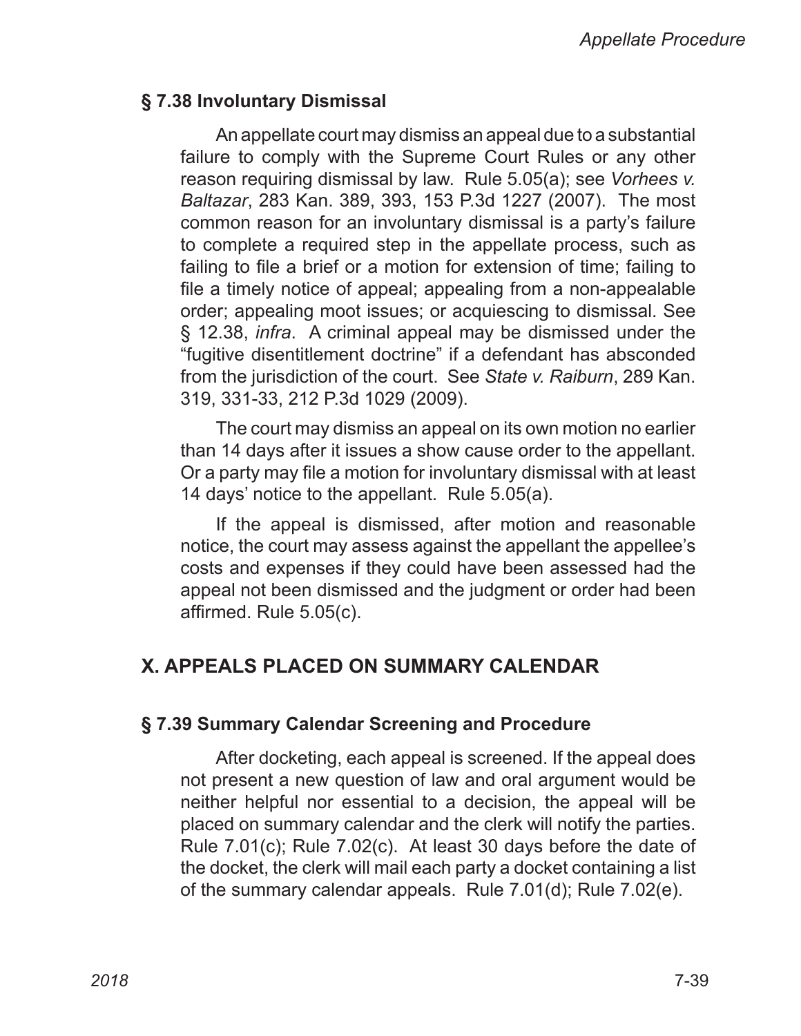### § 7.38 Involuntary Dismissal

An appellate court may dismiss an appeal due to a substantial failure to comply with the Supreme Court Rules or any other reason requiring dismissal by law. Rule 5.05(a); see *Vorhees v. Baltazar*, 283 Kan. 389, 393, 153 P.3d 1227 (2007). The most common reason for an involuntary dismissal is a party's failure to complete a required step in the appellate process, such as failing to file a brief or a motion for extension of time; failing to file a timely notice of appeal; appealing from a non-appealable order; appealing moot issues; or acquiescing to dismissal. See § 12.38, *infra*. A criminal appeal may be dismissed under the "fugitive disentitlement doctrine" if a defendant has absconded from the jurisdiction of the court. See *State v. Raiburn*, 289 Kan. 319, 331-33, 212 P.3d 1029 (2009).

The court may dismiss an appeal on its own motion no earlier than 14 days after it issues a show cause order to the appellant. Or a party may file a motion for involuntary dismissal with at least 14 days' notice to the appellant. Rule 5.05(a).

If the appeal is dismissed, after motion and reasonable notice, the court may assess against the appellant the appellee's costs and expenses if they could have been assessed had the appeal not been dismissed and the judgment or order had been affirmed. Rule 5.05(c).

## X. APPEALS PLACED ON SUMMARY CALENDAR

### § 7.39 Summary Calendar Screening and Procedure

After docketing, each appeal is screened. If the appeal does not present a new question of law and oral argument would be neither helpful nor essential to a decision, the appeal will be placed on summary calendar and the clerk will notify the parties. Rule 7.01(c); Rule 7.02(c). At least 30 days before the date of the docket, the clerk will mail each party a docket containing a list of the summary calendar appeals. Rule 7.01(d); Rule 7.02(e).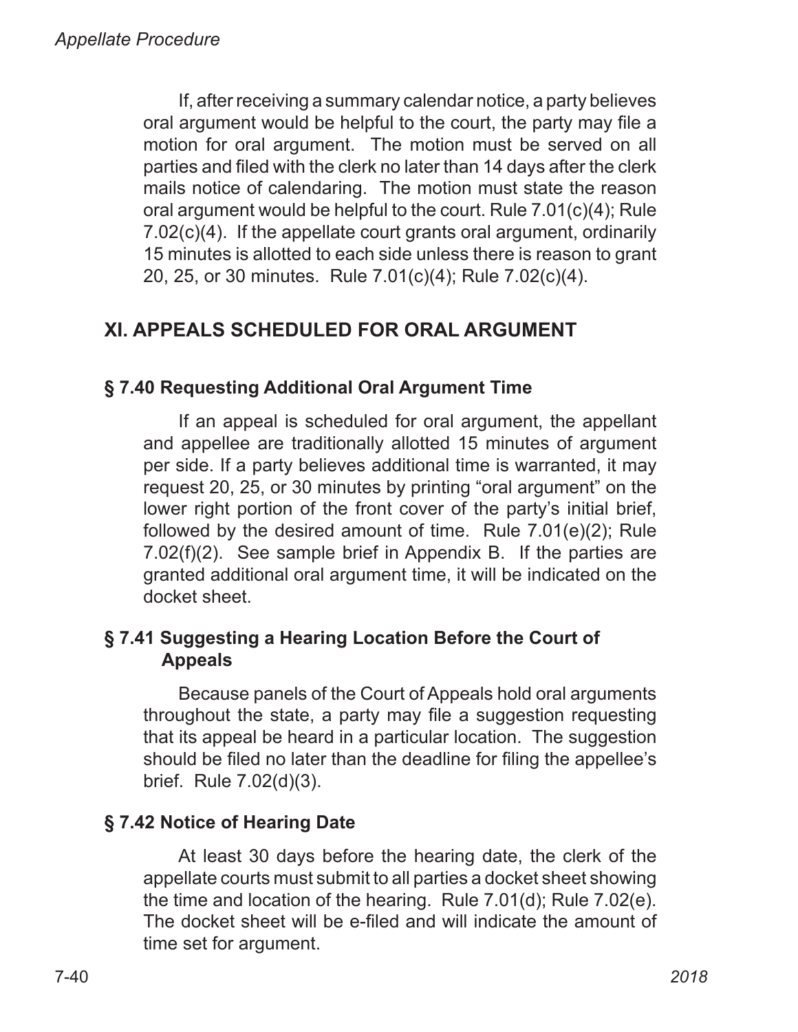If, after receiving a summary calendar notice, a party believes oral argument would be helpful to the court, the party may file a motion for oral argument. The motion must be served on all parties and filed with the clerk no later than 14 days after the clerk mails notice of calendaring. The motion must state the reason oral argument would be helpful to the court. Rule 7.01(c)(4); Rule 7.02(c)(4). If the appellate court grants oral argument, ordinarily 15 minutes is allotted to each side unless there is reason to grant 20, 25, or 30 minutes. Rule 7.01(c)(4); Rule 7.02(c)(4).

## XI. APPEALS SCHEDULED FOR ORAL ARGUMENT

### § 7.40 Requesting Additional Oral Argument Time

If an appeal is scheduled for oral argument, the appellant and appellee are traditionally allotted 15 minutes of argument per side. If a party believes additional time is warranted, it may request 20, 25, or 30 minutes by printing "oral argument" on the lower right portion of the front cover of the party's initial brief, followed by the desired amount of time. Rule 7.01(e)(2); Rule 7.02(f)(2). See sample brief in Appendix B. If the parties are granted additional oral argument time, it will be indicated on the docket sheet.

### § 7.41 Suggesting a Hearing Location Before the Court of Appeals

Because panels of the Court of Appeals hold oral arguments throughout the state, a party may file a suggestion requesting that its appeal be heard in a particular location. The suggestion should be filed no later than the deadline for filing the appellee's brief. Rule 7.02(d)(3).

### § 7.42 Notice of Hearing Date

At least 30 days before the hearing date, the clerk of the appellate courts must submit to all parties a docket sheet showing the time and location of the hearing. Rule 7.01(d); Rule 7.02(e). The docket sheet will be e-filed and will indicate the amount of time set for argument.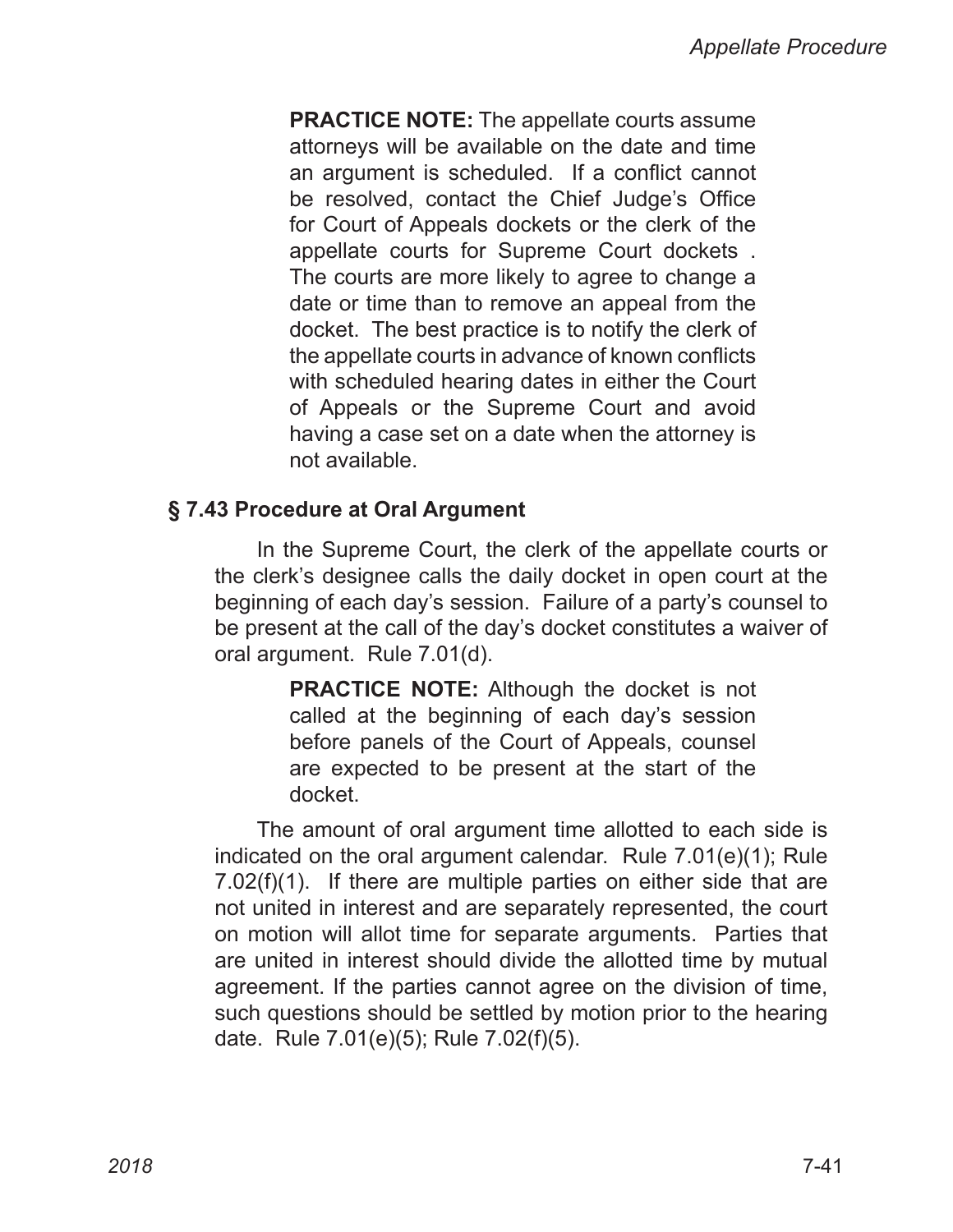**PRACTICE NOTE:** The appellate courts assume attorneys will be available on the date and time an argument is scheduled. If a conflict cannot be resolved, contact the Chief Judge's Office for Court of Appeals dockets or the clerk of the appellate courts for Supreme Court dockets . The courts are more likely to agree to change a date or time than to remove an appeal from the docket. The best practice is to notify the clerk of the appellate courts in advance of known conflicts with scheduled hearing dates in either the Court of Appeals or the Supreme Court and avoid having a case set on a date when the attorney is not available.

### § 7.43 Procedure at Oral Argument

In the Supreme Court, the clerk of the appellate courts or the clerk's designee calls the daily docket in open court at the beginning of each day's session. Failure of a party's counsel to be present at the call of the day's docket constitutes a waiver of oral argument. Rule 7.01(d).

> **PRACTICE NOTE:** Although the docket is not called at the beginning of each day's session before panels of the Court of Appeals, counsel are expected to be present at the start of the docket.

The amount of oral argument time allotted to each side is indicated on the oral argument calendar. Rule 7.01(e)(1); Rule 7.02(f)(1). If there are multiple parties on either side that are not united in interest and are separately represented, the court on motion will allot time for separate arguments. Parties that are united in interest should divide the allotted time by mutual agreement. If the parties cannot agree on the division of time, such questions should be settled by motion prior to the hearing date. Rule 7.01(e)(5); Rule 7.02(f)(5).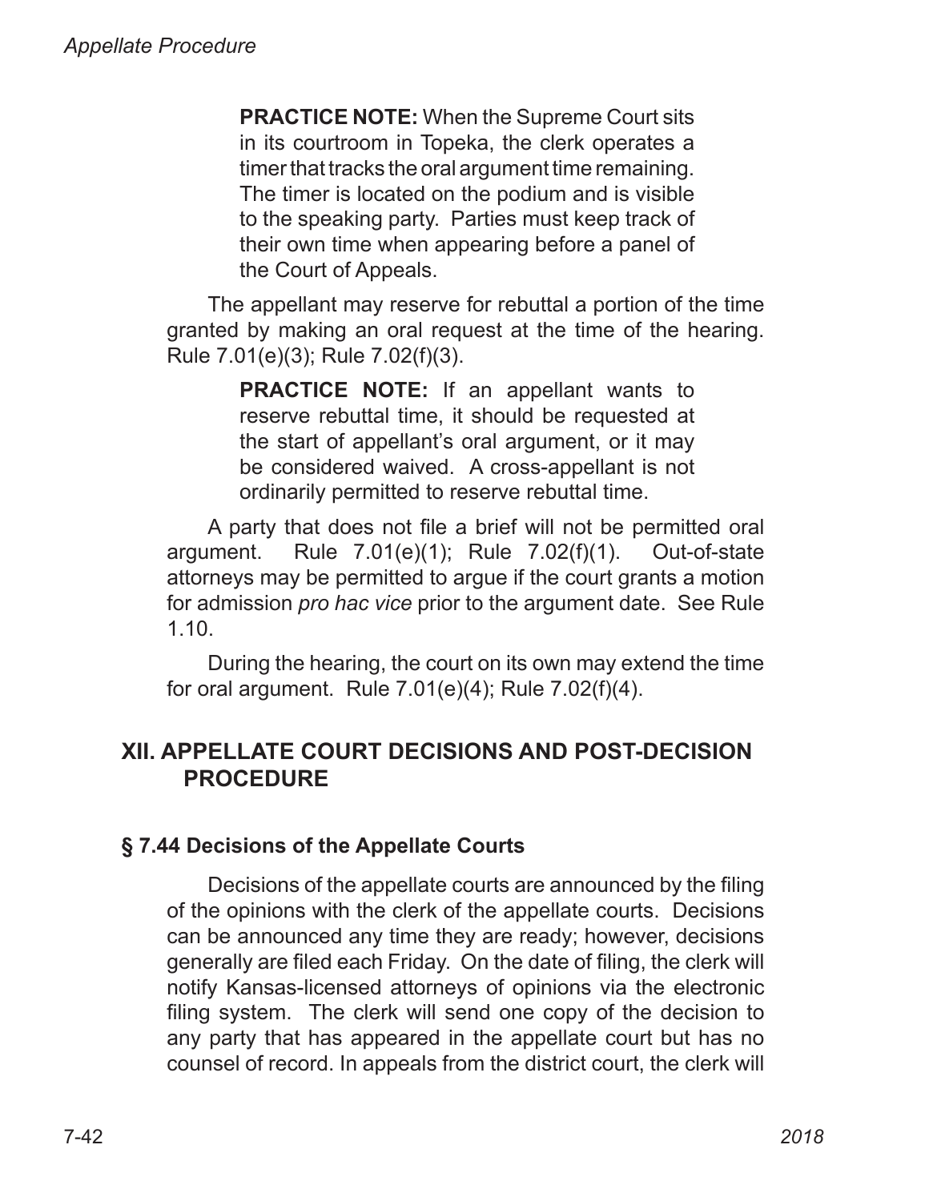> **PRACTICE NOTE:** When the Supreme Court sits in its courtroom in Topeka, the clerk operates a timer that tracks the oral argument time remaining. The timer is located on the podium and is visible to the speaking party. Parties must keep track of their own time when appearing before a panel of the Court of Appeals.

The appellant may reserve for rebuttal a portion of the time granted by making an oral request at the time of the hearing. Rule 7.01(e)(3); Rule 7.02(f)(3).

> **PRACTICE NOTE:** If an appellant wants to reserve rebuttal time, it should be requested at the start of appellant's oral argument, or it may be considered waived. A cross-appellant is not ordinarily permitted to reserve rebuttal time.

A party that does not file a brief will not be permitted oral argument. Rule 7.01(e)(1); Rule 7.02(f)(1). Out-of-state attorneys may be permitted to argue if the court grants a motion for admission *pro hac vice* prior to the argument date. See Rule 1.10.

During the hearing, the court on its own may extend the time for oral argument. Rule 7.01(e)(4); Rule 7.02(f)(4).

## XII. APPELLATE COURT DECISIONS AND POST-DECISION PROCEDURE

### § 7.44 Decisions of the Appellate Courts

Decisions of the appellate courts are announced by the filing of the opinions with the clerk of the appellate courts. Decisions can be announced any time they are ready; however, decisions generally are filed each Friday. On the date of filing, the clerk will notify Kansas-licensed attorneys of opinions via the electronic filing system. The clerk will send one copy of the decision to any party that has appeared in the appellate court but has no counsel of record. In appeals from the district court, the clerk will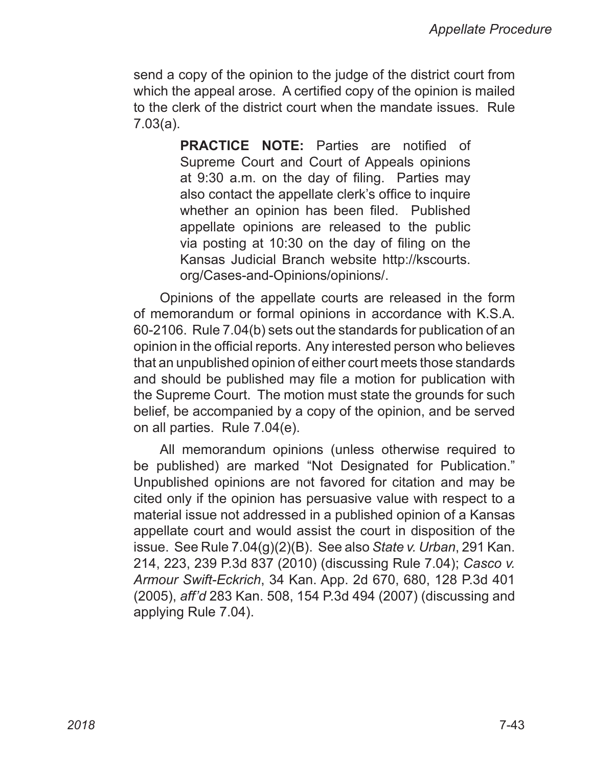send a copy of the opinion to the judge of the district court from which the appeal arose. A certified copy of the opinion is mailed to the clerk of the district court when the mandate issues. Rule 7.03(a).

> **PRACTICE NOTE:** Parties are notified of Supreme Court and Court of Appeals opinions at 9:30 a.m. on the day of filing. Parties may also contact the appellate clerk's office to inquire whether an opinion has been filed. Published appellate opinions are released to the public via posting at 10:30 on the day of filing on the Kansas Judicial Branch website http://kscourts.org/Cases-and-Opinions/opinions/.

Opinions of the appellate courts are released in the form of memorandum or formal opinions in accordance with K.S.A. 60-2106. Rule 7.04(b) sets out the standards for publication of an opinion in the official reports. Any interested person who believes that an unpublished opinion of either court meets those standards and should be published may file a motion for publication with the Supreme Court. The motion must state the grounds for such belief, be accompanied by a copy of the opinion, and be served on all parties. Rule 7.04(e).

All memorandum opinions (unless otherwise required to be published) are marked "Not Designated for Publication." Unpublished opinions are not favored for citation and may be cited only if the opinion has persuasive value with respect to a material issue not addressed in a published opinion of a Kansas appellate court and would assist the court in disposition of the issue. See Rule 7.04(g)(2)(B). See also *State v. Urban*, 291 Kan. 214, 223, 239 P.3d 837 (2010) (discussing Rule 7.04); *Casco v. Armour Swift-Eckrich*, 34 Kan. App. 2d 670, 680, 128 P.3d 401 (2005), *aff'd* 283 Kan. 508, 154 P.3d 494 (2007) (discussing and applying Rule 7.04).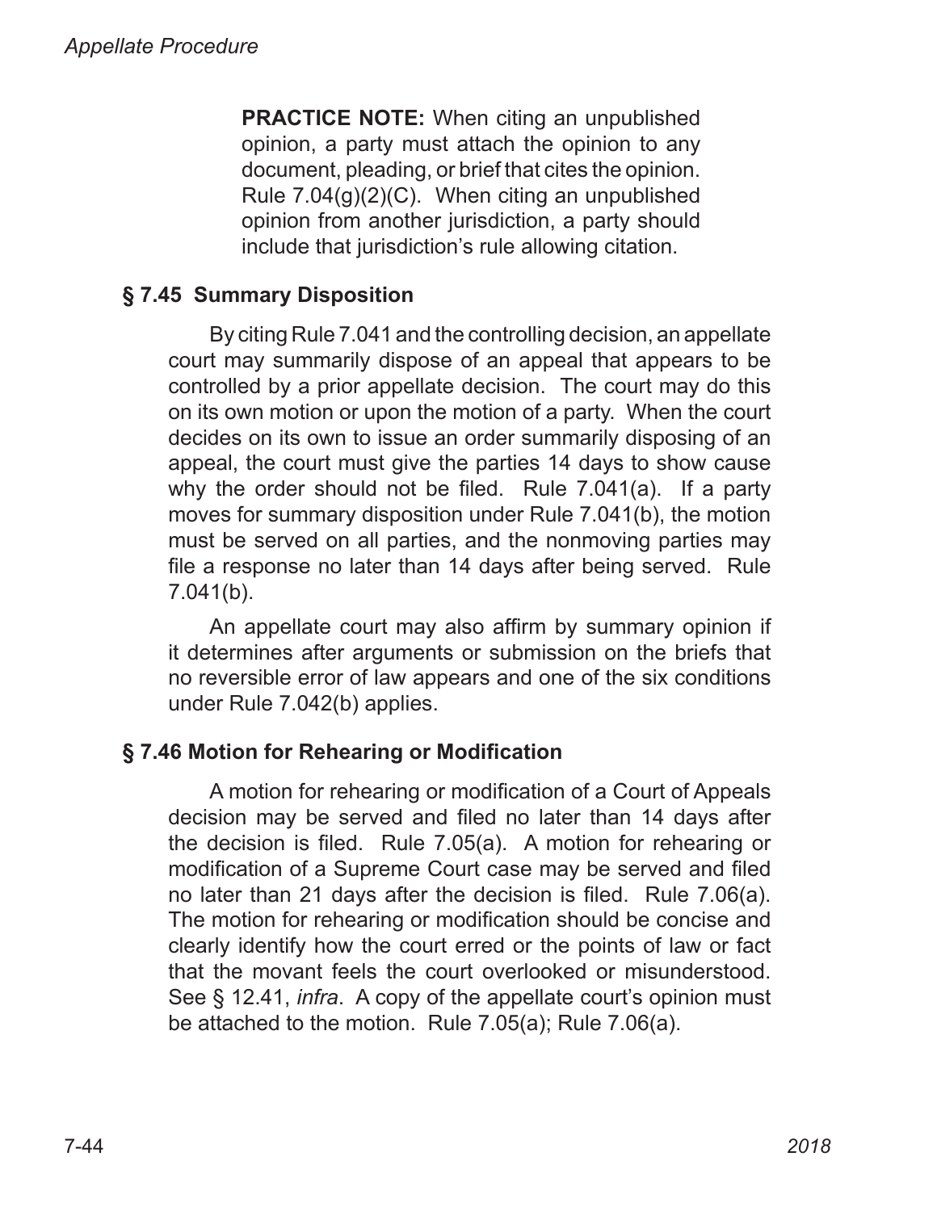**PRACTICE NOTE:** When citing an unpublished opinion, a party must attach the opinion to any document, pleading, or brief that cites the opinion. Rule 7.04(g)(2)(C). When citing an unpublished opinion from another jurisdiction, a party should include that jurisdiction's rule allowing citation.

### § 7.45 Summary Disposition

By citing Rule 7.041 and the controlling decision, an appellate court may summarily dispose of an appeal that appears to be controlled by a prior appellate decision. The court may do this on its own motion or upon the motion of a party. When the court decides on its own to issue an order summarily disposing of an appeal, the court must give the parties 14 days to show cause why the order should not be filed. Rule 7.041(a). If a party moves for summary disposition under Rule 7.041(b), the motion must be served on all parties, and the nonmoving parties may file a response no later than 14 days after being served. Rule 7.041(b).

An appellate court may also affirm by summary opinion if it determines after arguments or submission on the briefs that no reversible error of law appears and one of the six conditions under Rule 7.042(b) applies.

### § 7.46 Motion for Rehearing or Modification

A motion for rehearing or modification of a Court of Appeals decision may be served and filed no later than 14 days after the decision is filed. Rule 7.05(a). A motion for rehearing or modification of a Supreme Court case may be served and filed no later than 21 days after the decision is filed. Rule 7.06(a). The motion for rehearing or modification should be concise and clearly identify how the court erred or the points of law or fact that the movant feels the court overlooked or misunderstood. See § 12.41, *infra*. A copy of the appellate court's opinion must be attached to the motion. Rule 7.05(a); Rule 7.06(a).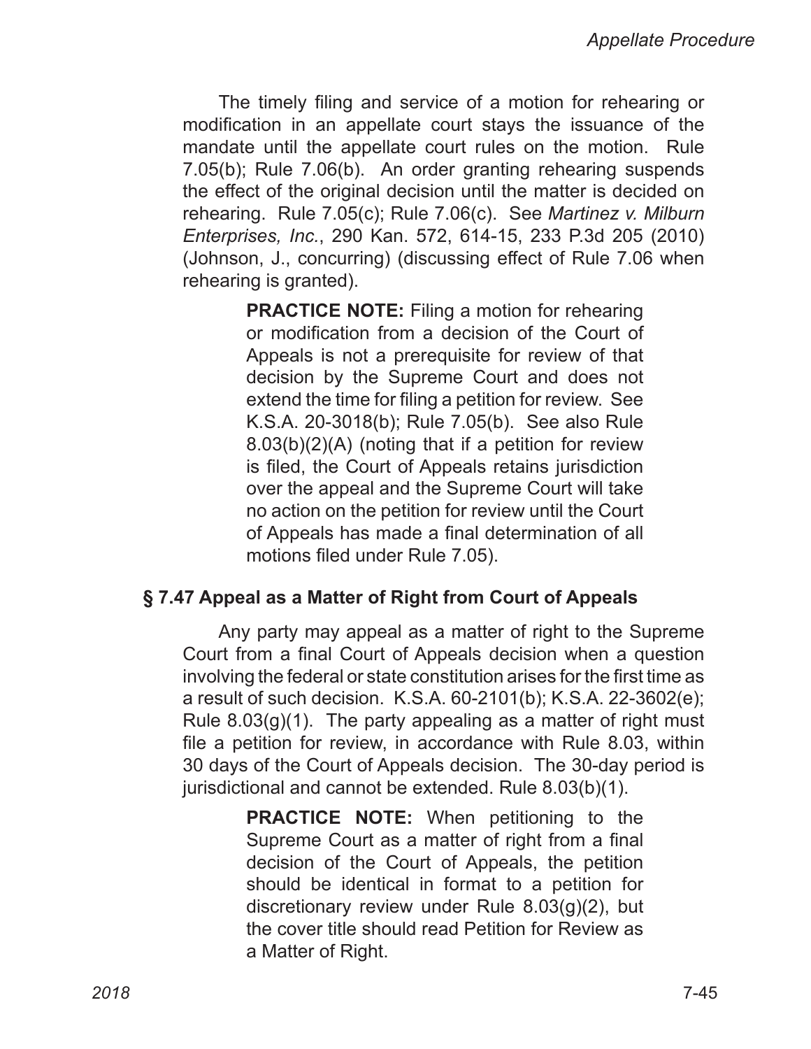The timely filing and service of a motion for rehearing or modification in an appellate court stays the issuance of the mandate until the appellate court rules on the motion. Rule 7.05(b); Rule 7.06(b). An order granting rehearing suspends the effect of the original decision until the matter is decided on rehearing. Rule 7.05(c); Rule 7.06(c). See *Martinez v. Milburn Enterprises, Inc.*, 290 Kan. 572, 614-15, 233 P.3d 205 (2010) (Johnson, J., concurring) (discussing effect of Rule 7.06 when rehearing is granted).

> **PRACTICE NOTE:** Filing a motion for rehearing or modification from a decision of the Court of Appeals is not a prerequisite for review of that decision by the Supreme Court and does not extend the time for filing a petition for review. See K.S.A. 20-3018(b); Rule 7.05(b). See also Rule 8.03(b)(2)(A) (noting that if a petition for review is filed, the Court of Appeals retains jurisdiction over the appeal and the Supreme Court will take no action on the petition for review until the Court of Appeals has made a final determination of all motions filed under Rule 7.05).

### § 7.47 Appeal as a Matter of Right from Court of Appeals

Any party may appeal as a matter of right to the Supreme Court from a final Court of Appeals decision when a question involving the federal or state constitution arises for the first time as a result of such decision. K.S.A. 60-2101(b); K.S.A. 22-3602(e); Rule 8.03(g)(1). The party appealing as a matter of right must file a petition for review, in accordance with Rule 8.03, within 30 days of the Court of Appeals decision. The 30-day period is jurisdictional and cannot be extended. Rule 8.03(b)(1).

> **PRACTICE NOTE:** When petitioning to the Supreme Court as a matter of right from a final decision of the Court of Appeals, the petition should be identical in format to a petition for discretionary review under Rule 8.03(g)(2), but the cover title should read Petition for Review as a Matter of Right.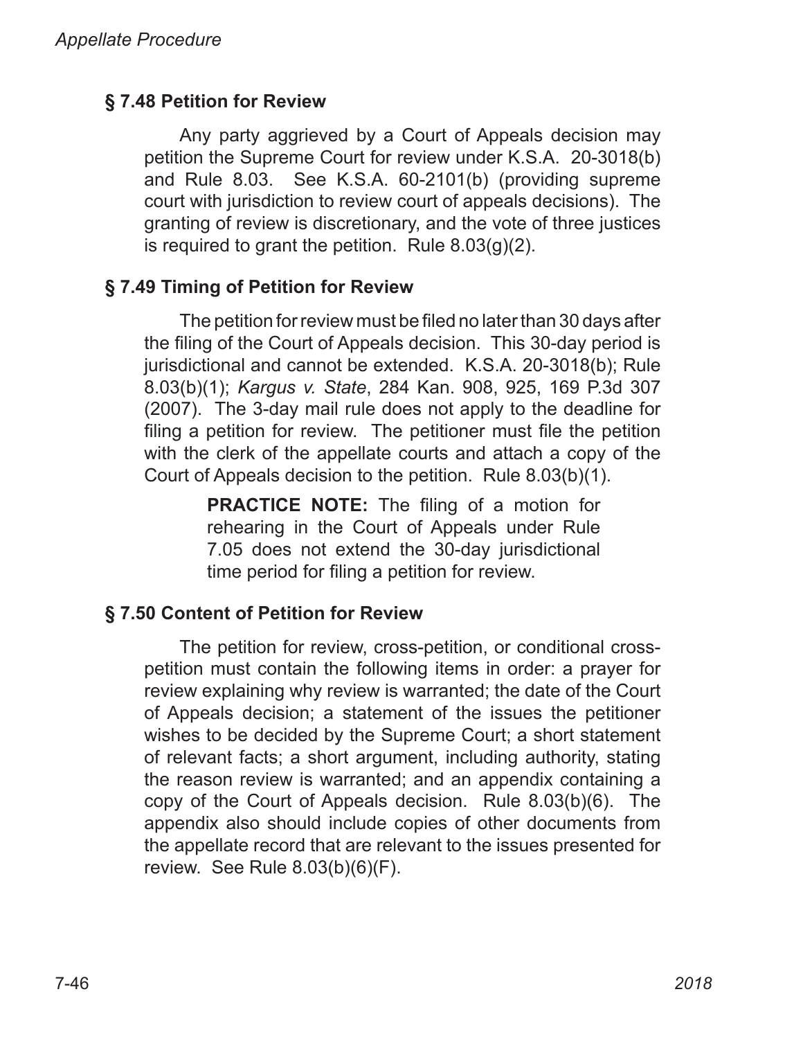## § 7.48 Petition for Review

Any party aggrieved by a Court of Appeals decision may petition the Supreme Court for review under K.S.A. 20-3018(b) and Rule 8.03. See K.S.A. 60-2101(b) (providing supreme court with jurisdiction to review court of appeals decisions). The granting of review is discretionary, and the vote of three justices is required to grant the petition. Rule 8.03(g)(2).

## § 7.49 Timing of Petition for Review

The petition for review must be filed no later than 30 days after the filing of the Court of Appeals decision. This 30-day period is jurisdictional and cannot be extended. K.S.A. 20-3018(b); Rule 8.03(b)(1); *Kargus v. State*, 284 Kan. 908, 925, 169 P.3d 307 (2007). The 3-day mail rule does not apply to the deadline for filing a petition for review. The petitioner must file the petition with the clerk of the appellate courts and attach a copy of the Court of Appeals decision to the petition. Rule 8.03(b)(1).

> **PRACTICE NOTE:** The filing of a motion for rehearing in the Court of Appeals under Rule 7.05 does not extend the 30-day jurisdictional time period for filing a petition for review.

## § 7.50 Content of Petition for Review

The petition for review, cross-petition, or conditional cross-petition must contain the following items in order: a prayer for review explaining why review is warranted; the date of the Court of Appeals decision; a statement of the issues the petitioner wishes to be decided by the Supreme Court; a short statement of relevant facts; a short argument, including authority, stating the reason review is warranted; and an appendix containing a copy of the Court of Appeals decision. Rule 8.03(b)(6). The appendix also should include copies of other documents from the appellate record that are relevant to the issues presented for review. See Rule 8.03(b)(6)(F).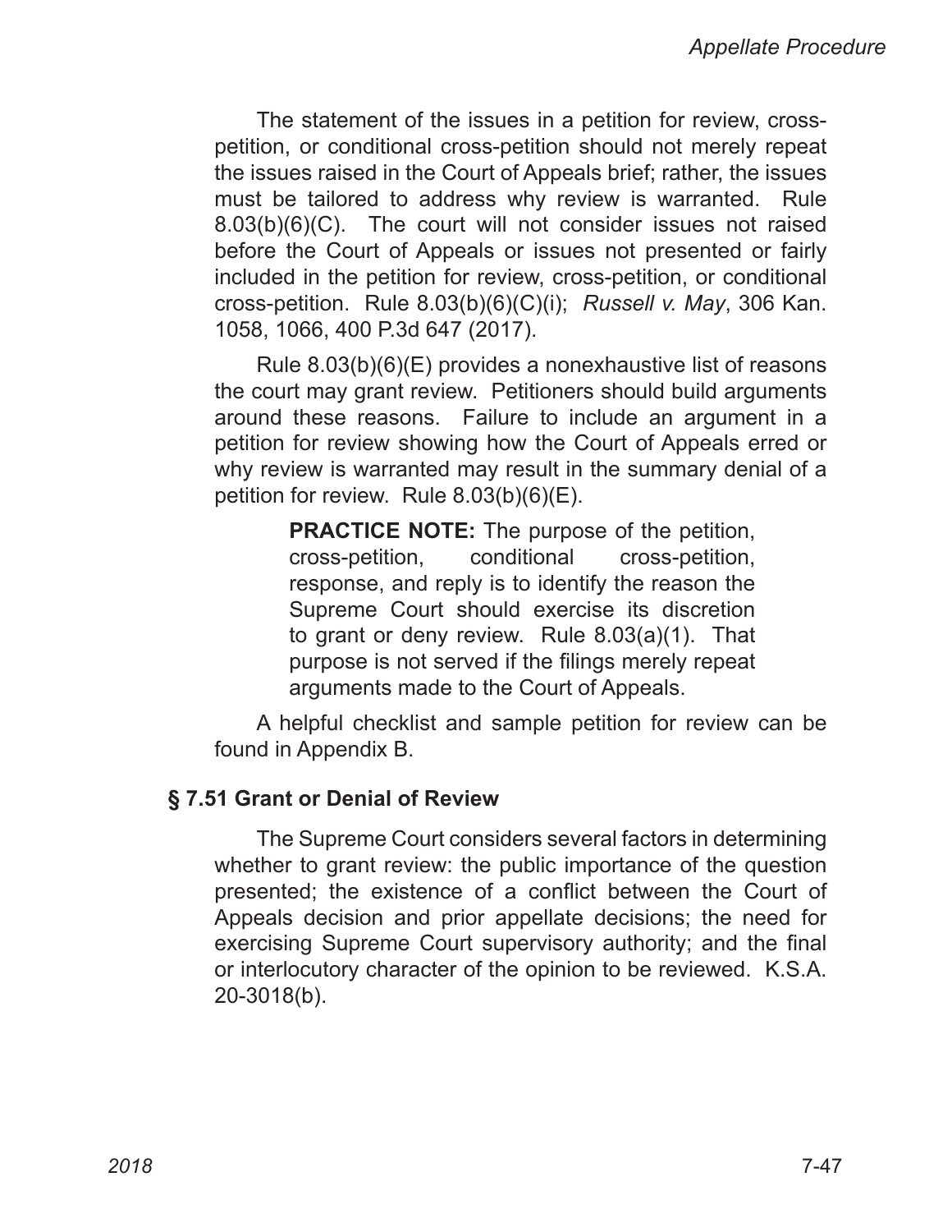The statement of the issues in a petition for review, cross-petition, or conditional cross-petition should not merely repeat the issues raised in the Court of Appeals brief; rather, the issues must be tailored to address why review is warranted. Rule 8.03(b)(6)(C). The court will not consider issues not raised before the Court of Appeals or issues not presented or fairly included in the petition for review, cross-petition, or conditional cross-petition. Rule 8.03(b)(6)(C)(i); *Russell v. May*, 306 Kan. 1058, 1066, 400 P.3d 647 (2017).

Rule 8.03(b)(6)(E) provides a nonexhaustive list of reasons the court may grant review. Petitioners should build arguments around these reasons. Failure to include an argument in a petition for review showing how the Court of Appeals erred or why review is warranted may result in the summary denial of a petition for review. Rule 8.03(b)(6)(E).

> **PRACTICE NOTE:** The purpose of the petition, cross-petition, conditional cross-petition, response, and reply is to identify the reason the Supreme Court should exercise its discretion to grant or deny review. Rule 8.03(a)(1). That purpose is not served if the filings merely repeat arguments made to the Court of Appeals.

A helpful checklist and sample petition for review can be found in Appendix B.

### § 7.51 Grant or Denial of Review

The Supreme Court considers several factors in determining whether to grant review: the public importance of the question presented; the existence of a conflict between the Court of Appeals decision and prior appellate decisions; the need for exercising Supreme Court supervisory authority; and the final or interlocutory character of the opinion to be reviewed. K.S.A. 20-3018(b).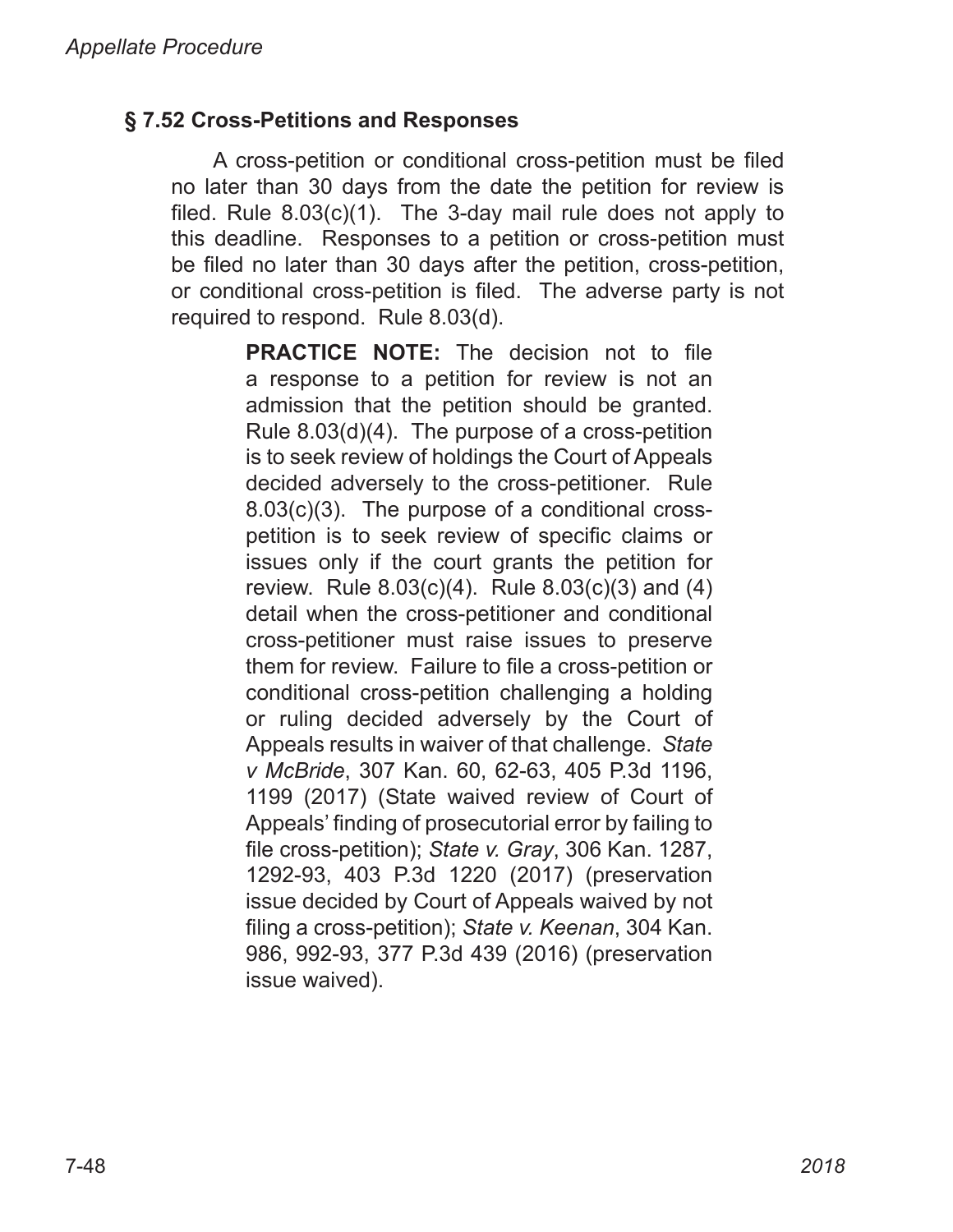### § 7.52 Cross-Petitions and Responses

A cross-petition or conditional cross-petition must be filed no later than 30 days from the date the petition for review is filed. Rule 8.03(c)(1). The 3-day mail rule does not apply to this deadline. Responses to a petition or cross-petition must be filed no later than 30 days after the petition, cross-petition, or conditional cross-petition is filed. The adverse party is not required to respond. Rule 8.03(d).

> **PRACTICE NOTE:** The decision not to file a response to a petition for review is not an admission that the petition should be granted. Rule 8.03(d)(4). The purpose of a cross-petition is to seek review of holdings the Court of Appeals decided adversely to the cross-petitioner. Rule 8.03(c)(3). The purpose of a conditional cross-petition is to seek review of specific claims or issues only if the court grants the petition for review. Rule 8.03(c)(4). Rule 8.03(c)(3) and (4) detail when the cross-petitioner and conditional cross-petitioner must raise issues to preserve them for review. Failure to file a cross-petition or conditional cross-petition challenging a holding or ruling decided adversely by the Court of Appeals results in waiver of that challenge. *State v McBride*, 307 Kan. 60, 62-63, 405 P.3d 1196, 1199 (2017) (State waived review of Court of Appeals' finding of prosecutorial error by failing to file cross-petition); *State v. Gray*, 306 Kan. 1287, 1292-93, 403 P.3d 1220 (2017) (preservation issue decided by Court of Appeals waived by not filing a cross-petition); *State v. Keenan*, 304 Kan. 986, 992-93, 377 P.3d 439 (2016) (preservation issue waived).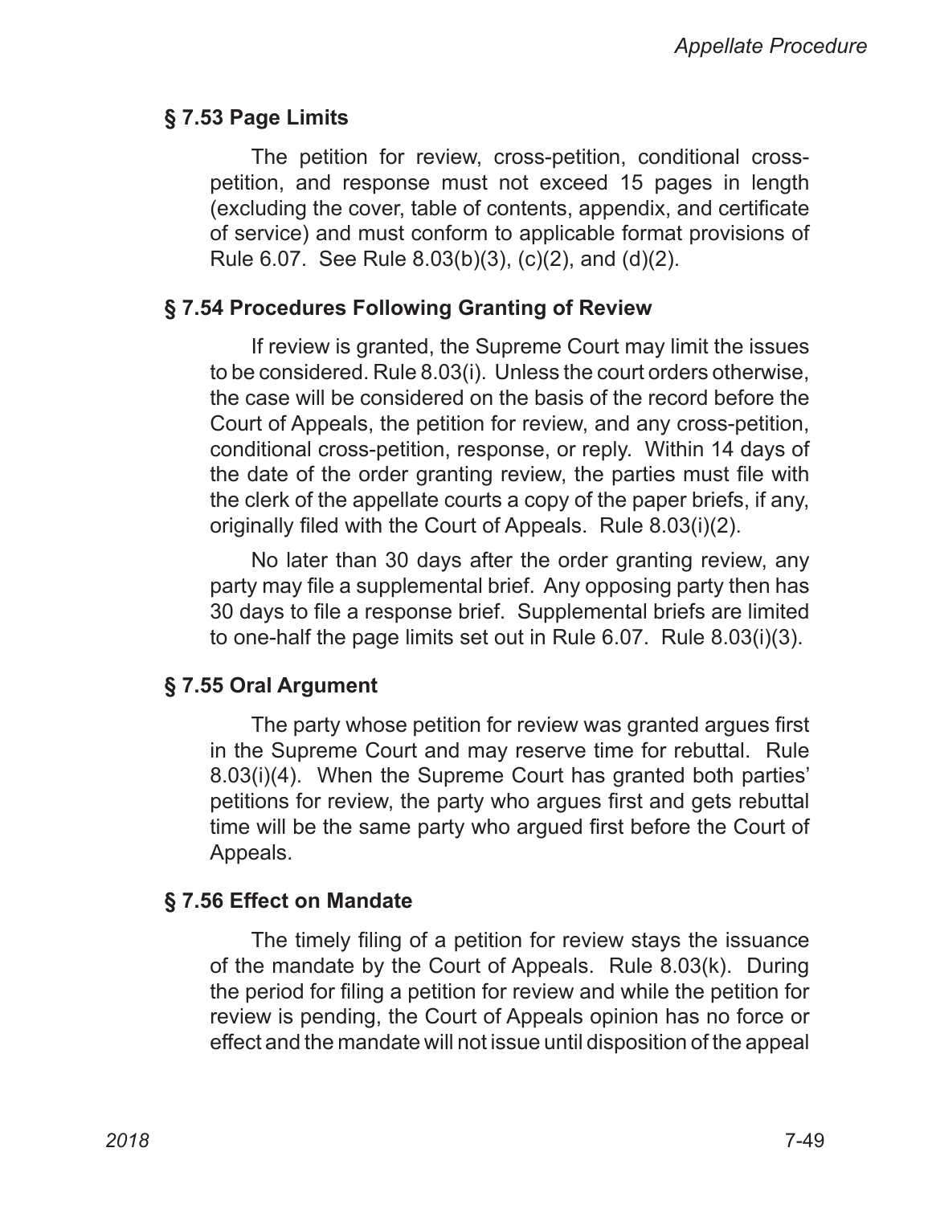### § 7.53 Page Limits

The petition for review, cross-petition, conditional cross-petition, and response must not exceed 15 pages in length (excluding the cover, table of contents, appendix, and certificate of service) and must conform to applicable format provisions of Rule 6.07. See Rule 8.03(b)(3), (c)(2), and (d)(2).

### § 7.54 Procedures Following Granting of Review

If review is granted, the Supreme Court may limit the issues to be considered. Rule 8.03(i). Unless the court orders otherwise, the case will be considered on the basis of the record before the Court of Appeals, the petition for review, and any cross-petition, conditional cross-petition, response, or reply. Within 14 days of the date of the order granting review, the parties must file with the clerk of the appellate courts a copy of the paper briefs, if any, originally filed with the Court of Appeals. Rule 8.03(i)(2).

No later than 30 days after the order granting review, any party may file a supplemental brief. Any opposing party then has 30 days to file a response brief. Supplemental briefs are limited to one-half the page limits set out in Rule 6.07. Rule 8.03(i)(3).

### § 7.55 Oral Argument

The party whose petition for review was granted argues first in the Supreme Court and may reserve time for rebuttal. Rule 8.03(i)(4). When the Supreme Court has granted both parties' petitions for review, the party who argues first and gets rebuttal time will be the same party who argued first before the Court of Appeals.

### § 7.56 Effect on Mandate

The timely filing of a petition for review stays the issuance of the mandate by the Court of Appeals. Rule 8.03(k). During the period for filing a petition for review and while the petition for review is pending, the Court of Appeals opinion has no force or effect and the mandate will not issue until disposition of the appeal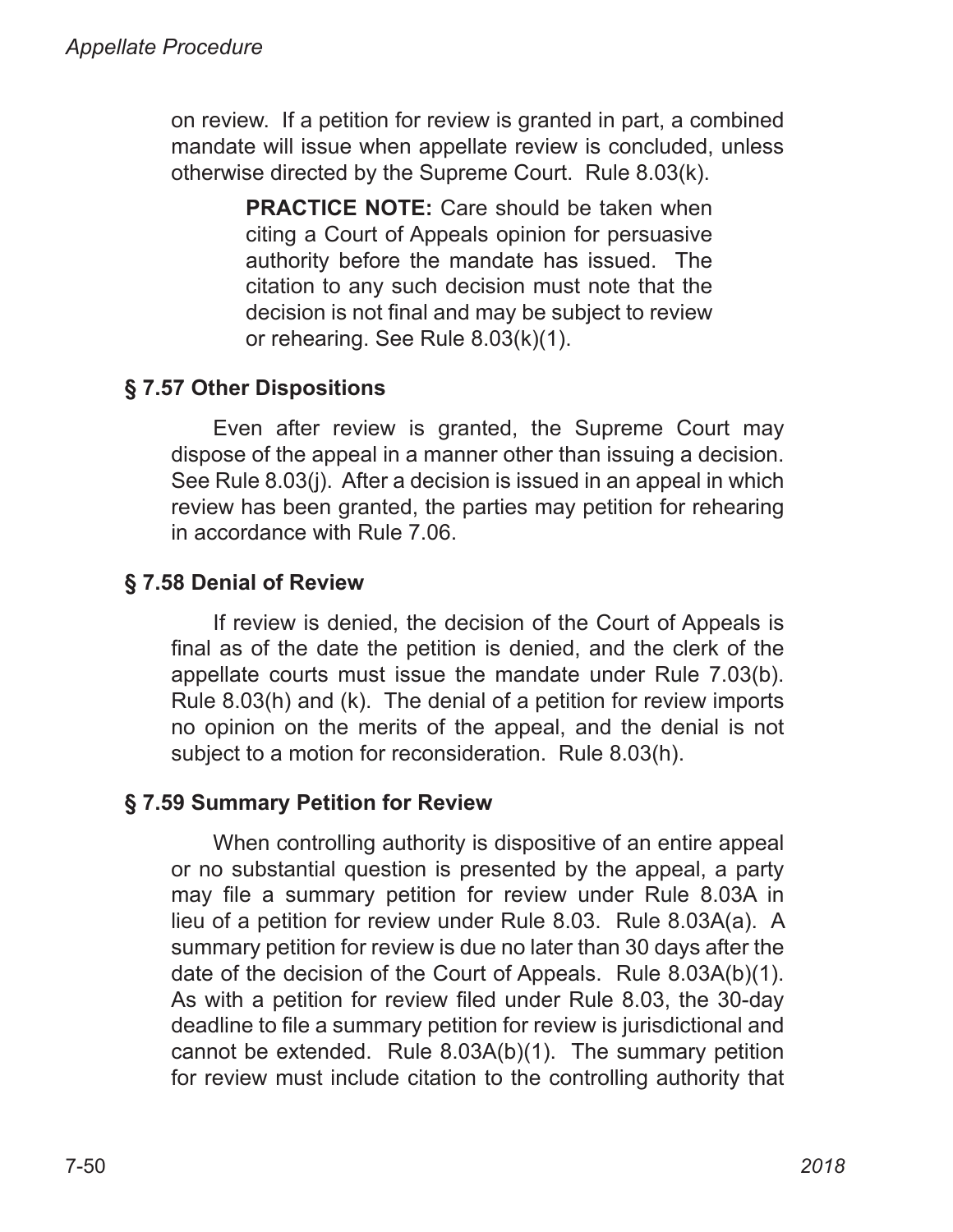on review. If a petition for review is granted in part, a combined mandate will issue when appellate review is concluded, unless otherwise directed by the Supreme Court. Rule 8.03(k).

> **PRACTICE NOTE:** Care should be taken when citing a Court of Appeals opinion for persuasive authority before the mandate has issued. The citation to any such decision must note that the decision is not final and may be subject to review or rehearing. See Rule 8.03(k)(1).

### § 7.57 Other Dispositions

Even after review is granted, the Supreme Court may dispose of the appeal in a manner other than issuing a decision. See Rule 8.03(j). After a decision is issued in an appeal in which review has been granted, the parties may petition for rehearing in accordance with Rule 7.06.

### § 7.58 Denial of Review

If review is denied, the decision of the Court of Appeals is final as of the date the petition is denied, and the clerk of the appellate courts must issue the mandate under Rule 7.03(b). Rule 8.03(h) and (k). The denial of a petition for review imports no opinion on the merits of the appeal, and the denial is not subject to a motion for reconsideration. Rule 8.03(h).

### § 7.59 Summary Petition for Review

When controlling authority is dispositive of an entire appeal or no substantial question is presented by the appeal, a party may file a summary petition for review under Rule 8.03A in lieu of a petition for review under Rule 8.03. Rule 8.03A(a). A summary petition for review is due no later than 30 days after the date of the decision of the Court of Appeals. Rule 8.03A(b)(1). As with a petition for review filed under Rule 8.03, the 30-day deadline to file a summary petition for review is jurisdictional and cannot be extended. Rule 8.03A(b)(1). The summary petition for review must include citation to the controlling authority that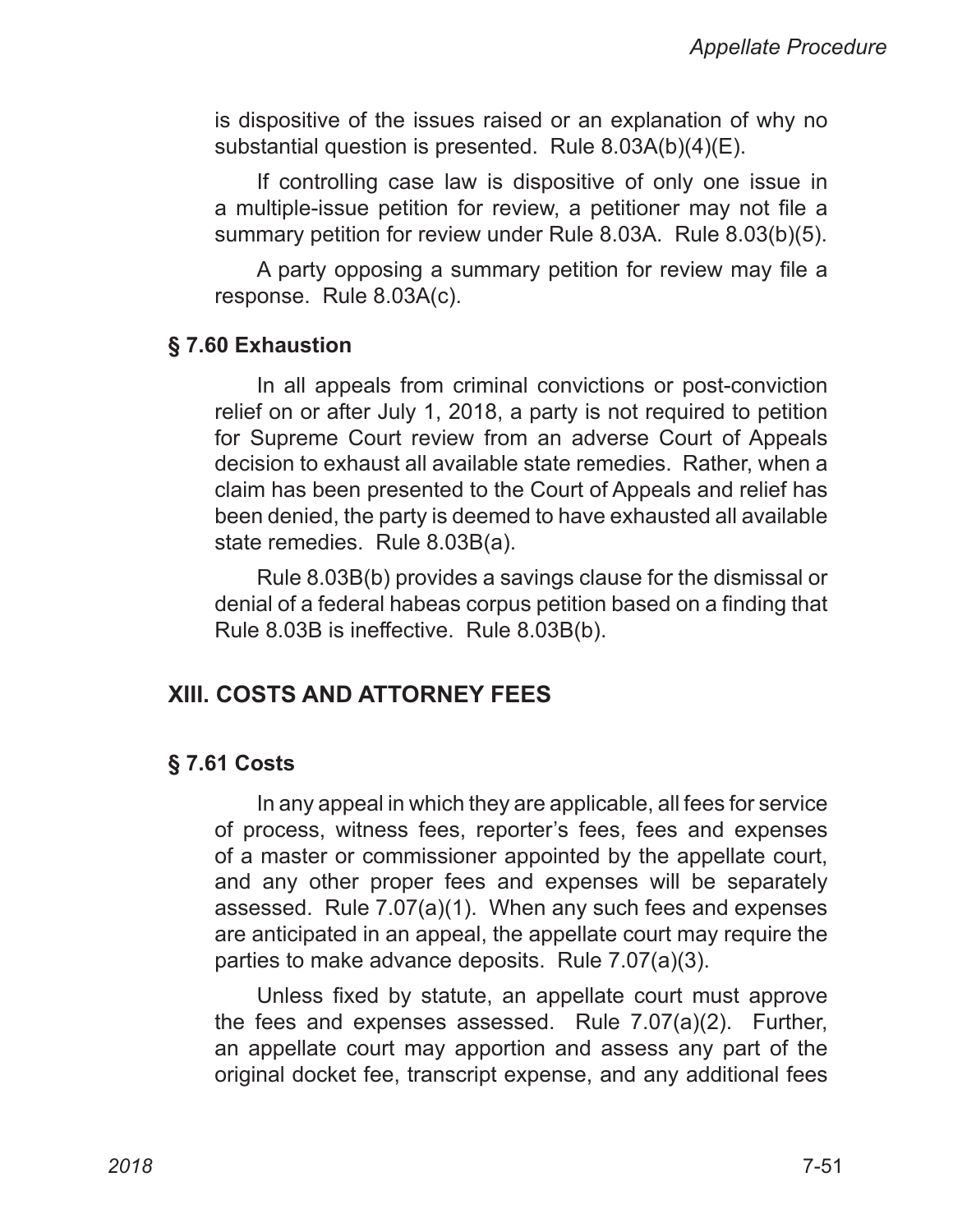is dispositive of the issues raised or an explanation of why no substantial question is presented. Rule 8.03A(b)(4)(E).

If controlling case law is dispositive of only one issue in a multiple-issue petition for review, a petitioner may not file a summary petition for review under Rule 8.03A. Rule 8.03(b)(5).

A party opposing a summary petition for review may file a response. Rule 8.03A(c).

### § 7.60 Exhaustion

In all appeals from criminal convictions or post-conviction relief on or after July 1, 2018, a party is not required to petition for Supreme Court review from an adverse Court of Appeals decision to exhaust all available state remedies. Rather, when a claim has been presented to the Court of Appeals and relief has been denied, the party is deemed to have exhausted all available state remedies. Rule 8.03B(a).

Rule 8.03B(b) provides a savings clause for the dismissal or denial of a federal habeas corpus petition based on a finding that Rule 8.03B is ineffective. Rule 8.03B(b).

## XIII. COSTS AND ATTORNEY FEES

### § 7.61 Costs

In any appeal in which they are applicable, all fees for service of process, witness fees, reporter's fees, fees and expenses of a master or commissioner appointed by the appellate court, and any other proper fees and expenses will be separately assessed. Rule 7.07(a)(1). When any such fees and expenses are anticipated in an appeal, the appellate court may require the parties to make advance deposits. Rule 7.07(a)(3).

Unless fixed by statute, an appellate court must approve the fees and expenses assessed. Rule 7.07(a)(2). Further, an appellate court may apportion and assess any part of the original docket fee, transcript expense, and any additional fees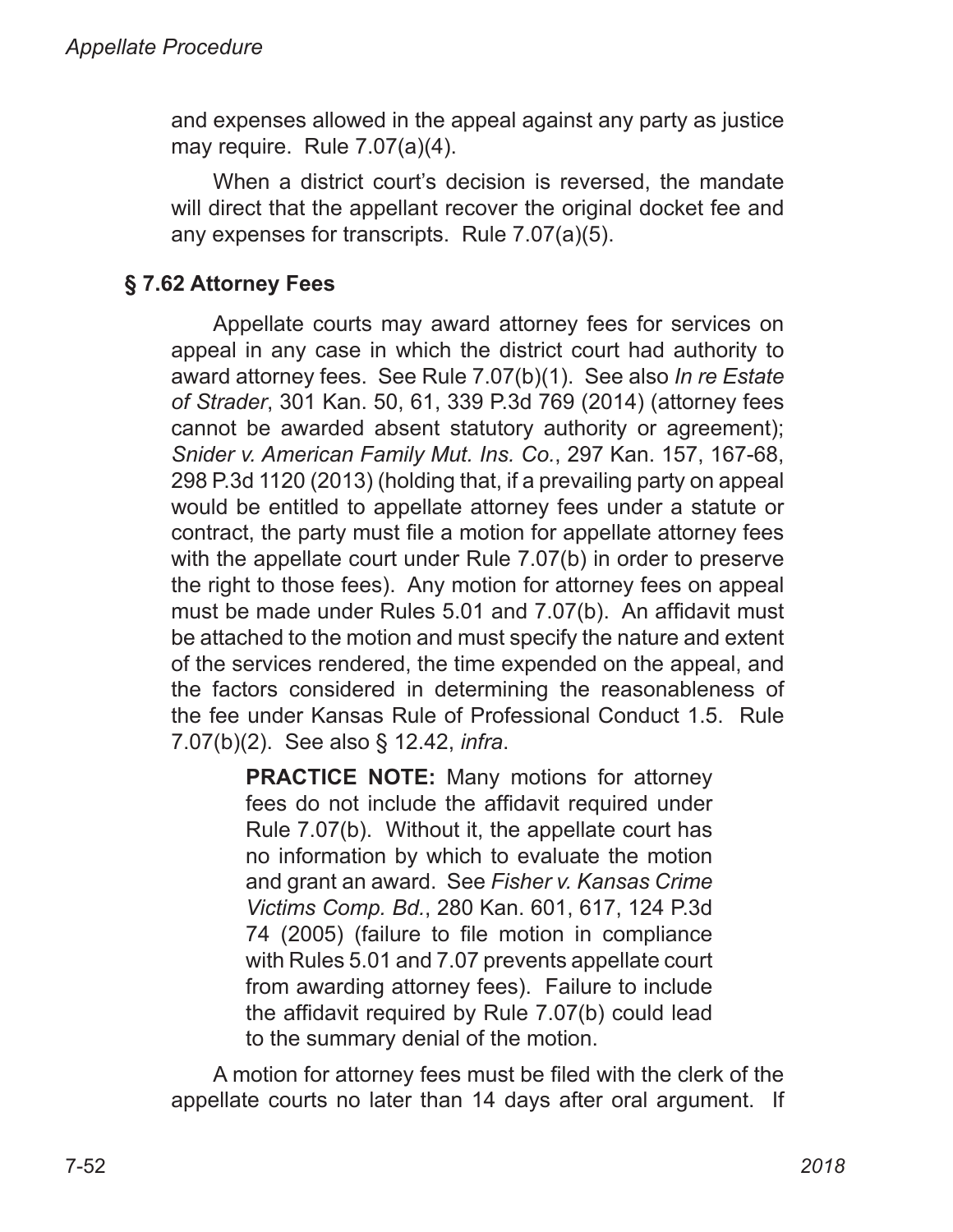and expenses allowed in the appeal against any party as justice may require. Rule 7.07(a)(4).

When a district court's decision is reversed, the mandate will direct that the appellant recover the original docket fee and any expenses for transcripts. Rule 7.07(a)(5).

### § 7.62 Attorney Fees

Appellate courts may award attorney fees for services on appeal in any case in which the district court had authority to award attorney fees. See Rule 7.07(b)(1). See also *In re Estate of Strader*, 301 Kan. 50, 61, 339 P.3d 769 (2014) (attorney fees cannot be awarded absent statutory authority or agreement); *Snider v. American Family Mut. Ins. Co.*, 297 Kan. 157, 167-68, 298 P.3d 1120 (2013) (holding that, if a prevailing party on appeal would be entitled to appellate attorney fees under a statute or contract, the party must file a motion for appellate attorney fees with the appellate court under Rule 7.07(b) in order to preserve the right to those fees). Any motion for attorney fees on appeal must be made under Rules 5.01 and 7.07(b). An affidavit must be attached to the motion and must specify the nature and extent of the services rendered, the time expended on the appeal, and the factors considered in determining the reasonableness of the fee under Kansas Rule of Professional Conduct 1.5. Rule 7.07(b)(2). See also § 12.42, *infra*.

> **PRACTICE NOTE:** Many motions for attorney fees do not include the affidavit required under Rule 7.07(b). Without it, the appellate court has no information by which to evaluate the motion and grant an award. See *Fisher v. Kansas Crime Victims Comp. Bd.*, 280 Kan. 601, 617, 124 P.3d 74 (2005) (failure to file motion in compliance with Rules 5.01 and 7.07 prevents appellate court from awarding attorney fees). Failure to include the affidavit required by Rule 7.07(b) could lead to the summary denial of the motion.

A motion for attorney fees must be filed with the clerk of the appellate courts no later than 14 days after oral argument. If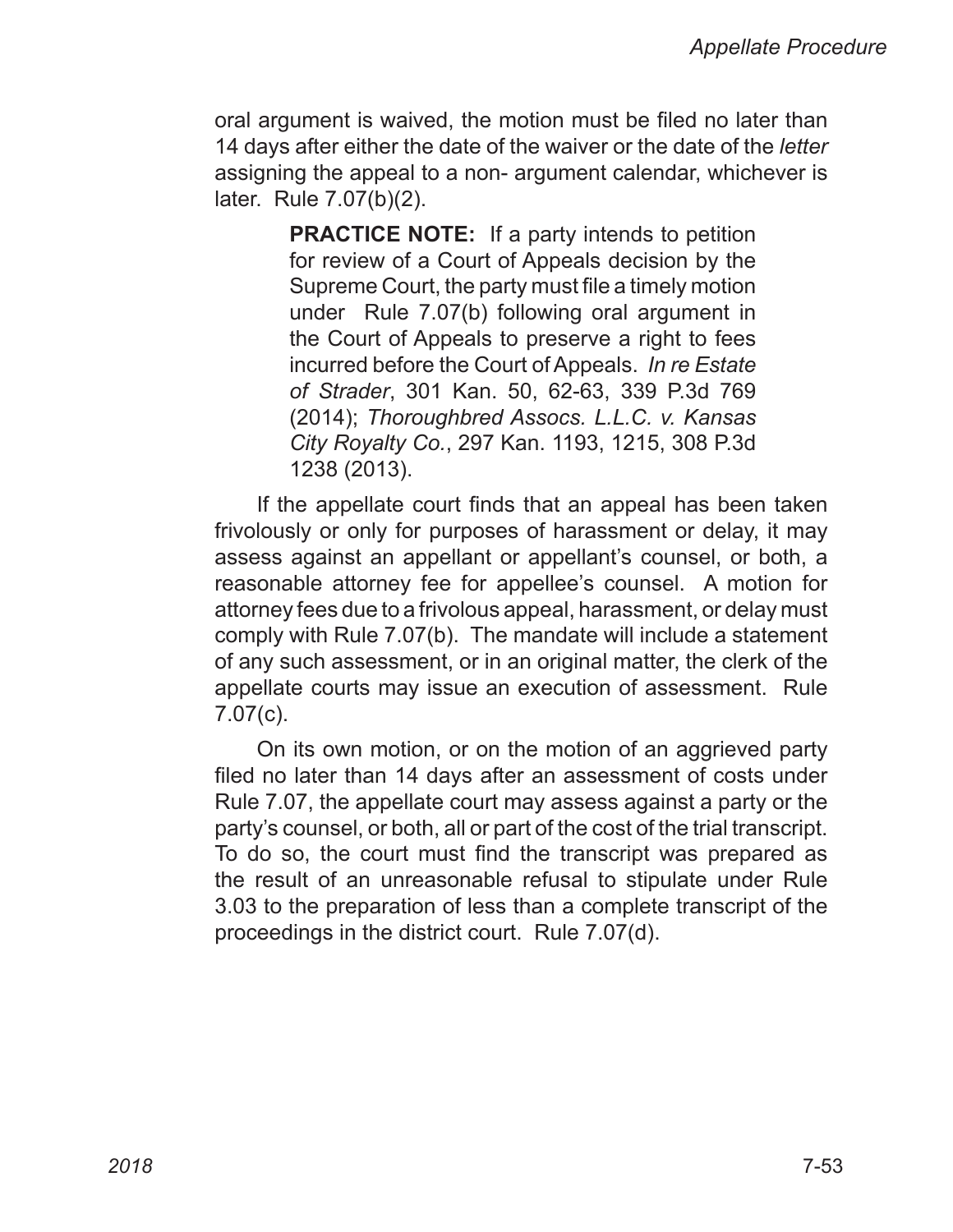oral argument is waived, the motion must be filed no later than 14 days after either the date of the waiver or the date of the *letter* assigning the appeal to a non- argument calendar, whichever is later. Rule 7.07(b)(2).

> **PRACTICE NOTE:** If a party intends to petition for review of a Court of Appeals decision by the Supreme Court, the party must file a timely motion under Rule 7.07(b) following oral argument in the Court of Appeals to preserve a right to fees incurred before the Court of Appeals. *In re Estate of Strader*, 301 Kan. 50, 62-63, 339 P.3d 769 (2014); *Thoroughbred Assocs. L.L.C. v. Kansas City Royalty Co.*, 297 Kan. 1193, 1215, 308 P.3d 1238 (2013).

If the appellate court finds that an appeal has been taken frivolously or only for purposes of harassment or delay, it may assess against an appellant or appellant's counsel, or both, a reasonable attorney fee for appellee's counsel. A motion for attorney fees due to a frivolous appeal, harassment, or delay must comply with Rule 7.07(b). The mandate will include a statement of any such assessment, or in an original matter, the clerk of the appellate courts may issue an execution of assessment. Rule 7.07(c).

On its own motion, or on the motion of an aggrieved party filed no later than 14 days after an assessment of costs under Rule 7.07, the appellate court may assess against a party or the party's counsel, or both, all or part of the cost of the trial transcript. To do so, the court must find the transcript was prepared as the result of an unreasonable refusal to stipulate under Rule 3.03 to the preparation of less than a complete transcript of the proceedings in the district court. Rule 7.07(d).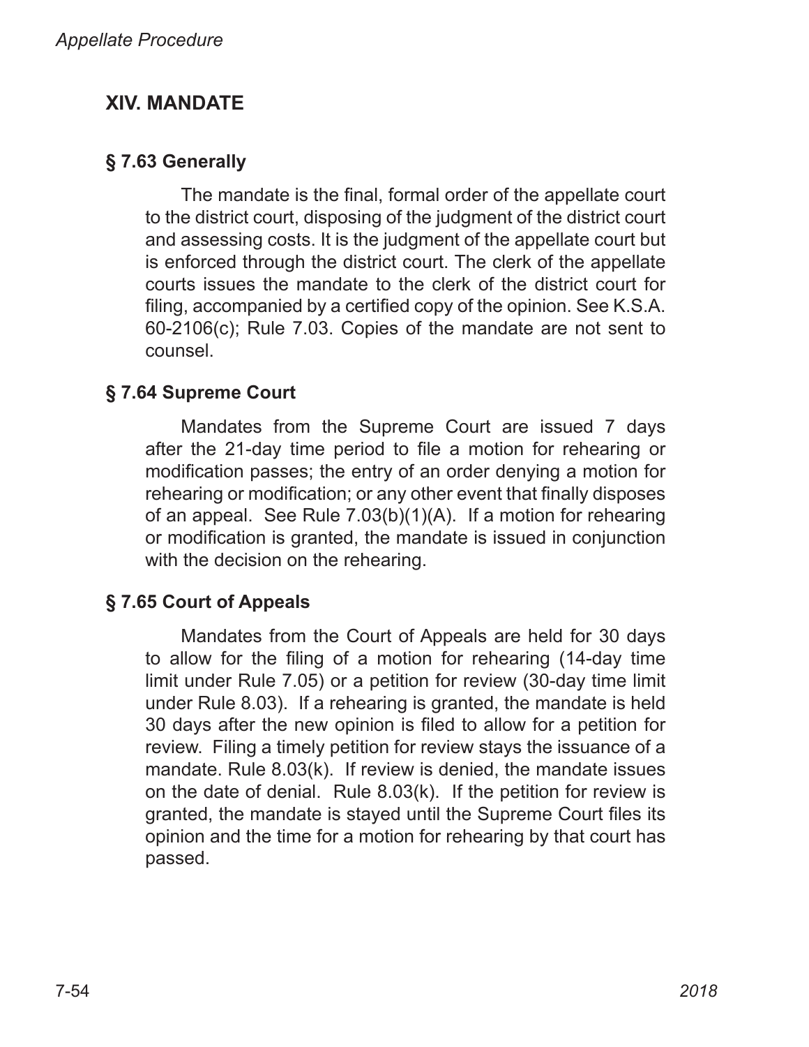## XIV. MANDATE

### § 7.63 Generally

The mandate is the final, formal order of the appellate court to the district court, disposing of the judgment of the district court and assessing costs. It is the judgment of the appellate court but is enforced through the district court. The clerk of the appellate courts issues the mandate to the clerk of the district court for filing, accompanied by a certified copy of the opinion. See K.S.A. 60-2106(c); Rule 7.03. Copies of the mandate are not sent to counsel.

### § 7.64 Supreme Court

Mandates from the Supreme Court are issued 7 days after the 21-day time period to file a motion for rehearing or modification passes; the entry of an order denying a motion for rehearing or modification; or any other event that finally disposes of an appeal. See Rule 7.03(b)(1)(A). If a motion for rehearing or modification is granted, the mandate is issued in conjunction with the decision on the rehearing.

### § 7.65 Court of Appeals

Mandates from the Court of Appeals are held for 30 days to allow for the filing of a motion for rehearing (14-day time limit under Rule 7.05) or a petition for review (30-day time limit under Rule 8.03). If a rehearing is granted, the mandate is held 30 days after the new opinion is filed to allow for a petition for review. Filing a timely petition for review stays the issuance of a mandate. Rule 8.03(k). If review is denied, the mandate issues on the date of denial. Rule 8.03(k). If the petition for review is granted, the mandate is stayed until the Supreme Court files its opinion and the time for a motion for rehearing by that court has passed.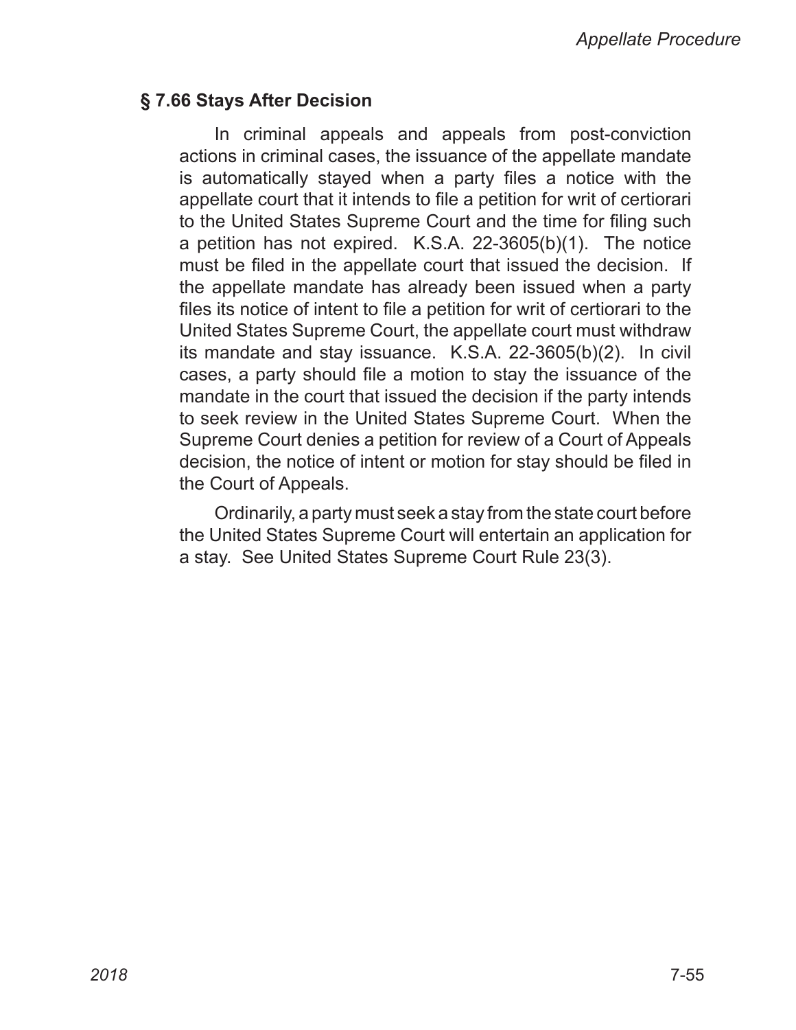## § 7.66 Stays After Decision

In criminal appeals and appeals from post-conviction actions in criminal cases, the issuance of the appellate mandate is automatically stayed when a party files a notice with the appellate court that it intends to file a petition for writ of certiorari to the United States Supreme Court and the time for filing such a petition has not expired. K.S.A. 22-3605(b)(1). The notice must be filed in the appellate court that issued the decision. If the appellate mandate has already been issued when a party files its notice of intent to file a petition for writ of certiorari to the United States Supreme Court, the appellate court must withdraw its mandate and stay issuance. K.S.A. 22-3605(b)(2). In civil cases, a party should file a motion to stay the issuance of the mandate in the court that issued the decision if the party intends to seek review in the United States Supreme Court. When the Supreme Court denies a petition for review of a Court of Appeals decision, the notice of intent or motion for stay should be filed in the Court of Appeals.

Ordinarily, a party must seek a stay from the state court before the United States Supreme Court will entertain an application for a stay. See United States Supreme Court Rule 23(3).